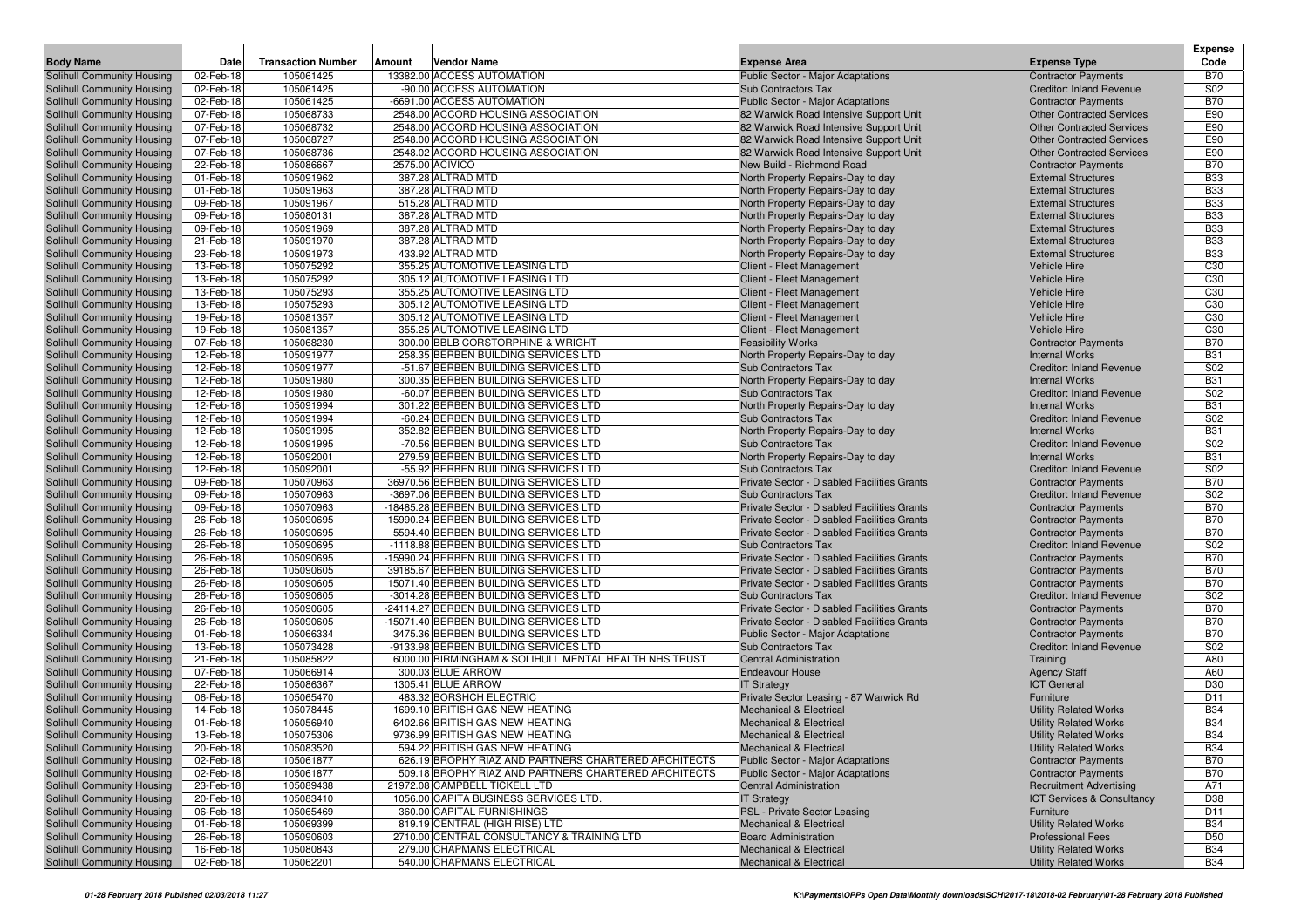| Body Name | Date | Transaction Number | Amount | Vendor Name | Expense Area | Expense Type | Expense Code |
|---|---|---|---|---|---|---|---|
| Solihull Community Housing | 02-Feb-18 | 105061425 | 13382.00 | ACCESS AUTOMATION | Public Sector - Major Adaptations | Contractor Payments | B70 |
| Solihull Community Housing | 02-Feb-18 | 105061425 | -90.00 | ACCESS AUTOMATION | Sub Contractors Tax | Creditor: Inland Revenue | S02 |
| Solihull Community Housing | 02-Feb-18 | 105061425 | -6691.00 | ACCESS AUTOMATION | Public Sector - Major Adaptations | Contractor Payments | B70 |
| Solihull Community Housing | 07-Feb-18 | 105068733 | 2548.00 | ACCORD HOUSING ASSOCIATION | 82 Warwick Road Intensive Support Unit | Other Contracted Services | E90 |
| Solihull Community Housing | 07-Feb-18 | 105068732 | 2548.00 | ACCORD HOUSING ASSOCIATION | 82 Warwick Road Intensive Support Unit | Other Contracted Services | E90 |
| Solihull Community Housing | 07-Feb-18 | 105068727 | 2548.00 | ACCORD HOUSING ASSOCIATION | 82 Warwick Road Intensive Support Unit | Other Contracted Services | E90 |
| Solihull Community Housing | 07-Feb-18 | 105068736 | 2548.02 | ACCORD HOUSING ASSOCIATION | 82 Warwick Road Intensive Support Unit | Other Contracted Services | E90 |
| Solihull Community Housing | 22-Feb-18 | 105086667 | 2575.00 | ACIVICO | New Build - Richmond Road | Contractor Payments | B70 |
| Solihull Community Housing | 01-Feb-18 | 105091962 | 387.28 | ALTRAD MTD | North Property Repairs-Day to day | External Structures | B33 |
| Solihull Community Housing | 01-Feb-18 | 105091963 | 387.28 | ALTRAD MTD | North Property Repairs-Day to day | External Structures | B33 |
| Solihull Community Housing | 09-Feb-18 | 105091967 | 515.28 | ALTRAD MTD | North Property Repairs-Day to day | External Structures | B33 |
| Solihull Community Housing | 09-Feb-18 | 105080131 | 387.28 | ALTRAD MTD | North Property Repairs-Day to day | External Structures | B33 |
| Solihull Community Housing | 09-Feb-18 | 105091969 | 387.28 | ALTRAD MTD | North Property Repairs-Day to day | External Structures | B33 |
| Solihull Community Housing | 21-Feb-18 | 105091970 | 387.28 | ALTRAD MTD | North Property Repairs-Day to day | External Structures | B33 |
| Solihull Community Housing | 23-Feb-18 | 105091973 | 433.92 | ALTRAD MTD | North Property Repairs-Day to day | External Structures | B33 |
| Solihull Community Housing | 13-Feb-18 | 105075292 | 355.25 | AUTOMOTIVE LEASING LTD | Client - Fleet Management | Vehicle Hire | C30 |
| Solihull Community Housing | 13-Feb-18 | 105075292 | 305.12 | AUTOMOTIVE LEASING LTD | Client - Fleet Management | Vehicle Hire | C30 |
| Solihull Community Housing | 13-Feb-18 | 105075293 | 355.25 | AUTOMOTIVE LEASING LTD | Client - Fleet Management | Vehicle Hire | C30 |
| Solihull Community Housing | 13-Feb-18 | 105075293 | 305.12 | AUTOMOTIVE LEASING LTD | Client - Fleet Management | Vehicle Hire | C30 |
| Solihull Community Housing | 19-Feb-18 | 105081357 | 305.12 | AUTOMOTIVE LEASING LTD | Client - Fleet Management | Vehicle Hire | C30 |
| Solihull Community Housing | 19-Feb-18 | 105081357 | 355.25 | AUTOMOTIVE LEASING LTD | Client - Fleet Management | Vehicle Hire | C30 |
| Solihull Community Housing | 07-Feb-18 | 105068230 | 300.00 | BBLB CORSTORPHINE & WRIGHT | Feasibility Works | Contractor Payments | B70 |
| Solihull Community Housing | 12-Feb-18 | 105091977 | 258.35 | BERBEN BUILDING SERVICES LTD | North Property Repairs-Day to day | Internal Works | B31 |
| Solihull Community Housing | 12-Feb-18 | 105091977 | -51.67 | BERBEN BUILDING SERVICES LTD | Sub Contractors Tax | Creditor: Inland Revenue | S02 |
| Solihull Community Housing | 12-Feb-18 | 105091980 | 300.35 | BERBEN BUILDING SERVICES LTD | North Property Repairs-Day to day | Internal Works | B31 |
| Solihull Community Housing | 12-Feb-18 | 105091980 | -60.07 | BERBEN BUILDING SERVICES LTD | Sub Contractors Tax | Creditor: Inland Revenue | S02 |
| Solihull Community Housing | 12-Feb-18 | 105091994 | 301.22 | BERBEN BUILDING SERVICES LTD | North Property Repairs-Day to day | Internal Works | B31 |
| Solihull Community Housing | 12-Feb-18 | 105091994 | -60.24 | BERBEN BUILDING SERVICES LTD | Sub Contractors Tax | Creditor: Inland Revenue | S02 |
| Solihull Community Housing | 12-Feb-18 | 105091995 | 352.82 | BERBEN BUILDING SERVICES LTD | North Property Repairs-Day to day | Internal Works | B31 |
| Solihull Community Housing | 12-Feb-18 | 105091995 | -70.56 | BERBEN BUILDING SERVICES LTD | Sub Contractors Tax | Creditor: Inland Revenue | S02 |
| Solihull Community Housing | 12-Feb-18 | 105092001 | 279.59 | BERBEN BUILDING SERVICES LTD | North Property Repairs-Day to day | Internal Works | B31 |
| Solihull Community Housing | 12-Feb-18 | 105092001 | -55.92 | BERBEN BUILDING SERVICES LTD | Sub Contractors Tax | Creditor: Inland Revenue | S02 |
| Solihull Community Housing | 09-Feb-18 | 105070963 | 36970.56 | BERBEN BUILDING SERVICES LTD | Private Sector - Disabled Facilities Grants | Contractor Payments | B70 |
| Solihull Community Housing | 09-Feb-18 | 105070963 | -3697.06 | BERBEN BUILDING SERVICES LTD | Sub Contractors Tax | Creditor: Inland Revenue | S02 |
| Solihull Community Housing | 09-Feb-18 | 105070963 | -18485.28 | BERBEN BUILDING SERVICES LTD | Private Sector - Disabled Facilities Grants | Contractor Payments | B70 |
| Solihull Community Housing | 26-Feb-18 | 105090695 | 15990.24 | BERBEN BUILDING SERVICES LTD | Private Sector - Disabled Facilities Grants | Contractor Payments | B70 |
| Solihull Community Housing | 26-Feb-18 | 105090695 | 5594.40 | BERBEN BUILDING SERVICES LTD | Private Sector - Disabled Facilities Grants | Contractor Payments | B70 |
| Solihull Community Housing | 26-Feb-18 | 105090695 | -1118.88 | BERBEN BUILDING SERVICES LTD | Sub Contractors Tax | Creditor: Inland Revenue | S02 |
| Solihull Community Housing | 26-Feb-18 | 105090695 | -15990.24 | BERBEN BUILDING SERVICES LTD | Private Sector - Disabled Facilities Grants | Contractor Payments | B70 |
| Solihull Community Housing | 26-Feb-18 | 105090605 | 39185.67 | BERBEN BUILDING SERVICES LTD | Private Sector - Disabled Facilities Grants | Contractor Payments | B70 |
| Solihull Community Housing | 26-Feb-18 | 105090605 | 15071.40 | BERBEN BUILDING SERVICES LTD | Private Sector - Disabled Facilities Grants | Contractor Payments | B70 |
| Solihull Community Housing | 26-Feb-18 | 105090605 | -3014.28 | BERBEN BUILDING SERVICES LTD | Sub Contractors Tax | Creditor: Inland Revenue | S02 |
| Solihull Community Housing | 26-Feb-18 | 105090605 | -24114.27 | BERBEN BUILDING SERVICES LTD | Private Sector - Disabled Facilities Grants | Contractor Payments | B70 |
| Solihull Community Housing | 26-Feb-18 | 105090605 | -15071.40 | BERBEN BUILDING SERVICES LTD | Private Sector - Disabled Facilities Grants | Contractor Payments | B70 |
| Solihull Community Housing | 01-Feb-18 | 105066334 | 3475.36 | BERBEN BUILDING SERVICES LTD | Public Sector - Major Adaptations | Contractor Payments | B70 |
| Solihull Community Housing | 13-Feb-18 | 105073428 | -9133.98 | BERBEN BUILDING SERVICES LTD | Sub Contractors Tax | Creditor: Inland Revenue | S02 |
| Solihull Community Housing | 21-Feb-18 | 105085822 | 6000.00 | BIRMINGHAM & SOLIHULL MENTAL HEALTH NHS TRUST | Central Administration | Training | A80 |
| Solihull Community Housing | 07-Feb-18 | 105066914 | 300.03 | BLUE ARROW | Endeavour House | Agency Staff | A60 |
| Solihull Community Housing | 22-Feb-18 | 105086367 | 1305.41 | BLUE ARROW | IT Strategy | ICT General | D30 |
| Solihull Community Housing | 06-Feb-18 | 105065470 | 483.32 | BORSHCH ELECTRIC | Private Sector Leasing - 87 Warwick Rd | Furniture | D11 |
| Solihull Community Housing | 14-Feb-18 | 105078445 | 1699.10 | BRITISH GAS NEW HEATING | Mechanical & Electrical | Utility Related Works | B34 |
| Solihull Community Housing | 01-Feb-18 | 105056940 | 6402.66 | BRITISH GAS NEW HEATING | Mechanical & Electrical | Utility Related Works | B34 |
| Solihull Community Housing | 13-Feb-18 | 105075306 | 9736.99 | BRITISH GAS NEW HEATING | Mechanical & Electrical | Utility Related Works | B34 |
| Solihull Community Housing | 20-Feb-18 | 105083520 | 594.22 | BRITISH GAS NEW HEATING | Mechanical & Electrical | Utility Related Works | B34 |
| Solihull Community Housing | 02-Feb-18 | 105061877 | 626.19 | BROPHY RIAZ AND PARTNERS CHARTERED ARCHITECTS | Public Sector - Major Adaptations | Contractor Payments | B70 |
| Solihull Community Housing | 02-Feb-18 | 105061877 | 509.18 | BROPHY RIAZ AND PARTNERS CHARTERED ARCHITECTS | Public Sector - Major Adaptations | Contractor Payments | B70 |
| Solihull Community Housing | 23-Feb-18 | 105089438 | 21972.08 | CAMPBELL TICKELL LTD | Central Administration | Recruitment Advertising | A71 |
| Solihull Community Housing | 20-Feb-18 | 105083410 | 1056.00 | CAPITA BUSINESS SERVICES LTD. | IT Strategy | ICT Services & Consultancy | D38 |
| Solihull Community Housing | 06-Feb-18 | 105065469 | 360.00 | CAPITAL FURNISHINGS | PSL - Private Sector Leasing | Furniture | D11 |
| Solihull Community Housing | 01-Feb-18 | 105069399 | 819.19 | CENTRAL (HIGH RISE) LTD | Mechanical & Electrical | Utility Related Works | B34 |
| Solihull Community Housing | 26-Feb-18 | 105090603 | 2710.00 | CENTRAL CONSULTANCY & TRAINING LTD | Board Administration | Professional Fees | D50 |
| Solihull Community Housing | 16-Feb-18 | 105080843 | 279.00 | CHAPMANS ELECTRICAL | Mechanical & Electrical | Utility Related Works | B34 |
| Solihull Community Housing | 02-Feb-18 | 105062201 | 540.00 | CHAPMANS ELECTRICAL | Mechanical & Electrical | Utility Related Works | B34 |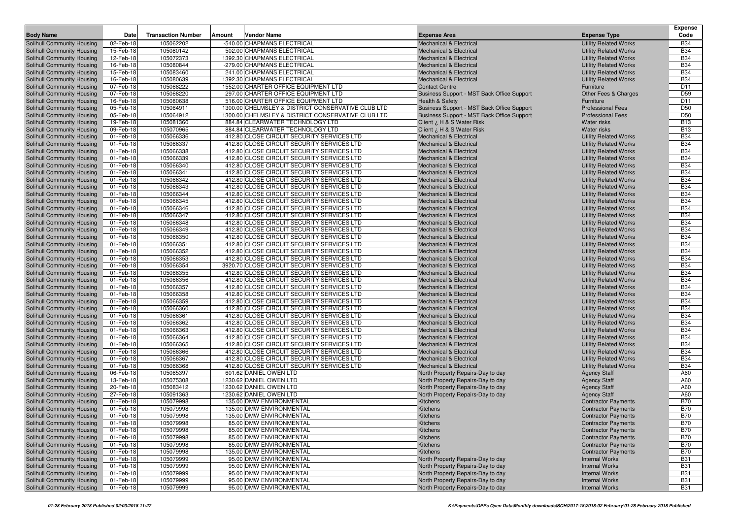| Body Name | Date | Transaction Number | Amount | Vendor Name | Expense Area | Expense Type | Expense Code |
|---|---|---|---|---|---|---|---|
| Solihull Community Housing | 02-Feb-18 | 105062202 | -540.00 | CHAPMANS ELECTRICAL | Mechanical & Electrical | Utility Related Works | B34 |
| Solihull Community Housing | 15-Feb-18 | 105080142 | 502.00 | CHAPMANS ELECTRICAL | Mechanical & Electrical | Utility Related Works | B34 |
| Solihull Community Housing | 12-Feb-18 | 105072373 | 1392.30 | CHAPMANS ELECTRICAL | Mechanical & Electrical | Utility Related Works | B34 |
| Solihull Community Housing | 16-Feb-18 | 105080844 | -279.00 | CHAPMANS ELECTRICAL | Mechanical & Electrical | Utility Related Works | B34 |
| Solihull Community Housing | 15-Feb-18 | 105083460 | 241.00 | CHAPMANS ELECTRICAL | Mechanical & Electrical | Utility Related Works | B34 |
| Solihull Community Housing | 16-Feb-18 | 105080639 | 1392.30 | CHAPMANS ELECTRICAL | Mechanical & Electrical | Utility Related Works | B34 |
| Solihull Community Housing | 07-Feb-18 | 105068222 | 1552.00 | CHARTER OFFICE EQUIPMENT LTD | Contact Centre | Furniture | D11 |
| Solihull Community Housing | 07-Feb-18 | 105068220 | 297.00 | CHARTER OFFICE EQUIPMENT LTD | Business Support - MST Back Office Support | Other Fees & Charges | D59 |
| Solihull Community Housing | 16-Feb-18 | 105080638 | 516.00 | CHARTER OFFICE EQUIPMENT LTD | Health & Safety | Furniture | D11 |
| Solihull Community Housing | 05-Feb-18 | 105064911 | 1300.00 | CHELMSLEY & DISTRICT CONSERVATIVE CLUB LTD | Business Support - MST Back Office Support | Professional Fees | D50 |
| Solihull Community Housing | 05-Feb-18 | 105064912 | 1300.00 | CHELMSLEY & DISTRICT CONSERVATIVE CLUB LTD | Business Support - MST Back Office Support | Professional Fees | D50 |
| Solihull Community Housing | 19-Feb-18 | 105081360 | 884.84 | CLEARWATER TECHNOLOGY LTD | Client ¿ H & S Water Risk | Water risks | B13 |
| Solihull Community Housing | 09-Feb-18 | 105070965 | 884.84 | CLEARWATER TECHNOLOGY LTD | Client ¿ H & S Water Risk | Water risks | B13 |
| Solihull Community Housing | 01-Feb-18 | 105066336 | 412.80 | CLOSE CIRCUIT SECURITY SERVICES LTD | Mechanical & Electrical | Utility Related Works | B34 |
| Solihull Community Housing | 01-Feb-18 | 105066337 | 412.80 | CLOSE CIRCUIT SECURITY SERVICES LTD | Mechanical & Electrical | Utility Related Works | B34 |
| Solihull Community Housing | 01-Feb-18 | 105066338 | 412.80 | CLOSE CIRCUIT SECURITY SERVICES LTD | Mechanical & Electrical | Utility Related Works | B34 |
| Solihull Community Housing | 01-Feb-18 | 105066339 | 412.80 | CLOSE CIRCUIT SECURITY SERVICES LTD | Mechanical & Electrical | Utility Related Works | B34 |
| Solihull Community Housing | 01-Feb-18 | 105066340 | 412.80 | CLOSE CIRCUIT SECURITY SERVICES LTD | Mechanical & Electrical | Utility Related Works | B34 |
| Solihull Community Housing | 01-Feb-18 | 105066341 | 412.80 | CLOSE CIRCUIT SECURITY SERVICES LTD | Mechanical & Electrical | Utility Related Works | B34 |
| Solihull Community Housing | 01-Feb-18 | 105066342 | 412.80 | CLOSE CIRCUIT SECURITY SERVICES LTD | Mechanical & Electrical | Utility Related Works | B34 |
| Solihull Community Housing | 01-Feb-18 | 105066343 | 412.80 | CLOSE CIRCUIT SECURITY SERVICES LTD | Mechanical & Electrical | Utility Related Works | B34 |
| Solihull Community Housing | 01-Feb-18 | 105066344 | 412.80 | CLOSE CIRCUIT SECURITY SERVICES LTD | Mechanical & Electrical | Utility Related Works | B34 |
| Solihull Community Housing | 01-Feb-18 | 105066345 | 412.80 | CLOSE CIRCUIT SECURITY SERVICES LTD | Mechanical & Electrical | Utility Related Works | B34 |
| Solihull Community Housing | 01-Feb-18 | 105066346 | 412.80 | CLOSE CIRCUIT SECURITY SERVICES LTD | Mechanical & Electrical | Utility Related Works | B34 |
| Solihull Community Housing | 01-Feb-18 | 105066347 | 412.80 | CLOSE CIRCUIT SECURITY SERVICES LTD | Mechanical & Electrical | Utility Related Works | B34 |
| Solihull Community Housing | 01-Feb-18 | 105066348 | 412.80 | CLOSE CIRCUIT SECURITY SERVICES LTD | Mechanical & Electrical | Utility Related Works | B34 |
| Solihull Community Housing | 01-Feb-18 | 105066349 | 412.80 | CLOSE CIRCUIT SECURITY SERVICES LTD | Mechanical & Electrical | Utility Related Works | B34 |
| Solihull Community Housing | 01-Feb-18 | 105066350 | 412.80 | CLOSE CIRCUIT SECURITY SERVICES LTD | Mechanical & Electrical | Utility Related Works | B34 |
| Solihull Community Housing | 01-Feb-18 | 105066351 | 412.80 | CLOSE CIRCUIT SECURITY SERVICES LTD | Mechanical & Electrical | Utility Related Works | B34 |
| Solihull Community Housing | 01-Feb-18 | 105066352 | 412.80 | CLOSE CIRCUIT SECURITY SERVICES LTD | Mechanical & Electrical | Utility Related Works | B34 |
| Solihull Community Housing | 01-Feb-18 | 105066353 | 412.80 | CLOSE CIRCUIT SECURITY SERVICES LTD | Mechanical & Electrical | Utility Related Works | B34 |
| Solihull Community Housing | 01-Feb-18 | 105066354 | 3920.70 | CLOSE CIRCUIT SECURITY SERVICES LTD | Mechanical & Electrical | Utility Related Works | B34 |
| Solihull Community Housing | 01-Feb-18 | 105066355 | 412.80 | CLOSE CIRCUIT SECURITY SERVICES LTD | Mechanical & Electrical | Utility Related Works | B34 |
| Solihull Community Housing | 01-Feb-18 | 105066356 | 412.80 | CLOSE CIRCUIT SECURITY SERVICES LTD | Mechanical & Electrical | Utility Related Works | B34 |
| Solihull Community Housing | 01-Feb-18 | 105066357 | 412.80 | CLOSE CIRCUIT SECURITY SERVICES LTD | Mechanical & Electrical | Utility Related Works | B34 |
| Solihull Community Housing | 01-Feb-18 | 105066358 | 412.80 | CLOSE CIRCUIT SECURITY SERVICES LTD | Mechanical & Electrical | Utility Related Works | B34 |
| Solihull Community Housing | 01-Feb-18 | 105066359 | 412.80 | CLOSE CIRCUIT SECURITY SERVICES LTD | Mechanical & Electrical | Utility Related Works | B34 |
| Solihull Community Housing | 01-Feb-18 | 105066360 | 412.80 | CLOSE CIRCUIT SECURITY SERVICES LTD | Mechanical & Electrical | Utility Related Works | B34 |
| Solihull Community Housing | 01-Feb-18 | 105066361 | 412.80 | CLOSE CIRCUIT SECURITY SERVICES LTD | Mechanical & Electrical | Utility Related Works | B34 |
| Solihull Community Housing | 01-Feb-18 | 105066362 | 412.80 | CLOSE CIRCUIT SECURITY SERVICES LTD | Mechanical & Electrical | Utility Related Works | B34 |
| Solihull Community Housing | 01-Feb-18 | 105066363 | 412.80 | CLOSE CIRCUIT SECURITY SERVICES LTD | Mechanical & Electrical | Utility Related Works | B34 |
| Solihull Community Housing | 01-Feb-18 | 105066364 | 412.80 | CLOSE CIRCUIT SECURITY SERVICES LTD | Mechanical & Electrical | Utility Related Works | B34 |
| Solihull Community Housing | 01-Feb-18 | 105066365 | 412.80 | CLOSE CIRCUIT SECURITY SERVICES LTD | Mechanical & Electrical | Utility Related Works | B34 |
| Solihull Community Housing | 01-Feb-18 | 105066366 | 412.80 | CLOSE CIRCUIT SECURITY SERVICES LTD | Mechanical & Electrical | Utility Related Works | B34 |
| Solihull Community Housing | 01-Feb-18 | 105066367 | 412.80 | CLOSE CIRCUIT SECURITY SERVICES LTD | Mechanical & Electrical | Utility Related Works | B34 |
| Solihull Community Housing | 01-Feb-18 | 105066368 | 412.80 | CLOSE CIRCUIT SECURITY SERVICES LTD | Mechanical & Electrical | Utility Related Works | B34 |
| Solihull Community Housing | 06-Feb-18 | 105065397 | 601.62 | DANIEL OWEN LTD | North Property Repairs-Day to day | Agency Staff | A60 |
| Solihull Community Housing | 13-Feb-18 | 105075308 | 1230.62 | DANIEL OWEN LTD | North Property Repairs-Day to day | Agency Staff | A60 |
| Solihull Community Housing | 20-Feb-18 | 105083412 | 1230.62 | DANIEL OWEN LTD | North Property Repairs-Day to day | Agency Staff | A60 |
| Solihull Community Housing | 27-Feb-18 | 105091363 | 1230.62 | DANIEL OWEN LTD | North Property Repairs-Day to day | Agency Staff | A60 |
| Solihull Community Housing | 01-Feb-18 | 105079998 | 135.00 | DMW ENVIRONMENTAL | Kitchens | Contractor Payments | B70 |
| Solihull Community Housing | 01-Feb-18 | 105079998 | 135.00 | DMW ENVIRONMENTAL | Kitchens | Contractor Payments | B70 |
| Solihull Community Housing | 01-Feb-18 | 105079998 | 135.00 | DMW ENVIRONMENTAL | Kitchens | Contractor Payments | B70 |
| Solihull Community Housing | 01-Feb-18 | 105079998 | 85.00 | DMW ENVIRONMENTAL | Kitchens | Contractor Payments | B70 |
| Solihull Community Housing | 01-Feb-18 | 105079998 | 85.00 | DMW ENVIRONMENTAL | Kitchens | Contractor Payments | B70 |
| Solihull Community Housing | 01-Feb-18 | 105079998 | 85.00 | DMW ENVIRONMENTAL | Kitchens | Contractor Payments | B70 |
| Solihull Community Housing | 01-Feb-18 | 105079998 | 85.00 | DMW ENVIRONMENTAL | Kitchens | Contractor Payments | B70 |
| Solihull Community Housing | 01-Feb-18 | 105079998 | 135.00 | DMW ENVIRONMENTAL | Kitchens | Contractor Payments | B70 |
| Solihull Community Housing | 01-Feb-18 | 105079999 | 95.00 | DMW ENVIRONMENTAL | North Property Repairs-Day to day | Internal Works | B31 |
| Solihull Community Housing | 01-Feb-18 | 105079999 | 95.00 | DMW ENVIRONMENTAL | North Property Repairs-Day to day | Internal Works | B31 |
| Solihull Community Housing | 01-Feb-18 | 105079999 | 95.00 | DMW ENVIRONMENTAL | North Property Repairs-Day to day | Internal Works | B31 |
| Solihull Community Housing | 01-Feb-18 | 105079999 | 95.00 | DMW ENVIRONMENTAL | North Property Repairs-Day to day | Internal Works | B31 |
| Solihull Community Housing | 01-Feb-18 | 105079999 | 95.00 | DMW ENVIRONMENTAL | North Property Repairs-Day to day | Internal Works | B31 |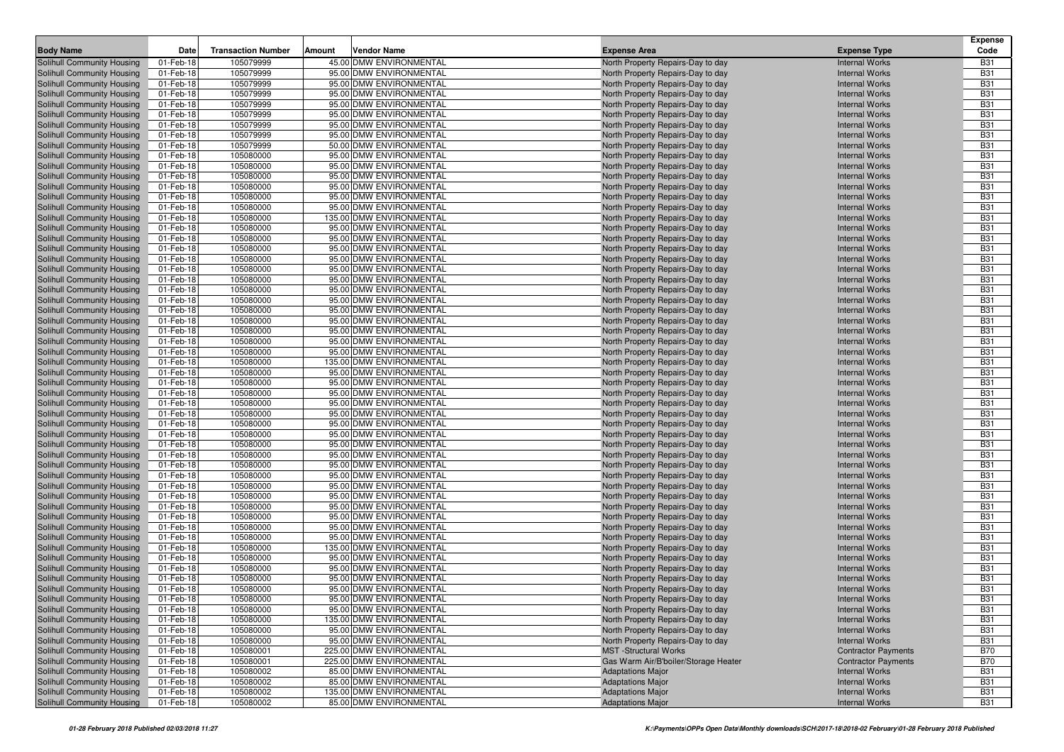| Body Name | Date | Transaction Number | Amount | Vendor Name | Expense Area | Expense Type | Expense Code |
|---|---|---|---|---|---|---|---|
| Solihull Community Housing | 01-Feb-18 | 105079999 | 45.00 | DMW ENVIRONMENTAL | North Property Repairs-Day to day | Internal Works | B31 |
| Solihull Community Housing | 01-Feb-18 | 105079999 | 95.00 | DMW ENVIRONMENTAL | North Property Repairs-Day to day | Internal Works | B31 |
| Solihull Community Housing | 01-Feb-18 | 105079999 | 95.00 | DMW ENVIRONMENTAL | North Property Repairs-Day to day | Internal Works | B31 |
| Solihull Community Housing | 01-Feb-18 | 105079999 | 95.00 | DMW ENVIRONMENTAL | North Property Repairs-Day to day | Internal Works | B31 |
| Solihull Community Housing | 01-Feb-18 | 105079999 | 95.00 | DMW ENVIRONMENTAL | North Property Repairs-Day to day | Internal Works | B31 |
| Solihull Community Housing | 01-Feb-18 | 105079999 | 95.00 | DMW ENVIRONMENTAL | North Property Repairs-Day to day | Internal Works | B31 |
| Solihull Community Housing | 01-Feb-18 | 105079999 | 95.00 | DMW ENVIRONMENTAL | North Property Repairs-Day to day | Internal Works | B31 |
| Solihull Community Housing | 01-Feb-18 | 105079999 | 95.00 | DMW ENVIRONMENTAL | North Property Repairs-Day to day | Internal Works | B31 |
| Solihull Community Housing | 01-Feb-18 | 105079999 | 50.00 | DMW ENVIRONMENTAL | North Property Repairs-Day to day | Internal Works | B31 |
| Solihull Community Housing | 01-Feb-18 | 105080000 | 95.00 | DMW ENVIRONMENTAL | North Property Repairs-Day to day | Internal Works | B31 |
| Solihull Community Housing | 01-Feb-18 | 105080000 | 95.00 | DMW ENVIRONMENTAL | North Property Repairs-Day to day | Internal Works | B31 |
| Solihull Community Housing | 01-Feb-18 | 105080000 | 95.00 | DMW ENVIRONMENTAL | North Property Repairs-Day to day | Internal Works | B31 |
| Solihull Community Housing | 01-Feb-18 | 105080000 | 95.00 | DMW ENVIRONMENTAL | North Property Repairs-Day to day | Internal Works | B31 |
| Solihull Community Housing | 01-Feb-18 | 105080000 | 95.00 | DMW ENVIRONMENTAL | North Property Repairs-Day to day | Internal Works | B31 |
| Solihull Community Housing | 01-Feb-18 | 105080000 | 95.00 | DMW ENVIRONMENTAL | North Property Repairs-Day to day | Internal Works | B31 |
| Solihull Community Housing | 01-Feb-18 | 105080000 | 135.00 | DMW ENVIRONMENTAL | North Property Repairs-Day to day | Internal Works | B31 |
| Solihull Community Housing | 01-Feb-18 | 105080000 | 95.00 | DMW ENVIRONMENTAL | North Property Repairs-Day to day | Internal Works | B31 |
| Solihull Community Housing | 01-Feb-18 | 105080000 | 95.00 | DMW ENVIRONMENTAL | North Property Repairs-Day to day | Internal Works | B31 |
| Solihull Community Housing | 01-Feb-18 | 105080000 | 95.00 | DMW ENVIRONMENTAL | North Property Repairs-Day to day | Internal Works | B31 |
| Solihull Community Housing | 01-Feb-18 | 105080000 | 95.00 | DMW ENVIRONMENTAL | North Property Repairs-Day to day | Internal Works | B31 |
| Solihull Community Housing | 01-Feb-18 | 105080000 | 95.00 | DMW ENVIRONMENTAL | North Property Repairs-Day to day | Internal Works | B31 |
| Solihull Community Housing | 01-Feb-18 | 105080000 | 95.00 | DMW ENVIRONMENTAL | North Property Repairs-Day to day | Internal Works | B31 |
| Solihull Community Housing | 01-Feb-18 | 105080000 | 95.00 | DMW ENVIRONMENTAL | North Property Repairs-Day to day | Internal Works | B31 |
| Solihull Community Housing | 01-Feb-18 | 105080000 | 95.00 | DMW ENVIRONMENTAL | North Property Repairs-Day to day | Internal Works | B31 |
| Solihull Community Housing | 01-Feb-18 | 105080000 | 95.00 | DMW ENVIRONMENTAL | North Property Repairs-Day to day | Internal Works | B31 |
| Solihull Community Housing | 01-Feb-18 | 105080000 | 95.00 | DMW ENVIRONMENTAL | North Property Repairs-Day to day | Internal Works | B31 |
| Solihull Community Housing | 01-Feb-18 | 105080000 | 95.00 | DMW ENVIRONMENTAL | North Property Repairs-Day to day | Internal Works | B31 |
| Solihull Community Housing | 01-Feb-18 | 105080000 | 95.00 | DMW ENVIRONMENTAL | North Property Repairs-Day to day | Internal Works | B31 |
| Solihull Community Housing | 01-Feb-18 | 105080000 | 135.00 | DMW ENVIRONMENTAL | North Property Repairs-Day to day | Internal Works | B31 |
| Solihull Community Housing | 01-Feb-18 | 105080000 | 95.00 | DMW ENVIRONMENTAL | North Property Repairs-Day to day | Internal Works | B31 |
| Solihull Community Housing | 01-Feb-18 | 105080000 | 95.00 | DMW ENVIRONMENTAL | North Property Repairs-Day to day | Internal Works | B31 |
| Solihull Community Housing | 01-Feb-18 | 105080000 | 95.00 | DMW ENVIRONMENTAL | North Property Repairs-Day to day | Internal Works | B31 |
| Solihull Community Housing | 01-Feb-18 | 105080000 | 95.00 | DMW ENVIRONMENTAL | North Property Repairs-Day to day | Internal Works | B31 |
| Solihull Community Housing | 01-Feb-18 | 105080000 | 95.00 | DMW ENVIRONMENTAL | North Property Repairs-Day to day | Internal Works | B31 |
| Solihull Community Housing | 01-Feb-18 | 105080000 | 95.00 | DMW ENVIRONMENTAL | North Property Repairs-Day to day | Internal Works | B31 |
| Solihull Community Housing | 01-Feb-18 | 105080000 | 95.00 | DMW ENVIRONMENTAL | North Property Repairs-Day to day | Internal Works | B31 |
| Solihull Community Housing | 01-Feb-18 | 105080000 | 95.00 | DMW ENVIRONMENTAL | North Property Repairs-Day to day | Internal Works | B31 |
| Solihull Community Housing | 01-Feb-18 | 105080000 | 95.00 | DMW ENVIRONMENTAL | North Property Repairs-Day to day | Internal Works | B31 |
| Solihull Community Housing | 01-Feb-18 | 105080000 | 95.00 | DMW ENVIRONMENTAL | North Property Repairs-Day to day | Internal Works | B31 |
| Solihull Community Housing | 01-Feb-18 | 105080000 | 95.00 | DMW ENVIRONMENTAL | North Property Repairs-Day to day | Internal Works | B31 |
| Solihull Community Housing | 01-Feb-18 | 105080000 | 95.00 | DMW ENVIRONMENTAL | North Property Repairs-Day to day | Internal Works | B31 |
| Solihull Community Housing | 01-Feb-18 | 105080000 | 95.00 | DMW ENVIRONMENTAL | North Property Repairs-Day to day | Internal Works | B31 |
| Solihull Community Housing | 01-Feb-18 | 105080000 | 95.00 | DMW ENVIRONMENTAL | North Property Repairs-Day to day | Internal Works | B31 |
| Solihull Community Housing | 01-Feb-18 | 105080000 | 95.00 | DMW ENVIRONMENTAL | North Property Repairs-Day to day | Internal Works | B31 |
| Solihull Community Housing | 01-Feb-18 | 105080000 | 95.00 | DMW ENVIRONMENTAL | North Property Repairs-Day to day | Internal Works | B31 |
| Solihull Community Housing | 01-Feb-18 | 105080000 | 95.00 | DMW ENVIRONMENTAL | North Property Repairs-Day to day | Internal Works | B31 |
| Solihull Community Housing | 01-Feb-18 | 105080000 | 135.00 | DMW ENVIRONMENTAL | North Property Repairs-Day to day | Internal Works | B31 |
| Solihull Community Housing | 01-Feb-18 | 105080000 | 95.00 | DMW ENVIRONMENTAL | North Property Repairs-Day to day | Internal Works | B31 |
| Solihull Community Housing | 01-Feb-18 | 105080000 | 95.00 | DMW ENVIRONMENTAL | North Property Repairs-Day to day | Internal Works | B31 |
| Solihull Community Housing | 01-Feb-18 | 105080000 | 95.00 | DMW ENVIRONMENTAL | North Property Repairs-Day to day | Internal Works | B31 |
| Solihull Community Housing | 01-Feb-18 | 105080000 | 95.00 | DMW ENVIRONMENTAL | North Property Repairs-Day to day | Internal Works | B31 |
| Solihull Community Housing | 01-Feb-18 | 105080000 | 95.00 | DMW ENVIRONMENTAL | North Property Repairs-Day to day | Internal Works | B31 |
| Solihull Community Housing | 01-Feb-18 | 105080000 | 95.00 | DMW ENVIRONMENTAL | North Property Repairs-Day to day | Internal Works | B31 |
| Solihull Community Housing | 01-Feb-18 | 105080000 | 135.00 | DMW ENVIRONMENTAL | North Property Repairs-Day to day | Internal Works | B31 |
| Solihull Community Housing | 01-Feb-18 | 105080000 | 95.00 | DMW ENVIRONMENTAL | North Property Repairs-Day to day | Internal Works | B31 |
| Solihull Community Housing | 01-Feb-18 | 105080000 | 95.00 | DMW ENVIRONMENTAL | North Property Repairs-Day to day | Internal Works | B31 |
| Solihull Community Housing | 01-Feb-18 | 105080001 | 225.00 | DMW ENVIRONMENTAL | MST -Structural Works | Contractor Payments | B70 |
| Solihull Community Housing | 01-Feb-18 | 105080001 | 225.00 | DMW ENVIRONMENTAL | Gas Warm Air/B'boiler/Storage Heater | Contractor Payments | B70 |
| Solihull Community Housing | 01-Feb-18 | 105080002 | 85.00 | DMW ENVIRONMENTAL | Adaptations Major | Internal Works | B31 |
| Solihull Community Housing | 01-Feb-18 | 105080002 | 85.00 | DMW ENVIRONMENTAL | Adaptations Major | Internal Works | B31 |
| Solihull Community Housing | 01-Feb-18 | 105080002 | 135.00 | DMW ENVIRONMENTAL | Adaptations Major | Internal Works | B31 |
| Solihull Community Housing | 01-Feb-18 | 105080002 | 85.00 | DMW ENVIRONMENTAL | Adaptations Major | Internal Works | B31 |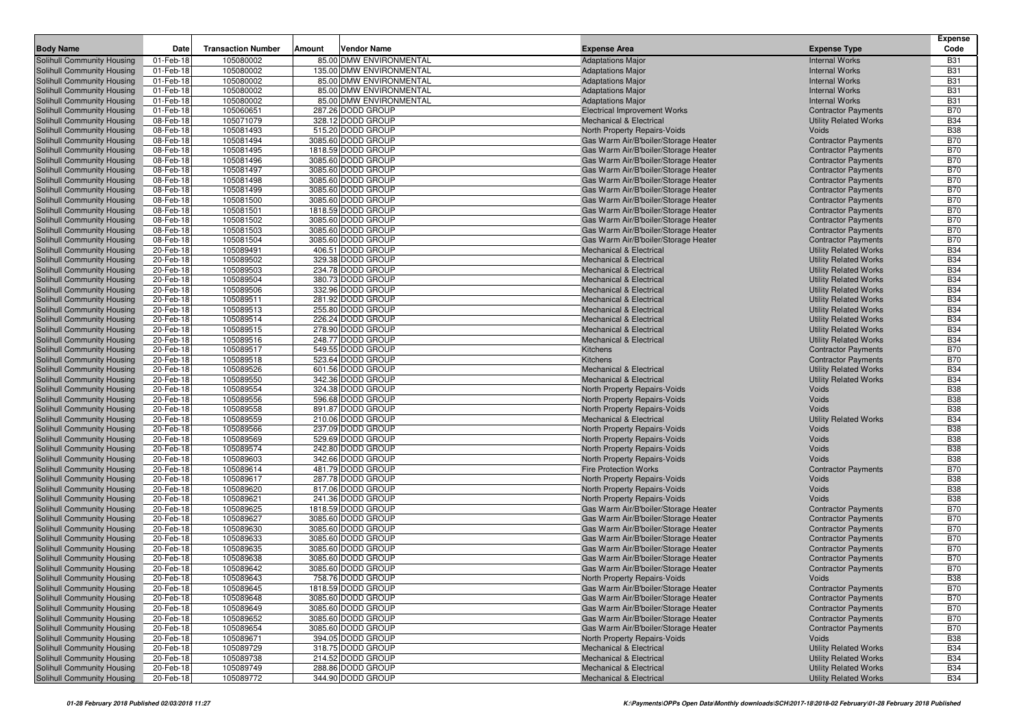| Body Name | Date | Transaction Number | Amount | Vendor Name | Expense Area | Expense Type | Expense Code |
|---|---|---|---|---|---|---|---|
| Solihull Community Housing | 01-Feb-18 | 105080002 | 85.00 | DMW ENVIRONMENTAL | Adaptations Major | Internal Works | B31 |
| Solihull Community Housing | 01-Feb-18 | 105080002 | 135.00 | DMW ENVIRONMENTAL | Adaptations Major | Internal Works | B31 |
| Solihull Community Housing | 01-Feb-18 | 105080002 | 85.00 | DMW ENVIRONMENTAL | Adaptations Major | Internal Works | B31 |
| Solihull Community Housing | 01-Feb-18 | 105080002 | 85.00 | DMW ENVIRONMENTAL | Adaptations Major | Internal Works | B31 |
| Solihull Community Housing | 01-Feb-18 | 105080002 | 85.00 | DMW ENVIRONMENTAL | Adaptations Major | Internal Works | B31 |
| Solihull Community Housing | 01-Feb-18 | 105060651 | 287.26 | DODD GROUP | Electrical Improvement Works | Contractor Payments | B70 |
| Solihull Community Housing | 08-Feb-18 | 105071079 | 328.12 | DODD GROUP | Mechanical & Electrical | Utility Related Works | B34 |
| Solihull Community Housing | 08-Feb-18 | 105081493 | 515.20 | DODD GROUP | North Property Repairs-Voids | Voids | B38 |
| Solihull Community Housing | 08-Feb-18 | 105081494 | 3085.60 | DODD GROUP | Gas Warm Air/B'boiler/Storage Heater | Contractor Payments | B70 |
| Solihull Community Housing | 08-Feb-18 | 105081495 | 1818.59 | DODD GROUP | Gas Warm Air/B'boiler/Storage Heater | Contractor Payments | B70 |
| Solihull Community Housing | 08-Feb-18 | 105081496 | 3085.60 | DODD GROUP | Gas Warm Air/B'boiler/Storage Heater | Contractor Payments | B70 |
| Solihull Community Housing | 08-Feb-18 | 105081497 | 3085.60 | DODD GROUP | Gas Warm Air/B'boiler/Storage Heater | Contractor Payments | B70 |
| Solihull Community Housing | 08-Feb-18 | 105081498 | 3085.60 | DODD GROUP | Gas Warm Air/B'boiler/Storage Heater | Contractor Payments | B70 |
| Solihull Community Housing | 08-Feb-18 | 105081499 | 3085.60 | DODD GROUP | Gas Warm Air/B'boiler/Storage Heater | Contractor Payments | B70 |
| Solihull Community Housing | 08-Feb-18 | 105081500 | 3085.60 | DODD GROUP | Gas Warm Air/B'boiler/Storage Heater | Contractor Payments | B70 |
| Solihull Community Housing | 08-Feb-18 | 105081501 | 1818.59 | DODD GROUP | Gas Warm Air/B'boiler/Storage Heater | Contractor Payments | B70 |
| Solihull Community Housing | 08-Feb-18 | 105081502 | 3085.60 | DODD GROUP | Gas Warm Air/B'boiler/Storage Heater | Contractor Payments | B70 |
| Solihull Community Housing | 08-Feb-18 | 105081503 | 3085.60 | DODD GROUP | Gas Warm Air/B'boiler/Storage Heater | Contractor Payments | B70 |
| Solihull Community Housing | 08-Feb-18 | 105081504 | 3085.60 | DODD GROUP | Gas Warm Air/B'boiler/Storage Heater | Contractor Payments | B70 |
| Solihull Community Housing | 20-Feb-18 | 105089491 | 406.51 | DODD GROUP | Mechanical & Electrical | Utility Related Works | B34 |
| Solihull Community Housing | 20-Feb-18 | 105089502 | 329.38 | DODD GROUP | Mechanical & Electrical | Utility Related Works | B34 |
| Solihull Community Housing | 20-Feb-18 | 105089503 | 234.78 | DODD GROUP | Mechanical & Electrical | Utility Related Works | B34 |
| Solihull Community Housing | 20-Feb-18 | 105089504 | 380.73 | DODD GROUP | Mechanical & Electrical | Utility Related Works | B34 |
| Solihull Community Housing | 20-Feb-18 | 105089506 | 332.96 | DODD GROUP | Mechanical & Electrical | Utility Related Works | B34 |
| Solihull Community Housing | 20-Feb-18 | 105089511 | 281.92 | DODD GROUP | Mechanical & Electrical | Utility Related Works | B34 |
| Solihull Community Housing | 20-Feb-18 | 105089513 | 255.80 | DODD GROUP | Mechanical & Electrical | Utility Related Works | B34 |
| Solihull Community Housing | 20-Feb-18 | 105089514 | 226.24 | DODD GROUP | Mechanical & Electrical | Utility Related Works | B34 |
| Solihull Community Housing | 20-Feb-18 | 105089515 | 278.90 | DODD GROUP | Mechanical & Electrical | Utility Related Works | B34 |
| Solihull Community Housing | 20-Feb-18 | 105089516 | 248.77 | DODD GROUP | Mechanical & Electrical | Utility Related Works | B34 |
| Solihull Community Housing | 20-Feb-18 | 105089517 | 549.55 | DODD GROUP | Kitchens | Contractor Payments | B70 |
| Solihull Community Housing | 20-Feb-18 | 105089518 | 523.64 | DODD GROUP | Kitchens | Contractor Payments | B70 |
| Solihull Community Housing | 20-Feb-18 | 105089526 | 601.56 | DODD GROUP | Mechanical & Electrical | Utility Related Works | B34 |
| Solihull Community Housing | 20-Feb-18 | 105089550 | 342.36 | DODD GROUP | Mechanical & Electrical | Utility Related Works | B34 |
| Solihull Community Housing | 20-Feb-18 | 105089554 | 324.38 | DODD GROUP | North Property Repairs-Voids | Voids | B38 |
| Solihull Community Housing | 20-Feb-18 | 105089556 | 596.68 | DODD GROUP | North Property Repairs-Voids | Voids | B38 |
| Solihull Community Housing | 20-Feb-18 | 105089558 | 891.87 | DODD GROUP | North Property Repairs-Voids | Voids | B38 |
| Solihull Community Housing | 20-Feb-18 | 105089559 | 210.06 | DODD GROUP | Mechanical & Electrical | Utility Related Works | B34 |
| Solihull Community Housing | 20-Feb-18 | 105089566 | 237.09 | DODD GROUP | North Property Repairs-Voids | Voids | B38 |
| Solihull Community Housing | 20-Feb-18 | 105089569 | 529.69 | DODD GROUP | North Property Repairs-Voids | Voids | B38 |
| Solihull Community Housing | 20-Feb-18 | 105089574 | 242.80 | DODD GROUP | North Property Repairs-Voids | Voids | B38 |
| Solihull Community Housing | 20-Feb-18 | 105089603 | 342.66 | DODD GROUP | North Property Repairs-Voids | Voids | B38 |
| Solihull Community Housing | 20-Feb-18 | 105089614 | 481.79 | DODD GROUP | Fire Protection Works | Contractor Payments | B70 |
| Solihull Community Housing | 20-Feb-18 | 105089617 | 287.78 | DODD GROUP | North Property Repairs-Voids | Voids | B38 |
| Solihull Community Housing | 20-Feb-18 | 105089620 | 817.06 | DODD GROUP | North Property Repairs-Voids | Voids | B38 |
| Solihull Community Housing | 20-Feb-18 | 105089621 | 241.36 | DODD GROUP | North Property Repairs-Voids | Voids | B38 |
| Solihull Community Housing | 20-Feb-18 | 105089625 | 1818.59 | DODD GROUP | Gas Warm Air/B'boiler/Storage Heater | Contractor Payments | B70 |
| Solihull Community Housing | 20-Feb-18 | 105089627 | 3085.60 | DODD GROUP | Gas Warm Air/B'boiler/Storage Heater | Contractor Payments | B70 |
| Solihull Community Housing | 20-Feb-18 | 105089630 | 3085.60 | DODD GROUP | Gas Warm Air/B'boiler/Storage Heater | Contractor Payments | B70 |
| Solihull Community Housing | 20-Feb-18 | 105089633 | 3085.60 | DODD GROUP | Gas Warm Air/B'boiler/Storage Heater | Contractor Payments | B70 |
| Solihull Community Housing | 20-Feb-18 | 105089635 | 3085.60 | DODD GROUP | Gas Warm Air/B'boiler/Storage Heater | Contractor Payments | B70 |
| Solihull Community Housing | 20-Feb-18 | 105089638 | 3085.60 | DODD GROUP | Gas Warm Air/B'boiler/Storage Heater | Contractor Payments | B70 |
| Solihull Community Housing | 20-Feb-18 | 105089642 | 3085.60 | DODD GROUP | Gas Warm Air/B'boiler/Storage Heater | Contractor Payments | B70 |
| Solihull Community Housing | 20-Feb-18 | 105089643 | 758.76 | DODD GROUP | North Property Repairs-Voids | Voids | B38 |
| Solihull Community Housing | 20-Feb-18 | 105089645 | 1818.59 | DODD GROUP | Gas Warm Air/B'boiler/Storage Heater | Contractor Payments | B70 |
| Solihull Community Housing | 20-Feb-18 | 105089648 | 3085.60 | DODD GROUP | Gas Warm Air/B'boiler/Storage Heater | Contractor Payments | B70 |
| Solihull Community Housing | 20-Feb-18 | 105089649 | 3085.60 | DODD GROUP | Gas Warm Air/B'boiler/Storage Heater | Contractor Payments | B70 |
| Solihull Community Housing | 20-Feb-18 | 105089652 | 3085.60 | DODD GROUP | Gas Warm Air/B'boiler/Storage Heater | Contractor Payments | B70 |
| Solihull Community Housing | 20-Feb-18 | 105089654 | 3085.60 | DODD GROUP | Gas Warm Air/B'boiler/Storage Heater | Contractor Payments | B70 |
| Solihull Community Housing | 20-Feb-18 | 105089671 | 394.05 | DODD GROUP | North Property Repairs-Voids | Voids | B38 |
| Solihull Community Housing | 20-Feb-18 | 105089729 | 318.75 | DODD GROUP | Mechanical & Electrical | Utility Related Works | B34 |
| Solihull Community Housing | 20-Feb-18 | 105089738 | 214.52 | DODD GROUP | Mechanical & Electrical | Utility Related Works | B34 |
| Solihull Community Housing | 20-Feb-18 | 105089749 | 288.86 | DODD GROUP | Mechanical & Electrical | Utility Related Works | B34 |
| Solihull Community Housing | 20-Feb-18 | 105089772 | 344.90 | DODD GROUP | Mechanical & Electrical | Utility Related Works | B34 |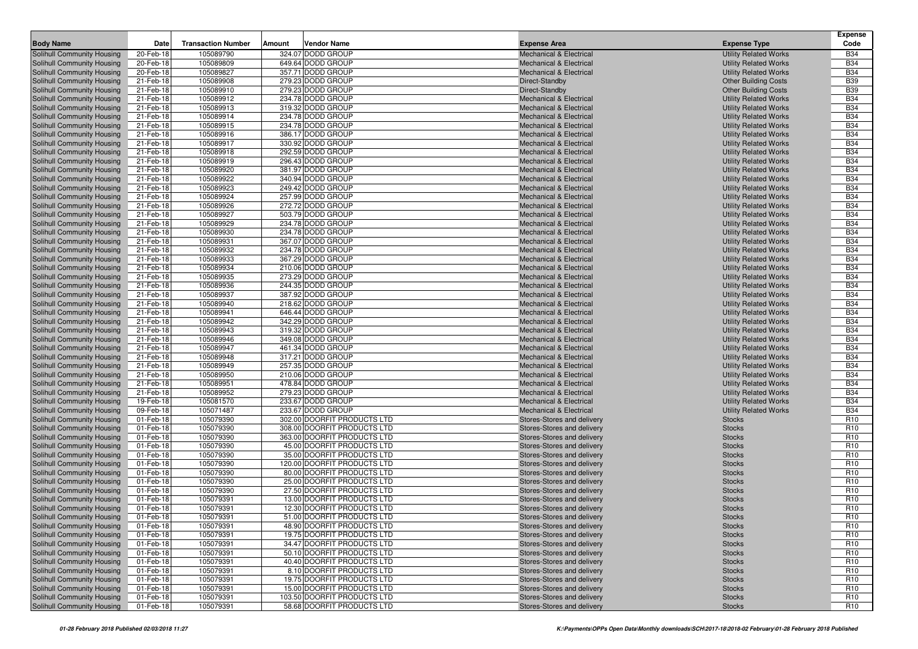| Body Name | Date | Transaction Number | Amount | Vendor Name | Expense Area | Expense Type | Expense Code |
|---|---|---|---|---|---|---|---|
| Solihull Community Housing | 20-Feb-18 | 105089790 | 324.07 | DODD GROUP | Mechanical & Electrical | Utility Related Works | B34 |
| Solihull Community Housing | 20-Feb-18 | 105089809 | 649.64 | DODD GROUP | Mechanical & Electrical | Utility Related Works | B34 |
| Solihull Community Housing | 20-Feb-18 | 105089827 | 357.71 | DODD GROUP | Mechanical & Electrical | Utility Related Works | B34 |
| Solihull Community Housing | 21-Feb-18 | 105089908 | 279.23 | DODD GROUP | Direct-Standby | Other Building Costs | B39 |
| Solihull Community Housing | 21-Feb-18 | 105089910 | 279.23 | DODD GROUP | Direct-Standby | Other Building Costs | B39 |
| Solihull Community Housing | 21-Feb-18 | 105089912 | 234.78 | DODD GROUP | Mechanical & Electrical | Utility Related Works | B34 |
| Solihull Community Housing | 21-Feb-18 | 105089913 | 319.32 | DODD GROUP | Mechanical & Electrical | Utility Related Works | B34 |
| Solihull Community Housing | 21-Feb-18 | 105089914 | 234.78 | DODD GROUP | Mechanical & Electrical | Utility Related Works | B34 |
| Solihull Community Housing | 21-Feb-18 | 105089915 | 234.78 | DODD GROUP | Mechanical & Electrical | Utility Related Works | B34 |
| Solihull Community Housing | 21-Feb-18 | 105089916 | 386.17 | DODD GROUP | Mechanical & Electrical | Utility Related Works | B34 |
| Solihull Community Housing | 21-Feb-18 | 105089917 | 330.92 | DODD GROUP | Mechanical & Electrical | Utility Related Works | B34 |
| Solihull Community Housing | 21-Feb-18 | 105089918 | 292.59 | DODD GROUP | Mechanical & Electrical | Utility Related Works | B34 |
| Solihull Community Housing | 21-Feb-18 | 105089919 | 296.43 | DODD GROUP | Mechanical & Electrical | Utility Related Works | B34 |
| Solihull Community Housing | 21-Feb-18 | 105089920 | 381.97 | DODD GROUP | Mechanical & Electrical | Utility Related Works | B34 |
| Solihull Community Housing | 21-Feb-18 | 105089922 | 340.94 | DODD GROUP | Mechanical & Electrical | Utility Related Works | B34 |
| Solihull Community Housing | 21-Feb-18 | 105089923 | 249.42 | DODD GROUP | Mechanical & Electrical | Utility Related Works | B34 |
| Solihull Community Housing | 21-Feb-18 | 105089924 | 257.99 | DODD GROUP | Mechanical & Electrical | Utility Related Works | B34 |
| Solihull Community Housing | 21-Feb-18 | 105089926 | 272.72 | DODD GROUP | Mechanical & Electrical | Utility Related Works | B34 |
| Solihull Community Housing | 21-Feb-18 | 105089927 | 503.79 | DODD GROUP | Mechanical & Electrical | Utility Related Works | B34 |
| Solihull Community Housing | 21-Feb-18 | 105089929 | 234.78 | DODD GROUP | Mechanical & Electrical | Utility Related Works | B34 |
| Solihull Community Housing | 21-Feb-18 | 105089930 | 234.78 | DODD GROUP | Mechanical & Electrical | Utility Related Works | B34 |
| Solihull Community Housing | 21-Feb-18 | 105089931 | 367.07 | DODD GROUP | Mechanical & Electrical | Utility Related Works | B34 |
| Solihull Community Housing | 21-Feb-18 | 105089932 | 234.78 | DODD GROUP | Mechanical & Electrical | Utility Related Works | B34 |
| Solihull Community Housing | 21-Feb-18 | 105089933 | 367.29 | DODD GROUP | Mechanical & Electrical | Utility Related Works | B34 |
| Solihull Community Housing | 21-Feb-18 | 105089934 | 210.06 | DODD GROUP | Mechanical & Electrical | Utility Related Works | B34 |
| Solihull Community Housing | 21-Feb-18 | 105089935 | 273.29 | DODD GROUP | Mechanical & Electrical | Utility Related Works | B34 |
| Solihull Community Housing | 21-Feb-18 | 105089936 | 244.35 | DODD GROUP | Mechanical & Electrical | Utility Related Works | B34 |
| Solihull Community Housing | 21-Feb-18 | 105089937 | 387.92 | DODD GROUP | Mechanical & Electrical | Utility Related Works | B34 |
| Solihull Community Housing | 21-Feb-18 | 105089940 | 218.62 | DODD GROUP | Mechanical & Electrical | Utility Related Works | B34 |
| Solihull Community Housing | 21-Feb-18 | 105089941 | 646.44 | DODD GROUP | Mechanical & Electrical | Utility Related Works | B34 |
| Solihull Community Housing | 21-Feb-18 | 105089942 | 342.29 | DODD GROUP | Mechanical & Electrical | Utility Related Works | B34 |
| Solihull Community Housing | 21-Feb-18 | 105089943 | 319.32 | DODD GROUP | Mechanical & Electrical | Utility Related Works | B34 |
| Solihull Community Housing | 21-Feb-18 | 105089946 | 349.08 | DODD GROUP | Mechanical & Electrical | Utility Related Works | B34 |
| Solihull Community Housing | 21-Feb-18 | 105089947 | 461.34 | DODD GROUP | Mechanical & Electrical | Utility Related Works | B34 |
| Solihull Community Housing | 21-Feb-18 | 105089948 | 317.21 | DODD GROUP | Mechanical & Electrical | Utility Related Works | B34 |
| Solihull Community Housing | 21-Feb-18 | 105089949 | 257.35 | DODD GROUP | Mechanical & Electrical | Utility Related Works | B34 |
| Solihull Community Housing | 21-Feb-18 | 105089950 | 210.06 | DODD GROUP | Mechanical & Electrical | Utility Related Works | B34 |
| Solihull Community Housing | 21-Feb-18 | 105089951 | 478.84 | DODD GROUP | Mechanical & Electrical | Utility Related Works | B34 |
| Solihull Community Housing | 21-Feb-18 | 105089952 | 279.23 | DODD GROUP | Mechanical & Electrical | Utility Related Works | B34 |
| Solihull Community Housing | 19-Feb-18 | 105081570 | 233.67 | DODD GROUP | Mechanical & Electrical | Utility Related Works | B34 |
| Solihull Community Housing | 09-Feb-18 | 105071487 | 233.67 | DODD GROUP | Mechanical & Electrical | Utility Related Works | B34 |
| Solihull Community Housing | 01-Feb-18 | 105079390 | 302.00 | DOORFIT PRODUCTS LTD | Stores-Stores and delivery | Stocks | R10 |
| Solihull Community Housing | 01-Feb-18 | 105079390 | 308.00 | DOORFIT PRODUCTS LTD | Stores-Stores and delivery | Stocks | R10 |
| Solihull Community Housing | 01-Feb-18 | 105079390 | 363.00 | DOORFIT PRODUCTS LTD | Stores-Stores and delivery | Stocks | R10 |
| Solihull Community Housing | 01-Feb-18 | 105079390 | 45.00 | DOORFIT PRODUCTS LTD | Stores-Stores and delivery | Stocks | R10 |
| Solihull Community Housing | 01-Feb-18 | 105079390 | 35.00 | DOORFIT PRODUCTS LTD | Stores-Stores and delivery | Stocks | R10 |
| Solihull Community Housing | 01-Feb-18 | 105079390 | 120.00 | DOORFIT PRODUCTS LTD | Stores-Stores and delivery | Stocks | R10 |
| Solihull Community Housing | 01-Feb-18 | 105079390 | 80.00 | DOORFIT PRODUCTS LTD | Stores-Stores and delivery | Stocks | R10 |
| Solihull Community Housing | 01-Feb-18 | 105079390 | 25.00 | DOORFIT PRODUCTS LTD | Stores-Stores and delivery | Stocks | R10 |
| Solihull Community Housing | 01-Feb-18 | 105079390 | 27.50 | DOORFIT PRODUCTS LTD | Stores-Stores and delivery | Stocks | R10 |
| Solihull Community Housing | 01-Feb-18 | 105079391 | 13.00 | DOORFIT PRODUCTS LTD | Stores-Stores and delivery | Stocks | R10 |
| Solihull Community Housing | 01-Feb-18 | 105079391 | 12.30 | DOORFIT PRODUCTS LTD | Stores-Stores and delivery | Stocks | R10 |
| Solihull Community Housing | 01-Feb-18 | 105079391 | 51.00 | DOORFIT PRODUCTS LTD | Stores-Stores and delivery | Stocks | R10 |
| Solihull Community Housing | 01-Feb-18 | 105079391 | 48.90 | DOORFIT PRODUCTS LTD | Stores-Stores and delivery | Stocks | R10 |
| Solihull Community Housing | 01-Feb-18 | 105079391 | 19.75 | DOORFIT PRODUCTS LTD | Stores-Stores and delivery | Stocks | R10 |
| Solihull Community Housing | 01-Feb-18 | 105079391 | 34.47 | DOORFIT PRODUCTS LTD | Stores-Stores and delivery | Stocks | R10 |
| Solihull Community Housing | 01-Feb-18 | 105079391 | 50.10 | DOORFIT PRODUCTS LTD | Stores-Stores and delivery | Stocks | R10 |
| Solihull Community Housing | 01-Feb-18 | 105079391 | 40.40 | DOORFIT PRODUCTS LTD | Stores-Stores and delivery | Stocks | R10 |
| Solihull Community Housing | 01-Feb-18 | 105079391 | 8.10 | DOORFIT PRODUCTS LTD | Stores-Stores and delivery | Stocks | R10 |
| Solihull Community Housing | 01-Feb-18 | 105079391 | 19.75 | DOORFIT PRODUCTS LTD | Stores-Stores and delivery | Stocks | R10 |
| Solihull Community Housing | 01-Feb-18 | 105079391 | 15.00 | DOORFIT PRODUCTS LTD | Stores-Stores and delivery | Stocks | R10 |
| Solihull Community Housing | 01-Feb-18 | 105079391 | 103.50 | DOORFIT PRODUCTS LTD | Stores-Stores and delivery | Stocks | R10 |
| Solihull Community Housing | 01-Feb-18 | 105079391 | 58.68 | DOORFIT PRODUCTS LTD | Stores-Stores and delivery | Stocks | R10 |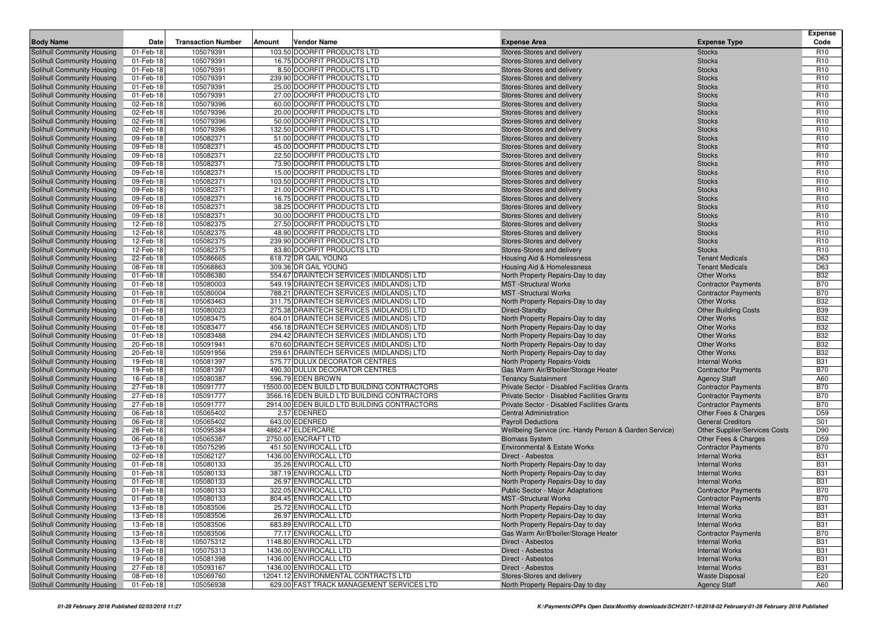| Body Name | Date | Transaction Number | Amount | Vendor Name | Expense Area | Expense Type | Expense Code |
|---|---|---|---|---|---|---|---|
| Solihull Community Housing | 01-Feb-18 | 105079391 | 103.50 | DOORFIT PRODUCTS LTD | Stores-Stores and delivery | Stocks | R10 |
| Solihull Community Housing | 01-Feb-18 | 105079391 | 16.75 | DOORFIT PRODUCTS LTD | Stores-Stores and delivery | Stocks | R10 |
| Solihull Community Housing | 01-Feb-18 | 105079391 | 8.50 | DOORFIT PRODUCTS LTD | Stores-Stores and delivery | Stocks | R10 |
| Solihull Community Housing | 01-Feb-18 | 105079391 | 239.90 | DOORFIT PRODUCTS LTD | Stores-Stores and delivery | Stocks | R10 |
| Solihull Community Housing | 01-Feb-18 | 105079391 | 25.00 | DOORFIT PRODUCTS LTD | Stores-Stores and delivery | Stocks | R10 |
| Solihull Community Housing | 01-Feb-18 | 105079391 | 27.00 | DOORFIT PRODUCTS LTD | Stores-Stores and delivery | Stocks | R10 |
| Solihull Community Housing | 02-Feb-18 | 105079396 | 60.00 | DOORFIT PRODUCTS LTD | Stores-Stores and delivery | Stocks | R10 |
| Solihull Community Housing | 02-Feb-18 | 105079396 | 20.00 | DOORFIT PRODUCTS LTD | Stores-Stores and delivery | Stocks | R10 |
| Solihull Community Housing | 02-Feb-18 | 105079396 | 50.00 | DOORFIT PRODUCTS LTD | Stores-Stores and delivery | Stocks | R10 |
| Solihull Community Housing | 02-Feb-18 | 105079396 | 132.50 | DOORFIT PRODUCTS LTD | Stores-Stores and delivery | Stocks | R10 |
| Solihull Community Housing | 09-Feb-18 | 105082371 | 51.00 | DOORFIT PRODUCTS LTD | Stores-Stores and delivery | Stocks | R10 |
| Solihull Community Housing | 09-Feb-18 | 105082371 | 45.00 | DOORFIT PRODUCTS LTD | Stores-Stores and delivery | Stocks | R10 |
| Solihull Community Housing | 09-Feb-18 | 105082371 | 22.50 | DOORFIT PRODUCTS LTD | Stores-Stores and delivery | Stocks | R10 |
| Solihull Community Housing | 09-Feb-18 | 105082371 | 73.90 | DOORFIT PRODUCTS LTD | Stores-Stores and delivery | Stocks | R10 |
| Solihull Community Housing | 09-Feb-18 | 105082371 | 15.00 | DOORFIT PRODUCTS LTD | Stores-Stores and delivery | Stocks | R10 |
| Solihull Community Housing | 09-Feb-18 | 105082371 | 103.50 | DOORFIT PRODUCTS LTD | Stores-Stores and delivery | Stocks | R10 |
| Solihull Community Housing | 09-Feb-18 | 105082371 | 21.00 | DOORFIT PRODUCTS LTD | Stores-Stores and delivery | Stocks | R10 |
| Solihull Community Housing | 09-Feb-18 | 105082371 | 16.75 | DOORFIT PRODUCTS LTD | Stores-Stores and delivery | Stocks | R10 |
| Solihull Community Housing | 09-Feb-18 | 105082371 | 38.25 | DOORFIT PRODUCTS LTD | Stores-Stores and delivery | Stocks | R10 |
| Solihull Community Housing | 09-Feb-18 | 105082371 | 30.00 | DOORFIT PRODUCTS LTD | Stores-Stores and delivery | Stocks | R10 |
| Solihull Community Housing | 12-Feb-18 | 105082375 | 27.50 | DOORFIT PRODUCTS LTD | Stores-Stores and delivery | Stocks | R10 |
| Solihull Community Housing | 12-Feb-18 | 105082375 | 48.90 | DOORFIT PRODUCTS LTD | Stores-Stores and delivery | Stocks | R10 |
| Solihull Community Housing | 12-Feb-18 | 105082375 | 239.90 | DOORFIT PRODUCTS LTD | Stores-Stores and delivery | Stocks | R10 |
| Solihull Community Housing | 12-Feb-18 | 105082375 | 83.80 | DOORFIT PRODUCTS LTD | Stores-Stores and delivery | Stocks | R10 |
| Solihull Community Housing | 22-Feb-18 | 105086665 | 618.72 | DR GAIL YOUNG | Housing Aid & Homelessness | Tenant Medicals | D63 |
| Solihull Community Housing | 08-Feb-18 | 105068863 | 309.36 | DR GAIL YOUNG | Housing Aid & Homelessness | Tenant Medicals | D63 |
| Solihull Community Housing | 01-Feb-18 | 105086380 | 554.67 | DRAINTECH SERVICES (MIDLANDS) LTD | North Property Repairs-Day to day | Other Works | B32 |
| Solihull Community Housing | 01-Feb-18 | 105080003 | 549.19 | DRAINTECH SERVICES (MIDLANDS) LTD | MST -Structural Works | Contractor Payments | B70 |
| Solihull Community Housing | 01-Feb-18 | 105080004 | 788.21 | DRAINTECH SERVICES (MIDLANDS) LTD | MST -Structural Works | Contractor Payments | B70 |
| Solihull Community Housing | 01-Feb-18 | 105083463 | 311.75 | DRAINTECH SERVICES (MIDLANDS) LTD | North Property Repairs-Day to day | Other Works | B32 |
| Solihull Community Housing | 01-Feb-18 | 105080023 | 275.38 | DRAINTECH SERVICES (MIDLANDS) LTD | Direct-Standby | Other Building Costs | B39 |
| Solihull Community Housing | 01-Feb-18 | 105083475 | 604.01 | DRAINTECH SERVICES (MIDLANDS) LTD | North Property Repairs-Day to day | Other Works | B32 |
| Solihull Community Housing | 01-Feb-18 | 105083477 | 456.18 | DRAINTECH SERVICES (MIDLANDS) LTD | North Property Repairs-Day to day | Other Works | B32 |
| Solihull Community Housing | 01-Feb-18 | 105083488 | 294.42 | DRAINTECH SERVICES (MIDLANDS) LTD | North Property Repairs-Day to day | Other Works | B32 |
| Solihull Community Housing | 20-Feb-18 | 105091941 | 670.60 | DRAINTECH SERVICES (MIDLANDS) LTD | North Property Repairs-Day to day | Other Works | B32 |
| Solihull Community Housing | 20-Feb-18 | 105091956 | 259.61 | DRAINTECH SERVICES (MIDLANDS) LTD | North Property Repairs-Day to day | Other Works | B32 |
| Solihull Community Housing | 19-Feb-18 | 105081397 | 575.77 | DULUX DECORATOR CENTRES | North Property Repairs-Voids | Internal Works | B31 |
| Solihull Community Housing | 19-Feb-18 | 105081397 | 490.30 | DULUX DECORATOR CENTRES | Gas Warm Air/B'boiler/Storage Heater | Contractor Payments | B70 |
| Solihull Community Housing | 16-Feb-18 | 105080387 | 596.79 | EDEN BROWN | Tenancy Sustainment | Agency Staff | A60 |
| Solihull Community Housing | 27-Feb-18 | 105091777 | 15500.00 | EDEN BUILD LTD BUILDING CONTRACTORS | Private Sector - Disabled Facilities Grants | Contractor Payments | B70 |
| Solihull Community Housing | 27-Feb-18 | 105091777 | 3566.16 | EDEN BUILD LTD BUILDING CONTRACTORS | Private Sector - Disabled Facilities Grants | Contractor Payments | B70 |
| Solihull Community Housing | 27-Feb-18 | 105091777 | 2914.00 | EDEN BUILD LTD BUILDING CONTRACTORS | Private Sector - Disabled Facilities Grants | Contractor Payments | B70 |
| Solihull Community Housing | 06-Feb-18 | 105065402 | 2.57 | EDENRED | Central Administration | Other Fees & Charges | D59 |
| Solihull Community Housing | 06-Feb-18 | 105065402 | 643.00 | EDENRED | Payroll Deductions | General Creditors | S01 |
| Solihull Community Housing | 28-Feb-18 | 105095384 | 4862.47 | ELDERCARE | Wellbeing Service (inc. Handy Person & Garden Service) | Other Supplier/Services Costs | D90 |
| Solihull Community Housing | 06-Feb-18 | 105065387 | 2750.00 | ENCRAFT LTD | Biomass System | Other Fees & Charges | D59 |
| Solihull Community Housing | 13-Feb-18 | 105075295 | 451.50 | ENVIROCALL LTD | Environmental & Estate Works | Contractor Payments | B70 |
| Solihull Community Housing | 02-Feb-18 | 105062127 | 1436.00 | ENVIROCALL LTD | Direct - Asbestos | Internal Works | B31 |
| Solihull Community Housing | 01-Feb-18 | 105080133 | 35.26 | ENVIROCALL LTD | North Property Repairs-Day to day | Internal Works | B31 |
| Solihull Community Housing | 01-Feb-18 | 105080133 | 387.19 | ENVIROCALL LTD | North Property Repairs-Day to day | Internal Works | B31 |
| Solihull Community Housing | 01-Feb-18 | 105080133 | 26.97 | ENVIROCALL LTD | North Property Repairs-Day to day | Internal Works | B31 |
| Solihull Community Housing | 01-Feb-18 | 105080133 | 322.05 | ENVIROCALL LTD | Public Sector - Major Adaptations | Contractor Payments | B70 |
| Solihull Community Housing | 01-Feb-18 | 105080133 | 804.45 | ENVIROCALL LTD | MST -Structural Works | Contractor Payments | B70 |
| Solihull Community Housing | 13-Feb-18 | 105083506 | 25.72 | ENVIROCALL LTD | North Property Repairs-Day to day | Internal Works | B31 |
| Solihull Community Housing | 13-Feb-18 | 105083506 | 26.97 | ENVIROCALL LTD | North Property Repairs-Day to day | Internal Works | B31 |
| Solihull Community Housing | 13-Feb-18 | 105083506 | 683.89 | ENVIROCALL LTD | North Property Repairs-Day to day | Internal Works | B31 |
| Solihull Community Housing | 13-Feb-18 | 105083506 | 77.17 | ENVIROCALL LTD | Gas Warm Air/B'boiler/Storage Heater | Contractor Payments | B70 |
| Solihull Community Housing | 13-Feb-18 | 105075312 | 1148.80 | ENVIROCALL LTD | Direct - Asbestos | Internal Works | B31 |
| Solihull Community Housing | 13-Feb-18 | 105075313 | 1436.00 | ENVIROCALL LTD | Direct - Asbestos | Internal Works | B31 |
| Solihull Community Housing | 19-Feb-18 | 105081398 | 1436.00 | ENVIROCALL LTD | Direct - Asbestos | Internal Works | B31 |
| Solihull Community Housing | 27-Feb-18 | 105093167 | 1436.00 | ENVIROCALL LTD | Direct - Asbestos | Internal Works | B31 |
| Solihull Community Housing | 08-Feb-18 | 105069760 | 12041.12 | ENVIRONMENTAL CONTRACTS LTD | Stores-Stores and delivery | Waste Disposal | E20 |
| Solihull Community Housing | 01-Feb-18 | 105056938 | 629.00 | FAST TRACK MANAGEMENT SERVICES LTD | North Property Repairs-Day to day | Agency Staff | A60 |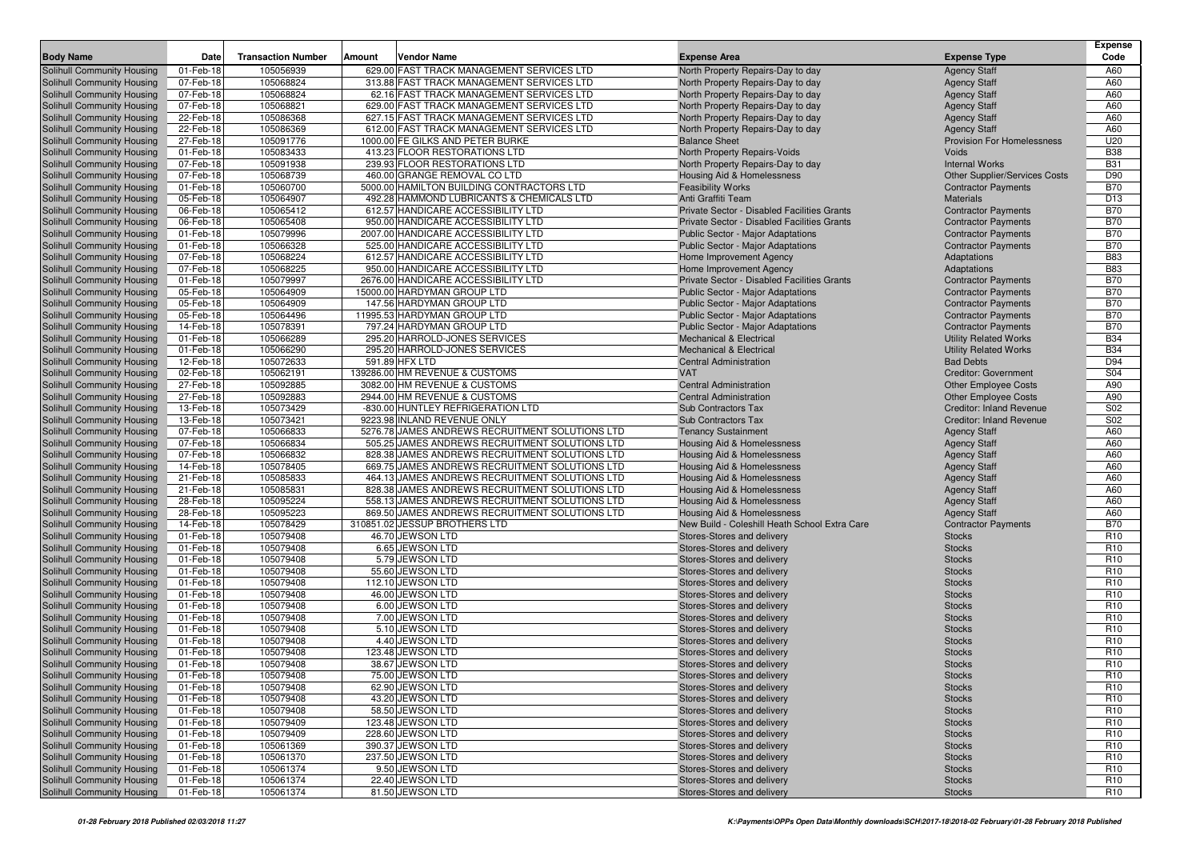| Body Name | Date | Transaction Number | Amount | Vendor Name | Expense Area | Expense Type | Expense Code |
|---|---|---|---|---|---|---|---|
| Solihull Community Housing | 01-Feb-18 | 105056939 | 629.00 | FAST TRACK MANAGEMENT SERVICES LTD | North Property Repairs-Day to day | Agency Staff | A60 |
| Solihull Community Housing | 07-Feb-18 | 105068824 | 313.88 | FAST TRACK MANAGEMENT SERVICES LTD | North Property Repairs-Day to day | Agency Staff | A60 |
| Solihull Community Housing | 07-Feb-18 | 105068824 | 62.16 | FAST TRACK MANAGEMENT SERVICES LTD | North Property Repairs-Day to day | Agency Staff | A60 |
| Solihull Community Housing | 07-Feb-18 | 105068821 | 629.00 | FAST TRACK MANAGEMENT SERVICES LTD | North Property Repairs-Day to day | Agency Staff | A60 |
| Solihull Community Housing | 22-Feb-18 | 105086368 | 627.15 | FAST TRACK MANAGEMENT SERVICES LTD | North Property Repairs-Day to day | Agency Staff | A60 |
| Solihull Community Housing | 22-Feb-18 | 105086369 | 612.00 | FAST TRACK MANAGEMENT SERVICES LTD | North Property Repairs-Day to day | Agency Staff | A60 |
| Solihull Community Housing | 27-Feb-18 | 105091776 | 1000.00 | FE GILKS AND PETER BURKE | Balance Sheet | Provision For Homelessness | U20 |
| Solihull Community Housing | 01-Feb-18 | 105083433 | 413.23 | FLOOR RESTORATIONS LTD | North Property Repairs-Voids | Voids | B38 |
| Solihull Community Housing | 07-Feb-18 | 105091938 | 239.93 | FLOOR RESTORATIONS LTD | North Property Repairs-Day to day | Internal Works | B31 |
| Solihull Community Housing | 07-Feb-18 | 105068739 | 460.00 | GRANGE REMOVAL CO LTD | Housing Aid & Homelessness | Other Supplier/Services Costs | D90 |
| Solihull Community Housing | 01-Feb-18 | 105060700 | 5000.00 | HAMILTON BUILDING CONTRACTORS LTD | Feasibility Works | Contractor Payments | B70 |
| Solihull Community Housing | 05-Feb-18 | 105064907 | 492.28 | HAMMOND LUBRICANTS & CHEMICALS LTD | Anti Graffiti Team | Materials | D13 |
| Solihull Community Housing | 06-Feb-18 | 105065412 | 612.57 | HANDICARE ACCESSIBILITY LTD | Private Sector - Disabled Facilities Grants | Contractor Payments | B70 |
| Solihull Community Housing | 06-Feb-18 | 105065408 | 950.00 | HANDICARE ACCESSIBILITY LTD | Private Sector - Disabled Facilities Grants | Contractor Payments | B70 |
| Solihull Community Housing | 01-Feb-18 | 105079996 | 2007.00 | HANDICARE ACCESSIBILITY LTD | Public Sector - Major Adaptations | Contractor Payments | B70 |
| Solihull Community Housing | 01-Feb-18 | 105066328 | 525.00 | HANDICARE ACCESSIBILITY LTD | Public Sector - Major Adaptations | Contractor Payments | B70 |
| Solihull Community Housing | 07-Feb-18 | 105068224 | 612.57 | HANDICARE ACCESSIBILITY LTD | Home Improvement Agency | Adaptations | B83 |
| Solihull Community Housing | 07-Feb-18 | 105068225 | 950.00 | HANDICARE ACCESSIBILITY LTD | Home Improvement Agency | Adaptations | B83 |
| Solihull Community Housing | 01-Feb-18 | 105079997 | 2676.00 | HANDICARE ACCESSIBILITY LTD | Private Sector - Disabled Facilities Grants | Contractor Payments | B70 |
| Solihull Community Housing | 05-Feb-18 | 105064909 | 15000.00 | HARDYMAN GROUP LTD | Public Sector - Major Adaptations | Contractor Payments | B70 |
| Solihull Community Housing | 05-Feb-18 | 105064909 | 147.56 | HARDYMAN GROUP LTD | Public Sector - Major Adaptations | Contractor Payments | B70 |
| Solihull Community Housing | 05-Feb-18 | 105064496 | 11995.53 | HARDYMAN GROUP LTD | Public Sector - Major Adaptations | Contractor Payments | B70 |
| Solihull Community Housing | 14-Feb-18 | 105078391 | 797.24 | HARDYMAN GROUP LTD | Public Sector - Major Adaptations | Contractor Payments | B70 |
| Solihull Community Housing | 01-Feb-18 | 105066289 | 295.20 | HARROLD-JONES SERVICES | Mechanical & Electrical | Utility Related Works | B34 |
| Solihull Community Housing | 01-Feb-18 | 105066290 | 295.20 | HARROLD-JONES SERVICES | Mechanical & Electrical | Utility Related Works | B34 |
| Solihull Community Housing | 12-Feb-18 | 105072633 | 591.89 | HFX LTD | Central Administration | Bad Debts | D94 |
| Solihull Community Housing | 02-Feb-18 | 105062191 | 139286.00 | HM REVENUE & CUSTOMS | VAT | Creditor: Government | S04 |
| Solihull Community Housing | 27-Feb-18 | 105092885 | 3082.00 | HM REVENUE & CUSTOMS | Central Administration | Other Employee Costs | A90 |
| Solihull Community Housing | 27-Feb-18 | 105092883 | 2944.00 | HM REVENUE & CUSTOMS | Central Administration | Other Employee Costs | A90 |
| Solihull Community Housing | 13-Feb-18 | 105073429 | -830.00 | HUNTLEY REFRIGERATION LTD | Sub Contractors Tax | Creditor: Inland Revenue | S02 |
| Solihull Community Housing | 13-Feb-18 | 105073421 | 9223.98 | INLAND REVENUE ONLY | Sub Contractors Tax | Creditor: Inland Revenue | S02 |
| Solihull Community Housing | 07-Feb-18 | 105066833 | 5276.78 | JAMES ANDREWS RECRUITMENT SOLUTIONS LTD | Tenancy Sustainment | Agency Staff | A60 |
| Solihull Community Housing | 07-Feb-18 | 105066834 | 505.25 | JAMES ANDREWS RECRUITMENT SOLUTIONS LTD | Housing Aid & Homelessness | Agency Staff | A60 |
| Solihull Community Housing | 07-Feb-18 | 105066832 | 828.38 | JAMES ANDREWS RECRUITMENT SOLUTIONS LTD | Housing Aid & Homelessness | Agency Staff | A60 |
| Solihull Community Housing | 14-Feb-18 | 105078405 | 669.75 | JAMES ANDREWS RECRUITMENT SOLUTIONS LTD | Housing Aid & Homelessness | Agency Staff | A60 |
| Solihull Community Housing | 21-Feb-18 | 105085833 | 464.13 | JAMES ANDREWS RECRUITMENT SOLUTIONS LTD | Housing Aid & Homelessness | Agency Staff | A60 |
| Solihull Community Housing | 21-Feb-18 | 105085831 | 828.38 | JAMES ANDREWS RECRUITMENT SOLUTIONS LTD | Housing Aid & Homelessness | Agency Staff | A60 |
| Solihull Community Housing | 28-Feb-18 | 105095224 | 558.13 | JAMES ANDREWS RECRUITMENT SOLUTIONS LTD | Housing Aid & Homelessness | Agency Staff | A60 |
| Solihull Community Housing | 28-Feb-18 | 105095223 | 869.50 | JAMES ANDREWS RECRUITMENT SOLUTIONS LTD | Housing Aid & Homelessness | Agency Staff | A60 |
| Solihull Community Housing | 14-Feb-18 | 105078429 | 310851.02 | JESSUP BROTHERS LTD | New Build - Coleshill Heath School Extra Care | Contractor Payments | B70 |
| Solihull Community Housing | 01-Feb-18 | 105079408 | 46.70 | JEWSON LTD | Stores-Stores and delivery | Stocks | R10 |
| Solihull Community Housing | 01-Feb-18 | 105079408 | 6.65 | JEWSON LTD | Stores-Stores and delivery | Stocks | R10 |
| Solihull Community Housing | 01-Feb-18 | 105079408 | 5.79 | JEWSON LTD | Stores-Stores and delivery | Stocks | R10 |
| Solihull Community Housing | 01-Feb-18 | 105079408 | 55.60 | JEWSON LTD | Stores-Stores and delivery | Stocks | R10 |
| Solihull Community Housing | 01-Feb-18 | 105079408 | 112.10 | JEWSON LTD | Stores-Stores and delivery | Stocks | R10 |
| Solihull Community Housing | 01-Feb-18 | 105079408 | 46.00 | JEWSON LTD | Stores-Stores and delivery | Stocks | R10 |
| Solihull Community Housing | 01-Feb-18 | 105079408 | 6.00 | JEWSON LTD | Stores-Stores and delivery | Stocks | R10 |
| Solihull Community Housing | 01-Feb-18 | 105079408 | 7.00 | JEWSON LTD | Stores-Stores and delivery | Stocks | R10 |
| Solihull Community Housing | 01-Feb-18 | 105079408 | 5.10 | JEWSON LTD | Stores-Stores and delivery | Stocks | R10 |
| Solihull Community Housing | 01-Feb-18 | 105079408 | 4.40 | JEWSON LTD | Stores-Stores and delivery | Stocks | R10 |
| Solihull Community Housing | 01-Feb-18 | 105079408 | 123.48 | JEWSON LTD | Stores-Stores and delivery | Stocks | R10 |
| Solihull Community Housing | 01-Feb-18 | 105079408 | 38.67 | JEWSON LTD | Stores-Stores and delivery | Stocks | R10 |
| Solihull Community Housing | 01-Feb-18 | 105079408 | 75.00 | JEWSON LTD | Stores-Stores and delivery | Stocks | R10 |
| Solihull Community Housing | 01-Feb-18 | 105079408 | 62.90 | JEWSON LTD | Stores-Stores and delivery | Stocks | R10 |
| Solihull Community Housing | 01-Feb-18 | 105079408 | 43.20 | JEWSON LTD | Stores-Stores and delivery | Stocks | R10 |
| Solihull Community Housing | 01-Feb-18 | 105079408 | 58.50 | JEWSON LTD | Stores-Stores and delivery | Stocks | R10 |
| Solihull Community Housing | 01-Feb-18 | 105079409 | 123.48 | JEWSON LTD | Stores-Stores and delivery | Stocks | R10 |
| Solihull Community Housing | 01-Feb-18 | 105079409 | 228.60 | JEWSON LTD | Stores-Stores and delivery | Stocks | R10 |
| Solihull Community Housing | 01-Feb-18 | 105061369 | 390.37 | JEWSON LTD | Stores-Stores and delivery | Stocks | R10 |
| Solihull Community Housing | 01-Feb-18 | 105061370 | 237.50 | JEWSON LTD | Stores-Stores and delivery | Stocks | R10 |
| Solihull Community Housing | 01-Feb-18 | 105061374 | 9.50 | JEWSON LTD | Stores-Stores and delivery | Stocks | R10 |
| Solihull Community Housing | 01-Feb-18 | 105061374 | 22.40 | JEWSON LTD | Stores-Stores and delivery | Stocks | R10 |
| Solihull Community Housing | 01-Feb-18 | 105061374 | 81.50 | JEWSON LTD | Stores-Stores and delivery | Stocks | R10 |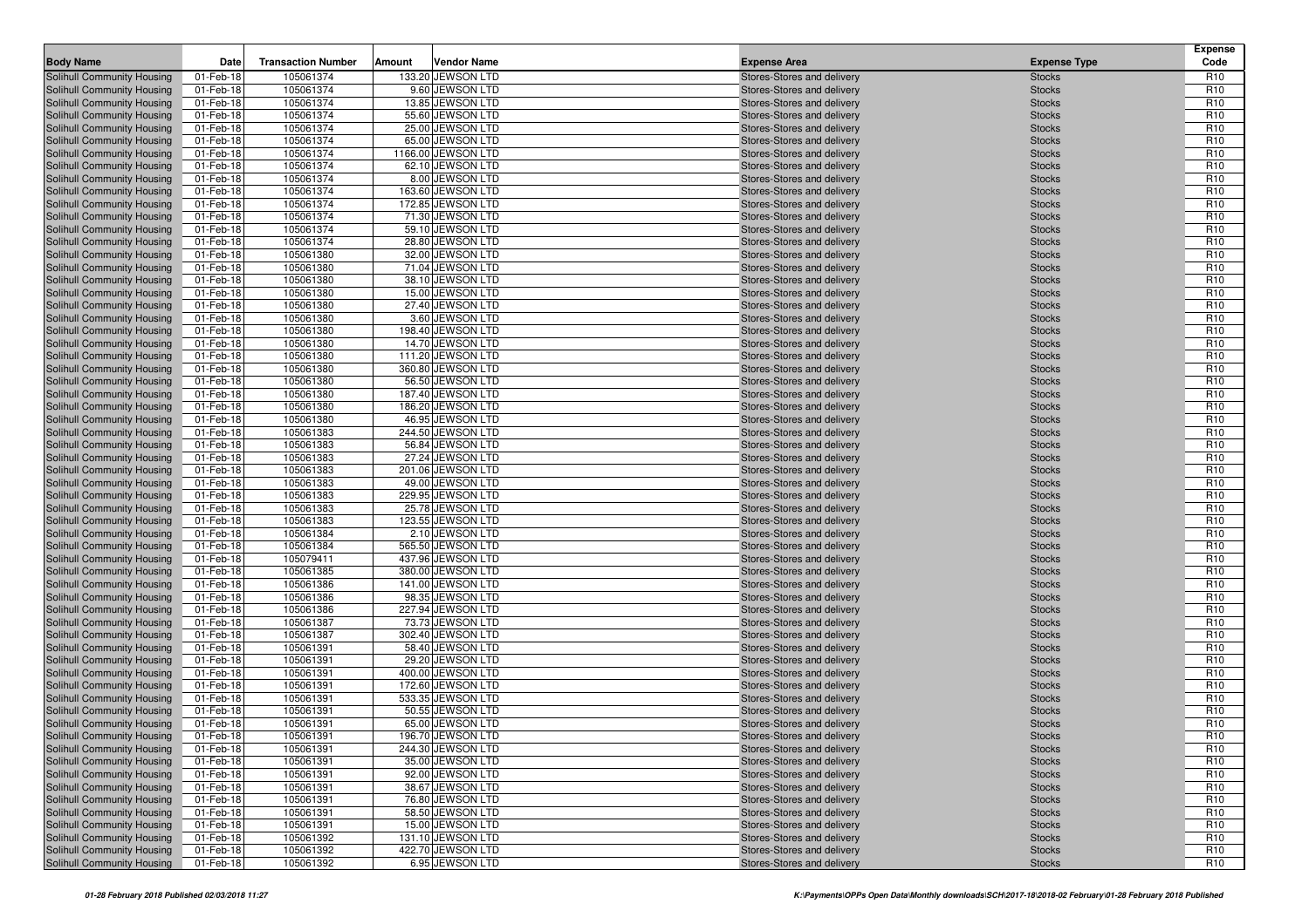| Body Name | Date | Transaction Number | Amount | Vendor Name | Expense Area | Expense Type | Expense Code |
|---|---|---|---|---|---|---|---|
| Solihull Community Housing | 01-Feb-18 | 105061374 | 133.20 | JEWSON LTD | Stores-Stores and delivery | Stocks | R10 |
| Solihull Community Housing | 01-Feb-18 | 105061374 | 9.60 | JEWSON LTD | Stores-Stores and delivery | Stocks | R10 |
| Solihull Community Housing | 01-Feb-18 | 105061374 | 13.85 | JEWSON LTD | Stores-Stores and delivery | Stocks | R10 |
| Solihull Community Housing | 01-Feb-18 | 105061374 | 55.60 | JEWSON LTD | Stores-Stores and delivery | Stocks | R10 |
| Solihull Community Housing | 01-Feb-18 | 105061374 | 25.00 | JEWSON LTD | Stores-Stores and delivery | Stocks | R10 |
| Solihull Community Housing | 01-Feb-18 | 105061374 | 65.00 | JEWSON LTD | Stores-Stores and delivery | Stocks | R10 |
| Solihull Community Housing | 01-Feb-18 | 105061374 | 1166.00 | JEWSON LTD | Stores-Stores and delivery | Stocks | R10 |
| Solihull Community Housing | 01-Feb-18 | 105061374 | 62.10 | JEWSON LTD | Stores-Stores and delivery | Stocks | R10 |
| Solihull Community Housing | 01-Feb-18 | 105061374 | 8.00 | JEWSON LTD | Stores-Stores and delivery | Stocks | R10 |
| Solihull Community Housing | 01-Feb-18 | 105061374 | 163.60 | JEWSON LTD | Stores-Stores and delivery | Stocks | R10 |
| Solihull Community Housing | 01-Feb-18 | 105061374 | 172.85 | JEWSON LTD | Stores-Stores and delivery | Stocks | R10 |
| Solihull Community Housing | 01-Feb-18 | 105061374 | 71.30 | JEWSON LTD | Stores-Stores and delivery | Stocks | R10 |
| Solihull Community Housing | 01-Feb-18 | 105061374 | 59.10 | JEWSON LTD | Stores-Stores and delivery | Stocks | R10 |
| Solihull Community Housing | 01-Feb-18 | 105061374 | 28.80 | JEWSON LTD | Stores-Stores and delivery | Stocks | R10 |
| Solihull Community Housing | 01-Feb-18 | 105061380 | 32.00 | JEWSON LTD | Stores-Stores and delivery | Stocks | R10 |
| Solihull Community Housing | 01-Feb-18 | 105061380 | 71.04 | JEWSON LTD | Stores-Stores and delivery | Stocks | R10 |
| Solihull Community Housing | 01-Feb-18 | 105061380 | 38.10 | JEWSON LTD | Stores-Stores and delivery | Stocks | R10 |
| Solihull Community Housing | 01-Feb-18 | 105061380 | 15.00 | JEWSON LTD | Stores-Stores and delivery | Stocks | R10 |
| Solihull Community Housing | 01-Feb-18 | 105061380 | 27.40 | JEWSON LTD | Stores-Stores and delivery | Stocks | R10 |
| Solihull Community Housing | 01-Feb-18 | 105061380 | 3.60 | JEWSON LTD | Stores-Stores and delivery | Stocks | R10 |
| Solihull Community Housing | 01-Feb-18 | 105061380 | 198.40 | JEWSON LTD | Stores-Stores and delivery | Stocks | R10 |
| Solihull Community Housing | 01-Feb-18 | 105061380 | 14.70 | JEWSON LTD | Stores-Stores and delivery | Stocks | R10 |
| Solihull Community Housing | 01-Feb-18 | 105061380 | 111.20 | JEWSON LTD | Stores-Stores and delivery | Stocks | R10 |
| Solihull Community Housing | 01-Feb-18 | 105061380 | 360.80 | JEWSON LTD | Stores-Stores and delivery | Stocks | R10 |
| Solihull Community Housing | 01-Feb-18 | 105061380 | 56.50 | JEWSON LTD | Stores-Stores and delivery | Stocks | R10 |
| Solihull Community Housing | 01-Feb-18 | 105061380 | 187.40 | JEWSON LTD | Stores-Stores and delivery | Stocks | R10 |
| Solihull Community Housing | 01-Feb-18 | 105061380 | 186.20 | JEWSON LTD | Stores-Stores and delivery | Stocks | R10 |
| Solihull Community Housing | 01-Feb-18 | 105061380 | 46.95 | JEWSON LTD | Stores-Stores and delivery | Stocks | R10 |
| Solihull Community Housing | 01-Feb-18 | 105061383 | 244.50 | JEWSON LTD | Stores-Stores and delivery | Stocks | R10 |
| Solihull Community Housing | 01-Feb-18 | 105061383 | 56.84 | JEWSON LTD | Stores-Stores and delivery | Stocks | R10 |
| Solihull Community Housing | 01-Feb-18 | 105061383 | 27.24 | JEWSON LTD | Stores-Stores and delivery | Stocks | R10 |
| Solihull Community Housing | 01-Feb-18 | 105061383 | 201.06 | JEWSON LTD | Stores-Stores and delivery | Stocks | R10 |
| Solihull Community Housing | 01-Feb-18 | 105061383 | 49.00 | JEWSON LTD | Stores-Stores and delivery | Stocks | R10 |
| Solihull Community Housing | 01-Feb-18 | 105061383 | 229.95 | JEWSON LTD | Stores-Stores and delivery | Stocks | R10 |
| Solihull Community Housing | 01-Feb-18 | 105061383 | 25.78 | JEWSON LTD | Stores-Stores and delivery | Stocks | R10 |
| Solihull Community Housing | 01-Feb-18 | 105061383 | 123.55 | JEWSON LTD | Stores-Stores and delivery | Stocks | R10 |
| Solihull Community Housing | 01-Feb-18 | 105061384 | 2.10 | JEWSON LTD | Stores-Stores and delivery | Stocks | R10 |
| Solihull Community Housing | 01-Feb-18 | 105061384 | 565.50 | JEWSON LTD | Stores-Stores and delivery | Stocks | R10 |
| Solihull Community Housing | 01-Feb-18 | 105079411 | 437.96 | JEWSON LTD | Stores-Stores and delivery | Stocks | R10 |
| Solihull Community Housing | 01-Feb-18 | 105061385 | 380.00 | JEWSON LTD | Stores-Stores and delivery | Stocks | R10 |
| Solihull Community Housing | 01-Feb-18 | 105061386 | 141.00 | JEWSON LTD | Stores-Stores and delivery | Stocks | R10 |
| Solihull Community Housing | 01-Feb-18 | 105061386 | 98.35 | JEWSON LTD | Stores-Stores and delivery | Stocks | R10 |
| Solihull Community Housing | 01-Feb-18 | 105061386 | 227.94 | JEWSON LTD | Stores-Stores and delivery | Stocks | R10 |
| Solihull Community Housing | 01-Feb-18 | 105061387 | 73.73 | JEWSON LTD | Stores-Stores and delivery | Stocks | R10 |
| Solihull Community Housing | 01-Feb-18 | 105061387 | 302.40 | JEWSON LTD | Stores-Stores and delivery | Stocks | R10 |
| Solihull Community Housing | 01-Feb-18 | 105061391 | 58.40 | JEWSON LTD | Stores-Stores and delivery | Stocks | R10 |
| Solihull Community Housing | 01-Feb-18 | 105061391 | 29.20 | JEWSON LTD | Stores-Stores and delivery | Stocks | R10 |
| Solihull Community Housing | 01-Feb-18 | 105061391 | 400.00 | JEWSON LTD | Stores-Stores and delivery | Stocks | R10 |
| Solihull Community Housing | 01-Feb-18 | 105061391 | 172.60 | JEWSON LTD | Stores-Stores and delivery | Stocks | R10 |
| Solihull Community Housing | 01-Feb-18 | 105061391 | 533.35 | JEWSON LTD | Stores-Stores and delivery | Stocks | R10 |
| Solihull Community Housing | 01-Feb-18 | 105061391 | 50.55 | JEWSON LTD | Stores-Stores and delivery | Stocks | R10 |
| Solihull Community Housing | 01-Feb-18 | 105061391 | 65.00 | JEWSON LTD | Stores-Stores and delivery | Stocks | R10 |
| Solihull Community Housing | 01-Feb-18 | 105061391 | 196.70 | JEWSON LTD | Stores-Stores and delivery | Stocks | R10 |
| Solihull Community Housing | 01-Feb-18 | 105061391 | 244.30 | JEWSON LTD | Stores-Stores and delivery | Stocks | R10 |
| Solihull Community Housing | 01-Feb-18 | 105061391 | 35.00 | JEWSON LTD | Stores-Stores and delivery | Stocks | R10 |
| Solihull Community Housing | 01-Feb-18 | 105061391 | 92.00 | JEWSON LTD | Stores-Stores and delivery | Stocks | R10 |
| Solihull Community Housing | 01-Feb-18 | 105061391 | 38.67 | JEWSON LTD | Stores-Stores and delivery | Stocks | R10 |
| Solihull Community Housing | 01-Feb-18 | 105061391 | 76.80 | JEWSON LTD | Stores-Stores and delivery | Stocks | R10 |
| Solihull Community Housing | 01-Feb-18 | 105061391 | 58.50 | JEWSON LTD | Stores-Stores and delivery | Stocks | R10 |
| Solihull Community Housing | 01-Feb-18 | 105061391 | 15.00 | JEWSON LTD | Stores-Stores and delivery | Stocks | R10 |
| Solihull Community Housing | 01-Feb-18 | 105061392 | 131.10 | JEWSON LTD | Stores-Stores and delivery | Stocks | R10 |
| Solihull Community Housing | 01-Feb-18 | 105061392 | 422.70 | JEWSON LTD | Stores-Stores and delivery | Stocks | R10 |
| Solihull Community Housing | 01-Feb-18 | 105061392 | 6.95 | JEWSON LTD | Stores-Stores and delivery | Stocks | R10 |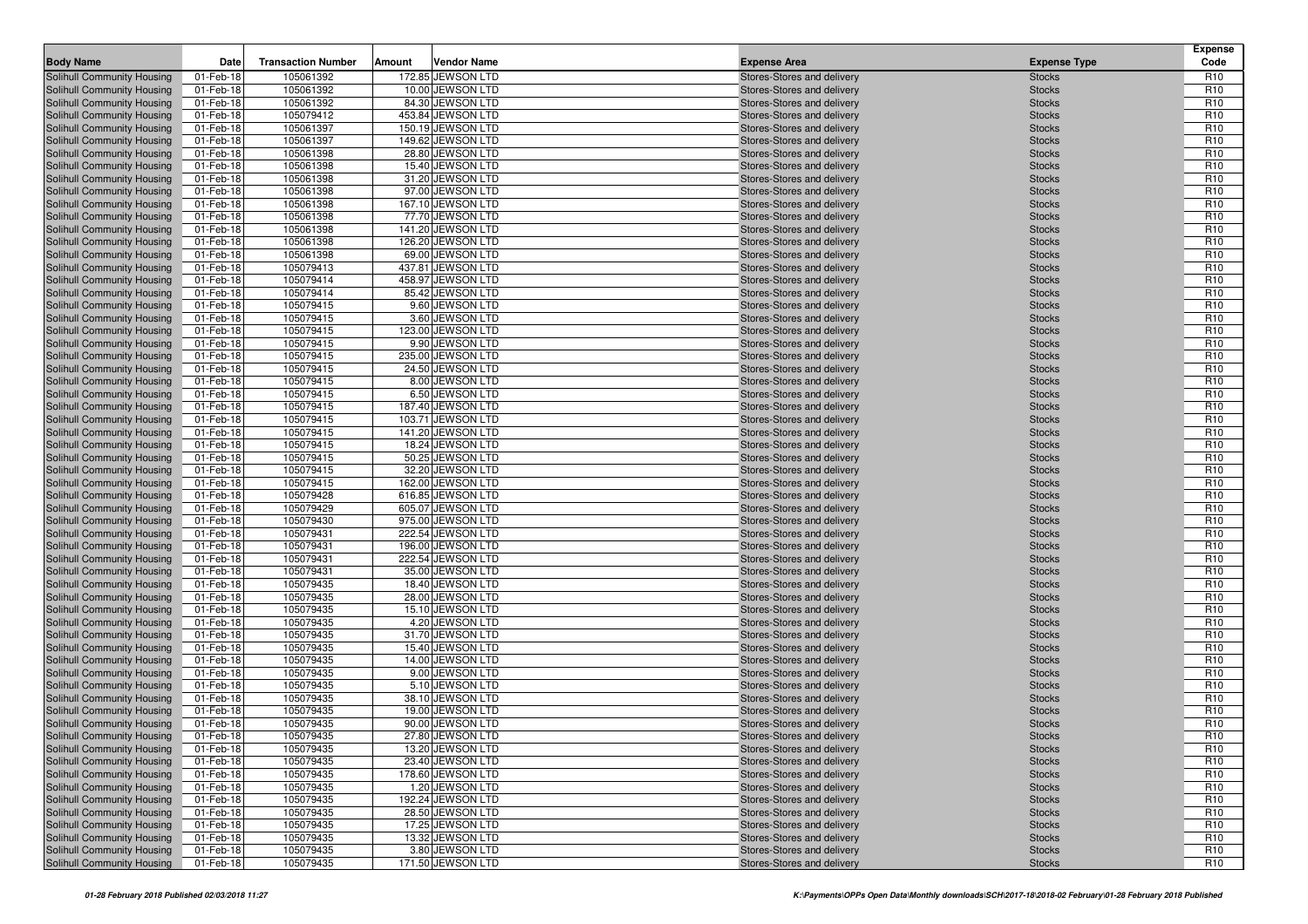| Body Name | Date | Transaction Number | Amount | Vendor Name | Expense Area | Expense Type | Expense Code |
|---|---|---|---|---|---|---|---|
| Solihull Community Housing | 01-Feb-18 | 105061392 | 172.85 | JEWSON LTD | Stores-Stores and delivery | Stocks | R10 |
| Solihull Community Housing | 01-Feb-18 | 105061392 | 10.00 | JEWSON LTD | Stores-Stores and delivery | Stocks | R10 |
| Solihull Community Housing | 01-Feb-18 | 105061392 | 84.30 | JEWSON LTD | Stores-Stores and delivery | Stocks | R10 |
| Solihull Community Housing | 01-Feb-18 | 105079412 | 453.84 | JEWSON LTD | Stores-Stores and delivery | Stocks | R10 |
| Solihull Community Housing | 01-Feb-18 | 105061397 | 150.19 | JEWSON LTD | Stores-Stores and delivery | Stocks | R10 |
| Solihull Community Housing | 01-Feb-18 | 105061397 | 149.62 | JEWSON LTD | Stores-Stores and delivery | Stocks | R10 |
| Solihull Community Housing | 01-Feb-18 | 105061398 | 28.80 | JEWSON LTD | Stores-Stores and delivery | Stocks | R10 |
| Solihull Community Housing | 01-Feb-18 | 105061398 | 15.40 | JEWSON LTD | Stores-Stores and delivery | Stocks | R10 |
| Solihull Community Housing | 01-Feb-18 | 105061398 | 31.20 | JEWSON LTD | Stores-Stores and delivery | Stocks | R10 |
| Solihull Community Housing | 01-Feb-18 | 105061398 | 97.00 | JEWSON LTD | Stores-Stores and delivery | Stocks | R10 |
| Solihull Community Housing | 01-Feb-18 | 105061398 | 167.10 | JEWSON LTD | Stores-Stores and delivery | Stocks | R10 |
| Solihull Community Housing | 01-Feb-18 | 105061398 | 77.70 | JEWSON LTD | Stores-Stores and delivery | Stocks | R10 |
| Solihull Community Housing | 01-Feb-18 | 105061398 | 141.20 | JEWSON LTD | Stores-Stores and delivery | Stocks | R10 |
| Solihull Community Housing | 01-Feb-18 | 105061398 | 126.20 | JEWSON LTD | Stores-Stores and delivery | Stocks | R10 |
| Solihull Community Housing | 01-Feb-18 | 105061398 | 69.00 | JEWSON LTD | Stores-Stores and delivery | Stocks | R10 |
| Solihull Community Housing | 01-Feb-18 | 105079413 | 437.81 | JEWSON LTD | Stores-Stores and delivery | Stocks | R10 |
| Solihull Community Housing | 01-Feb-18 | 105079414 | 458.97 | JEWSON LTD | Stores-Stores and delivery | Stocks | R10 |
| Solihull Community Housing | 01-Feb-18 | 105079414 | 85.42 | JEWSON LTD | Stores-Stores and delivery | Stocks | R10 |
| Solihull Community Housing | 01-Feb-18 | 105079415 | 9.60 | JEWSON LTD | Stores-Stores and delivery | Stocks | R10 |
| Solihull Community Housing | 01-Feb-18 | 105079415 | 3.60 | JEWSON LTD | Stores-Stores and delivery | Stocks | R10 |
| Solihull Community Housing | 01-Feb-18 | 105079415 | 123.00 | JEWSON LTD | Stores-Stores and delivery | Stocks | R10 |
| Solihull Community Housing | 01-Feb-18 | 105079415 | 9.90 | JEWSON LTD | Stores-Stores and delivery | Stocks | R10 |
| Solihull Community Housing | 01-Feb-18 | 105079415 | 235.00 | JEWSON LTD | Stores-Stores and delivery | Stocks | R10 |
| Solihull Community Housing | 01-Feb-18 | 105079415 | 24.50 | JEWSON LTD | Stores-Stores and delivery | Stocks | R10 |
| Solihull Community Housing | 01-Feb-18 | 105079415 | 8.00 | JEWSON LTD | Stores-Stores and delivery | Stocks | R10 |
| Solihull Community Housing | 01-Feb-18 | 105079415 | 6.50 | JEWSON LTD | Stores-Stores and delivery | Stocks | R10 |
| Solihull Community Housing | 01-Feb-18 | 105079415 | 187.40 | JEWSON LTD | Stores-Stores and delivery | Stocks | R10 |
| Solihull Community Housing | 01-Feb-18 | 105079415 | 103.71 | JEWSON LTD | Stores-Stores and delivery | Stocks | R10 |
| Solihull Community Housing | 01-Feb-18 | 105079415 | 141.20 | JEWSON LTD | Stores-Stores and delivery | Stocks | R10 |
| Solihull Community Housing | 01-Feb-18 | 105079415 | 18.24 | JEWSON LTD | Stores-Stores and delivery | Stocks | R10 |
| Solihull Community Housing | 01-Feb-18 | 105079415 | 50.25 | JEWSON LTD | Stores-Stores and delivery | Stocks | R10 |
| Solihull Community Housing | 01-Feb-18 | 105079415 | 32.20 | JEWSON LTD | Stores-Stores and delivery | Stocks | R10 |
| Solihull Community Housing | 01-Feb-18 | 105079415 | 162.00 | JEWSON LTD | Stores-Stores and delivery | Stocks | R10 |
| Solihull Community Housing | 01-Feb-18 | 105079428 | 616.85 | JEWSON LTD | Stores-Stores and delivery | Stocks | R10 |
| Solihull Community Housing | 01-Feb-18 | 105079429 | 605.07 | JEWSON LTD | Stores-Stores and delivery | Stocks | R10 |
| Solihull Community Housing | 01-Feb-18 | 105079430 | 975.00 | JEWSON LTD | Stores-Stores and delivery | Stocks | R10 |
| Solihull Community Housing | 01-Feb-18 | 105079431 | 222.54 | JEWSON LTD | Stores-Stores and delivery | Stocks | R10 |
| Solihull Community Housing | 01-Feb-18 | 105079431 | 196.00 | JEWSON LTD | Stores-Stores and delivery | Stocks | R10 |
| Solihull Community Housing | 01-Feb-18 | 105079431 | 222.54 | JEWSON LTD | Stores-Stores and delivery | Stocks | R10 |
| Solihull Community Housing | 01-Feb-18 | 105079431 | 35.00 | JEWSON LTD | Stores-Stores and delivery | Stocks | R10 |
| Solihull Community Housing | 01-Feb-18 | 105079435 | 18.40 | JEWSON LTD | Stores-Stores and delivery | Stocks | R10 |
| Solihull Community Housing | 01-Feb-18 | 105079435 | 28.00 | JEWSON LTD | Stores-Stores and delivery | Stocks | R10 |
| Solihull Community Housing | 01-Feb-18 | 105079435 | 15.10 | JEWSON LTD | Stores-Stores and delivery | Stocks | R10 |
| Solihull Community Housing | 01-Feb-18 | 105079435 | 4.20 | JEWSON LTD | Stores-Stores and delivery | Stocks | R10 |
| Solihull Community Housing | 01-Feb-18 | 105079435 | 31.70 | JEWSON LTD | Stores-Stores and delivery | Stocks | R10 |
| Solihull Community Housing | 01-Feb-18 | 105079435 | 15.40 | JEWSON LTD | Stores-Stores and delivery | Stocks | R10 |
| Solihull Community Housing | 01-Feb-18 | 105079435 | 14.00 | JEWSON LTD | Stores-Stores and delivery | Stocks | R10 |
| Solihull Community Housing | 01-Feb-18 | 105079435 | 9.00 | JEWSON LTD | Stores-Stores and delivery | Stocks | R10 |
| Solihull Community Housing | 01-Feb-18 | 105079435 | 5.10 | JEWSON LTD | Stores-Stores and delivery | Stocks | R10 |
| Solihull Community Housing | 01-Feb-18 | 105079435 | 38.10 | JEWSON LTD | Stores-Stores and delivery | Stocks | R10 |
| Solihull Community Housing | 01-Feb-18 | 105079435 | 19.00 | JEWSON LTD | Stores-Stores and delivery | Stocks | R10 |
| Solihull Community Housing | 01-Feb-18 | 105079435 | 90.00 | JEWSON LTD | Stores-Stores and delivery | Stocks | R10 |
| Solihull Community Housing | 01-Feb-18 | 105079435 | 27.80 | JEWSON LTD | Stores-Stores and delivery | Stocks | R10 |
| Solihull Community Housing | 01-Feb-18 | 105079435 | 13.20 | JEWSON LTD | Stores-Stores and delivery | Stocks | R10 |
| Solihull Community Housing | 01-Feb-18 | 105079435 | 23.40 | JEWSON LTD | Stores-Stores and delivery | Stocks | R10 |
| Solihull Community Housing | 01-Feb-18 | 105079435 | 178.60 | JEWSON LTD | Stores-Stores and delivery | Stocks | R10 |
| Solihull Community Housing | 01-Feb-18 | 105079435 | 1.20 | JEWSON LTD | Stores-Stores and delivery | Stocks | R10 |
| Solihull Community Housing | 01-Feb-18 | 105079435 | 192.24 | JEWSON LTD | Stores-Stores and delivery | Stocks | R10 |
| Solihull Community Housing | 01-Feb-18 | 105079435 | 28.50 | JEWSON LTD | Stores-Stores and delivery | Stocks | R10 |
| Solihull Community Housing | 01-Feb-18 | 105079435 | 17.25 | JEWSON LTD | Stores-Stores and delivery | Stocks | R10 |
| Solihull Community Housing | 01-Feb-18 | 105079435 | 13.32 | JEWSON LTD | Stores-Stores and delivery | Stocks | R10 |
| Solihull Community Housing | 01-Feb-18 | 105079435 | 3.80 | JEWSON LTD | Stores-Stores and delivery | Stocks | R10 |
| Solihull Community Housing | 01-Feb-18 | 105079435 | 171.50 | JEWSON LTD | Stores-Stores and delivery | Stocks | R10 |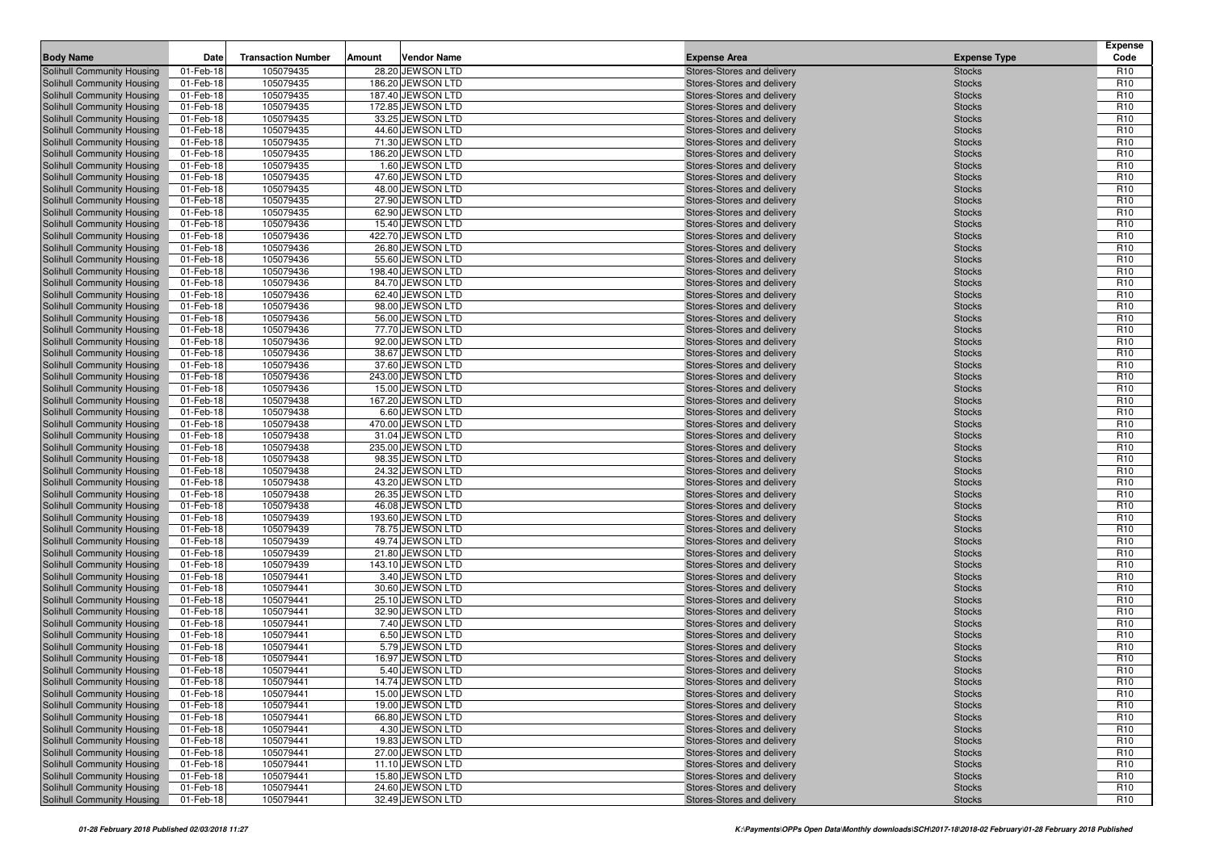| Body Name | Date | Transaction Number | Amount | Vendor Name | Expense Area | Expense Type | Expense Code |
|---|---|---|---|---|---|---|---|
| Solihull Community Housing | 01-Feb-18 | 105079435 | 28.20 | JEWSON LTD | Stores-Stores and delivery | Stocks | R10 |
| Solihull Community Housing | 01-Feb-18 | 105079435 | 186.20 | JEWSON LTD | Stores-Stores and delivery | Stocks | R10 |
| Solihull Community Housing | 01-Feb-18 | 105079435 | 187.40 | JEWSON LTD | Stores-Stores and delivery | Stocks | R10 |
| Solihull Community Housing | 01-Feb-18 | 105079435 | 172.85 | JEWSON LTD | Stores-Stores and delivery | Stocks | R10 |
| Solihull Community Housing | 01-Feb-18 | 105079435 | 33.25 | JEWSON LTD | Stores-Stores and delivery | Stocks | R10 |
| Solihull Community Housing | 01-Feb-18 | 105079435 | 44.60 | JEWSON LTD | Stores-Stores and delivery | Stocks | R10 |
| Solihull Community Housing | 01-Feb-18 | 105079435 | 71.30 | JEWSON LTD | Stores-Stores and delivery | Stocks | R10 |
| Solihull Community Housing | 01-Feb-18 | 105079435 | 186.20 | JEWSON LTD | Stores-Stores and delivery | Stocks | R10 |
| Solihull Community Housing | 01-Feb-18 | 105079435 | 1.60 | JEWSON LTD | Stores-Stores and delivery | Stocks | R10 |
| Solihull Community Housing | 01-Feb-18 | 105079435 | 47.60 | JEWSON LTD | Stores-Stores and delivery | Stocks | R10 |
| Solihull Community Housing | 01-Feb-18 | 105079435 | 48.00 | JEWSON LTD | Stores-Stores and delivery | Stocks | R10 |
| Solihull Community Housing | 01-Feb-18 | 105079435 | 27.90 | JEWSON LTD | Stores-Stores and delivery | Stocks | R10 |
| Solihull Community Housing | 01-Feb-18 | 105079435 | 62.90 | JEWSON LTD | Stores-Stores and delivery | Stocks | R10 |
| Solihull Community Housing | 01-Feb-18 | 105079436 | 15.40 | JEWSON LTD | Stores-Stores and delivery | Stocks | R10 |
| Solihull Community Housing | 01-Feb-18 | 105079436 | 422.70 | JEWSON LTD | Stores-Stores and delivery | Stocks | R10 |
| Solihull Community Housing | 01-Feb-18 | 105079436 | 26.80 | JEWSON LTD | Stores-Stores and delivery | Stocks | R10 |
| Solihull Community Housing | 01-Feb-18 | 105079436 | 55.60 | JEWSON LTD | Stores-Stores and delivery | Stocks | R10 |
| Solihull Community Housing | 01-Feb-18 | 105079436 | 198.40 | JEWSON LTD | Stores-Stores and delivery | Stocks | R10 |
| Solihull Community Housing | 01-Feb-18 | 105079436 | 84.70 | JEWSON LTD | Stores-Stores and delivery | Stocks | R10 |
| Solihull Community Housing | 01-Feb-18 | 105079436 | 62.40 | JEWSON LTD | Stores-Stores and delivery | Stocks | R10 |
| Solihull Community Housing | 01-Feb-18 | 105079436 | 98.00 | JEWSON LTD | Stores-Stores and delivery | Stocks | R10 |
| Solihull Community Housing | 01-Feb-18 | 105079436 | 56.00 | JEWSON LTD | Stores-Stores and delivery | Stocks | R10 |
| Solihull Community Housing | 01-Feb-18 | 105079436 | 77.70 | JEWSON LTD | Stores-Stores and delivery | Stocks | R10 |
| Solihull Community Housing | 01-Feb-18 | 105079436 | 92.00 | JEWSON LTD | Stores-Stores and delivery | Stocks | R10 |
| Solihull Community Housing | 01-Feb-18 | 105079436 | 38.67 | JEWSON LTD | Stores-Stores and delivery | Stocks | R10 |
| Solihull Community Housing | 01-Feb-18 | 105079436 | 37.60 | JEWSON LTD | Stores-Stores and delivery | Stocks | R10 |
| Solihull Community Housing | 01-Feb-18 | 105079436 | 243.00 | JEWSON LTD | Stores-Stores and delivery | Stocks | R10 |
| Solihull Community Housing | 01-Feb-18 | 105079436 | 15.00 | JEWSON LTD | Stores-Stores and delivery | Stocks | R10 |
| Solihull Community Housing | 01-Feb-18 | 105079438 | 167.20 | JEWSON LTD | Stores-Stores and delivery | Stocks | R10 |
| Solihull Community Housing | 01-Feb-18 | 105079438 | 6.60 | JEWSON LTD | Stores-Stores and delivery | Stocks | R10 |
| Solihull Community Housing | 01-Feb-18 | 105079438 | 470.00 | JEWSON LTD | Stores-Stores and delivery | Stocks | R10 |
| Solihull Community Housing | 01-Feb-18 | 105079438 | 31.04 | JEWSON LTD | Stores-Stores and delivery | Stocks | R10 |
| Solihull Community Housing | 01-Feb-18 | 105079438 | 235.00 | JEWSON LTD | Stores-Stores and delivery | Stocks | R10 |
| Solihull Community Housing | 01-Feb-18 | 105079438 | 98.35 | JEWSON LTD | Stores-Stores and delivery | Stocks | R10 |
| Solihull Community Housing | 01-Feb-18 | 105079438 | 24.32 | JEWSON LTD | Stores-Stores and delivery | Stocks | R10 |
| Solihull Community Housing | 01-Feb-18 | 105079438 | 43.20 | JEWSON LTD | Stores-Stores and delivery | Stocks | R10 |
| Solihull Community Housing | 01-Feb-18 | 105079438 | 26.35 | JEWSON LTD | Stores-Stores and delivery | Stocks | R10 |
| Solihull Community Housing | 01-Feb-18 | 105079438 | 46.08 | JEWSON LTD | Stores-Stores and delivery | Stocks | R10 |
| Solihull Community Housing | 01-Feb-18 | 105079439 | 193.60 | JEWSON LTD | Stores-Stores and delivery | Stocks | R10 |
| Solihull Community Housing | 01-Feb-18 | 105079439 | 78.75 | JEWSON LTD | Stores-Stores and delivery | Stocks | R10 |
| Solihull Community Housing | 01-Feb-18 | 105079439 | 49.74 | JEWSON LTD | Stores-Stores and delivery | Stocks | R10 |
| Solihull Community Housing | 01-Feb-18 | 105079439 | 21.80 | JEWSON LTD | Stores-Stores and delivery | Stocks | R10 |
| Solihull Community Housing | 01-Feb-18 | 105079439 | 143.10 | JEWSON LTD | Stores-Stores and delivery | Stocks | R10 |
| Solihull Community Housing | 01-Feb-18 | 105079441 | 3.40 | JEWSON LTD | Stores-Stores and delivery | Stocks | R10 |
| Solihull Community Housing | 01-Feb-18 | 105079441 | 30.60 | JEWSON LTD | Stores-Stores and delivery | Stocks | R10 |
| Solihull Community Housing | 01-Feb-18 | 105079441 | 25.10 | JEWSON LTD | Stores-Stores and delivery | Stocks | R10 |
| Solihull Community Housing | 01-Feb-18 | 105079441 | 32.90 | JEWSON LTD | Stores-Stores and delivery | Stocks | R10 |
| Solihull Community Housing | 01-Feb-18 | 105079441 | 7.40 | JEWSON LTD | Stores-Stores and delivery | Stocks | R10 |
| Solihull Community Housing | 01-Feb-18 | 105079441 | 6.50 | JEWSON LTD | Stores-Stores and delivery | Stocks | R10 |
| Solihull Community Housing | 01-Feb-18 | 105079441 | 5.79 | JEWSON LTD | Stores-Stores and delivery | Stocks | R10 |
| Solihull Community Housing | 01-Feb-18 | 105079441 | 16.97 | JEWSON LTD | Stores-Stores and delivery | Stocks | R10 |
| Solihull Community Housing | 01-Feb-18 | 105079441 | 5.40 | JEWSON LTD | Stores-Stores and delivery | Stocks | R10 |
| Solihull Community Housing | 01-Feb-18 | 105079441 | 14.74 | JEWSON LTD | Stores-Stores and delivery | Stocks | R10 |
| Solihull Community Housing | 01-Feb-18 | 105079441 | 15.00 | JEWSON LTD | Stores-Stores and delivery | Stocks | R10 |
| Solihull Community Housing | 01-Feb-18 | 105079441 | 19.00 | JEWSON LTD | Stores-Stores and delivery | Stocks | R10 |
| Solihull Community Housing | 01-Feb-18 | 105079441 | 66.80 | JEWSON LTD | Stores-Stores and delivery | Stocks | R10 |
| Solihull Community Housing | 01-Feb-18 | 105079441 | 4.30 | JEWSON LTD | Stores-Stores and delivery | Stocks | R10 |
| Solihull Community Housing | 01-Feb-18 | 105079441 | 19.83 | JEWSON LTD | Stores-Stores and delivery | Stocks | R10 |
| Solihull Community Housing | 01-Feb-18 | 105079441 | 27.00 | JEWSON LTD | Stores-Stores and delivery | Stocks | R10 |
| Solihull Community Housing | 01-Feb-18 | 105079441 | 11.10 | JEWSON LTD | Stores-Stores and delivery | Stocks | R10 |
| Solihull Community Housing | 01-Feb-18 | 105079441 | 15.80 | JEWSON LTD | Stores-Stores and delivery | Stocks | R10 |
| Solihull Community Housing | 01-Feb-18 | 105079441 | 24.60 | JEWSON LTD | Stores-Stores and delivery | Stocks | R10 |
| Solihull Community Housing | 01-Feb-18 | 105079441 | 32.49 | JEWSON LTD | Stores-Stores and delivery | Stocks | R10 |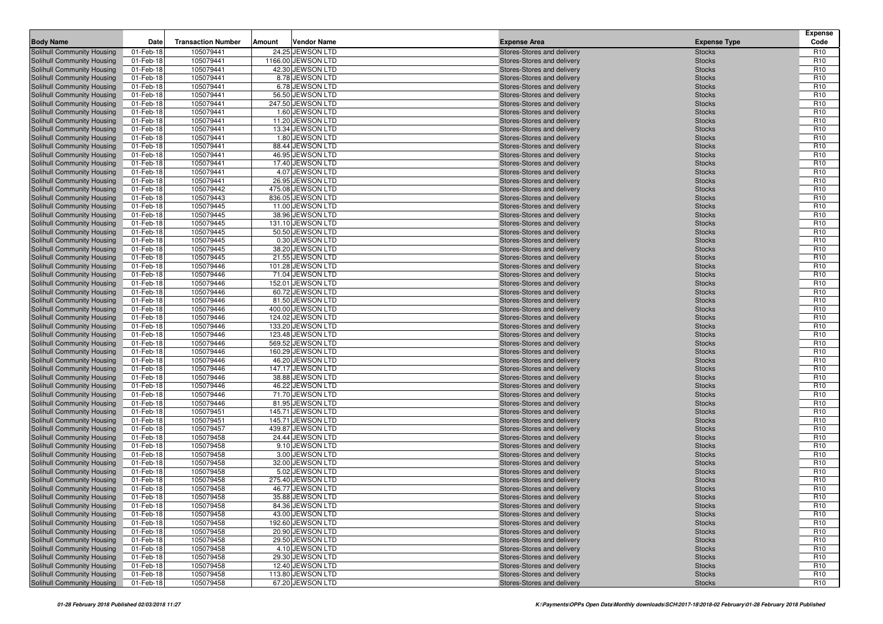| Body Name | Date | Transaction Number | Amount | Vendor Name | Expense Area | Expense Type | Expense Code |
|---|---|---|---|---|---|---|---|
| Solihull Community Housing | 01-Feb-18 | 105079441 | 24.25 | JEWSON LTD | Stores-Stores and delivery | Stocks | R10 |
| Solihull Community Housing | 01-Feb-18 | 105079441 | 1166.00 | JEWSON LTD | Stores-Stores and delivery | Stocks | R10 |
| Solihull Community Housing | 01-Feb-18 | 105079441 | 42.30 | JEWSON LTD | Stores-Stores and delivery | Stocks | R10 |
| Solihull Community Housing | 01-Feb-18 | 105079441 | 8.78 | JEWSON LTD | Stores-Stores and delivery | Stocks | R10 |
| Solihull Community Housing | 01-Feb-18 | 105079441 | 6.78 | JEWSON LTD | Stores-Stores and delivery | Stocks | R10 |
| Solihull Community Housing | 01-Feb-18 | 105079441 | 56.50 | JEWSON LTD | Stores-Stores and delivery | Stocks | R10 |
| Solihull Community Housing | 01-Feb-18 | 105079441 | 247.50 | JEWSON LTD | Stores-Stores and delivery | Stocks | R10 |
| Solihull Community Housing | 01-Feb-18 | 105079441 | 1.60 | JEWSON LTD | Stores-Stores and delivery | Stocks | R10 |
| Solihull Community Housing | 01-Feb-18 | 105079441 | 11.20 | JEWSON LTD | Stores-Stores and delivery | Stocks | R10 |
| Solihull Community Housing | 01-Feb-18 | 105079441 | 13.34 | JEWSON LTD | Stores-Stores and delivery | Stocks | R10 |
| Solihull Community Housing | 01-Feb-18 | 105079441 | 1.80 | JEWSON LTD | Stores-Stores and delivery | Stocks | R10 |
| Solihull Community Housing | 01-Feb-18 | 105079441 | 88.44 | JEWSON LTD | Stores-Stores and delivery | Stocks | R10 |
| Solihull Community Housing | 01-Feb-18 | 105079441 | 46.95 | JEWSON LTD | Stores-Stores and delivery | Stocks | R10 |
| Solihull Community Housing | 01-Feb-18 | 105079441 | 17.40 | JEWSON LTD | Stores-Stores and delivery | Stocks | R10 |
| Solihull Community Housing | 01-Feb-18 | 105079441 | 4.07 | JEWSON LTD | Stores-Stores and delivery | Stocks | R10 |
| Solihull Community Housing | 01-Feb-18 | 105079441 | 26.95 | JEWSON LTD | Stores-Stores and delivery | Stocks | R10 |
| Solihull Community Housing | 01-Feb-18 | 105079442 | 475.08 | JEWSON LTD | Stores-Stores and delivery | Stocks | R10 |
| Solihull Community Housing | 01-Feb-18 | 105079443 | 836.05 | JEWSON LTD | Stores-Stores and delivery | Stocks | R10 |
| Solihull Community Housing | 01-Feb-18 | 105079445 | 11.00 | JEWSON LTD | Stores-Stores and delivery | Stocks | R10 |
| Solihull Community Housing | 01-Feb-18 | 105079445 | 38.96 | JEWSON LTD | Stores-Stores and delivery | Stocks | R10 |
| Solihull Community Housing | 01-Feb-18 | 105079445 | 131.10 | JEWSON LTD | Stores-Stores and delivery | Stocks | R10 |
| Solihull Community Housing | 01-Feb-18 | 105079445 | 50.50 | JEWSON LTD | Stores-Stores and delivery | Stocks | R10 |
| Solihull Community Housing | 01-Feb-18 | 105079445 | 0.30 | JEWSON LTD | Stores-Stores and delivery | Stocks | R10 |
| Solihull Community Housing | 01-Feb-18 | 105079445 | 38.20 | JEWSON LTD | Stores-Stores and delivery | Stocks | R10 |
| Solihull Community Housing | 01-Feb-18 | 105079445 | 21.55 | JEWSON LTD | Stores-Stores and delivery | Stocks | R10 |
| Solihull Community Housing | 01-Feb-18 | 105079446 | 101.28 | JEWSON LTD | Stores-Stores and delivery | Stocks | R10 |
| Solihull Community Housing | 01-Feb-18 | 105079446 | 71.04 | JEWSON LTD | Stores-Stores and delivery | Stocks | R10 |
| Solihull Community Housing | 01-Feb-18 | 105079446 | 152.01 | JEWSON LTD | Stores-Stores and delivery | Stocks | R10 |
| Solihull Community Housing | 01-Feb-18 | 105079446 | 60.72 | JEWSON LTD | Stores-Stores and delivery | Stocks | R10 |
| Solihull Community Housing | 01-Feb-18 | 105079446 | 81.50 | JEWSON LTD | Stores-Stores and delivery | Stocks | R10 |
| Solihull Community Housing | 01-Feb-18 | 105079446 | 400.00 | JEWSON LTD | Stores-Stores and delivery | Stocks | R10 |
| Solihull Community Housing | 01-Feb-18 | 105079446 | 124.02 | JEWSON LTD | Stores-Stores and delivery | Stocks | R10 |
| Solihull Community Housing | 01-Feb-18 | 105079446 | 133.20 | JEWSON LTD | Stores-Stores and delivery | Stocks | R10 |
| Solihull Community Housing | 01-Feb-18 | 105079446 | 123.48 | JEWSON LTD | Stores-Stores and delivery | Stocks | R10 |
| Solihull Community Housing | 01-Feb-18 | 105079446 | 569.52 | JEWSON LTD | Stores-Stores and delivery | Stocks | R10 |
| Solihull Community Housing | 01-Feb-18 | 105079446 | 160.29 | JEWSON LTD | Stores-Stores and delivery | Stocks | R10 |
| Solihull Community Housing | 01-Feb-18 | 105079446 | 46.20 | JEWSON LTD | Stores-Stores and delivery | Stocks | R10 |
| Solihull Community Housing | 01-Feb-18 | 105079446 | 147.17 | JEWSON LTD | Stores-Stores and delivery | Stocks | R10 |
| Solihull Community Housing | 01-Feb-18 | 105079446 | 38.88 | JEWSON LTD | Stores-Stores and delivery | Stocks | R10 |
| Solihull Community Housing | 01-Feb-18 | 105079446 | 46.22 | JEWSON LTD | Stores-Stores and delivery | Stocks | R10 |
| Solihull Community Housing | 01-Feb-18 | 105079446 | 71.70 | JEWSON LTD | Stores-Stores and delivery | Stocks | R10 |
| Solihull Community Housing | 01-Feb-18 | 105079446 | 81.95 | JEWSON LTD | Stores-Stores and delivery | Stocks | R10 |
| Solihull Community Housing | 01-Feb-18 | 105079451 | 145.71 | JEWSON LTD | Stores-Stores and delivery | Stocks | R10 |
| Solihull Community Housing | 01-Feb-18 | 105079451 | 145.71 | JEWSON LTD | Stores-Stores and delivery | Stocks | R10 |
| Solihull Community Housing | 01-Feb-18 | 105079457 | 439.87 | JEWSON LTD | Stores-Stores and delivery | Stocks | R10 |
| Solihull Community Housing | 01-Feb-18 | 105079458 | 24.44 | JEWSON LTD | Stores-Stores and delivery | Stocks | R10 |
| Solihull Community Housing | 01-Feb-18 | 105079458 | 9.10 | JEWSON LTD | Stores-Stores and delivery | Stocks | R10 |
| Solihull Community Housing | 01-Feb-18 | 105079458 | 3.00 | JEWSON LTD | Stores-Stores and delivery | Stocks | R10 |
| Solihull Community Housing | 01-Feb-18 | 105079458 | 32.00 | JEWSON LTD | Stores-Stores and delivery | Stocks | R10 |
| Solihull Community Housing | 01-Feb-18 | 105079458 | 5.02 | JEWSON LTD | Stores-Stores and delivery | Stocks | R10 |
| Solihull Community Housing | 01-Feb-18 | 105079458 | 275.40 | JEWSON LTD | Stores-Stores and delivery | Stocks | R10 |
| Solihull Community Housing | 01-Feb-18 | 105079458 | 46.77 | JEWSON LTD | Stores-Stores and delivery | Stocks | R10 |
| Solihull Community Housing | 01-Feb-18 | 105079458 | 35.88 | JEWSON LTD | Stores-Stores and delivery | Stocks | R10 |
| Solihull Community Housing | 01-Feb-18 | 105079458 | 84.36 | JEWSON LTD | Stores-Stores and delivery | Stocks | R10 |
| Solihull Community Housing | 01-Feb-18 | 105079458 | 43.00 | JEWSON LTD | Stores-Stores and delivery | Stocks | R10 |
| Solihull Community Housing | 01-Feb-18 | 105079458 | 192.60 | JEWSON LTD | Stores-Stores and delivery | Stocks | R10 |
| Solihull Community Housing | 01-Feb-18 | 105079458 | 20.90 | JEWSON LTD | Stores-Stores and delivery | Stocks | R10 |
| Solihull Community Housing | 01-Feb-18 | 105079458 | 29.50 | JEWSON LTD | Stores-Stores and delivery | Stocks | R10 |
| Solihull Community Housing | 01-Feb-18 | 105079458 | 4.10 | JEWSON LTD | Stores-Stores and delivery | Stocks | R10 |
| Solihull Community Housing | 01-Feb-18 | 105079458 | 29.30 | JEWSON LTD | Stores-Stores and delivery | Stocks | R10 |
| Solihull Community Housing | 01-Feb-18 | 105079458 | 12.40 | JEWSON LTD | Stores-Stores and delivery | Stocks | R10 |
| Solihull Community Housing | 01-Feb-18 | 105079458 | 113.80 | JEWSON LTD | Stores-Stores and delivery | Stocks | R10 |
| Solihull Community Housing | 01-Feb-18 | 105079458 | 67.20 | JEWSON LTD | Stores-Stores and delivery | Stocks | R10 |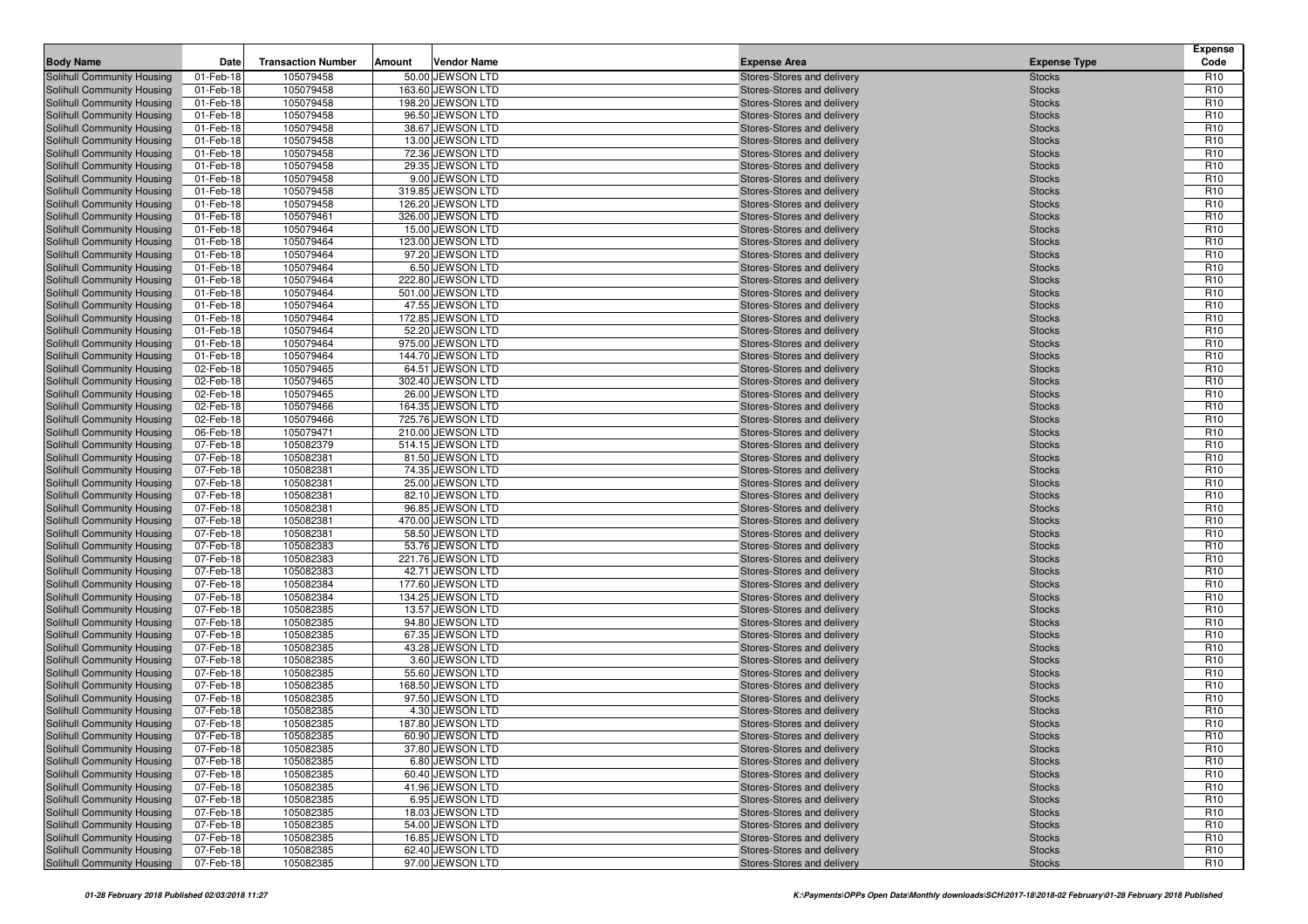| Body Name | Date | Transaction Number | Amount | Vendor Name | Expense Area | Expense Type | Expense Code |
|---|---|---|---|---|---|---|---|
| Solihull Community Housing | 01-Feb-18 | 105079458 | 50.00 | JEWSON LTD | Stores-Stores and delivery | Stocks | R10 |
| Solihull Community Housing | 01-Feb-18 | 105079458 | 163.60 | JEWSON LTD | Stores-Stores and delivery | Stocks | R10 |
| Solihull Community Housing | 01-Feb-18 | 105079458 | 198.20 | JEWSON LTD | Stores-Stores and delivery | Stocks | R10 |
| Solihull Community Housing | 01-Feb-18 | 105079458 | 96.50 | JEWSON LTD | Stores-Stores and delivery | Stocks | R10 |
| Solihull Community Housing | 01-Feb-18 | 105079458 | 38.67 | JEWSON LTD | Stores-Stores and delivery | Stocks | R10 |
| Solihull Community Housing | 01-Feb-18 | 105079458 | 13.00 | JEWSON LTD | Stores-Stores and delivery | Stocks | R10 |
| Solihull Community Housing | 01-Feb-18 | 105079458 | 72.36 | JEWSON LTD | Stores-Stores and delivery | Stocks | R10 |
| Solihull Community Housing | 01-Feb-18 | 105079458 | 29.35 | JEWSON LTD | Stores-Stores and delivery | Stocks | R10 |
| Solihull Community Housing | 01-Feb-18 | 105079458 | 9.00 | JEWSON LTD | Stores-Stores and delivery | Stocks | R10 |
| Solihull Community Housing | 01-Feb-18 | 105079458 | 319.85 | JEWSON LTD | Stores-Stores and delivery | Stocks | R10 |
| Solihull Community Housing | 01-Feb-18 | 105079458 | 126.20 | JEWSON LTD | Stores-Stores and delivery | Stocks | R10 |
| Solihull Community Housing | 01-Feb-18 | 105079461 | 326.00 | JEWSON LTD | Stores-Stores and delivery | Stocks | R10 |
| Solihull Community Housing | 01-Feb-18 | 105079464 | 15.00 | JEWSON LTD | Stores-Stores and delivery | Stocks | R10 |
| Solihull Community Housing | 01-Feb-18 | 105079464 | 123.00 | JEWSON LTD | Stores-Stores and delivery | Stocks | R10 |
| Solihull Community Housing | 01-Feb-18 | 105079464 | 97.20 | JEWSON LTD | Stores-Stores and delivery | Stocks | R10 |
| Solihull Community Housing | 01-Feb-18 | 105079464 | 6.50 | JEWSON LTD | Stores-Stores and delivery | Stocks | R10 |
| Solihull Community Housing | 01-Feb-18 | 105079464 | 222.80 | JEWSON LTD | Stores-Stores and delivery | Stocks | R10 |
| Solihull Community Housing | 01-Feb-18 | 105079464 | 501.00 | JEWSON LTD | Stores-Stores and delivery | Stocks | R10 |
| Solihull Community Housing | 01-Feb-18 | 105079464 | 47.55 | JEWSON LTD | Stores-Stores and delivery | Stocks | R10 |
| Solihull Community Housing | 01-Feb-18 | 105079464 | 172.85 | JEWSON LTD | Stores-Stores and delivery | Stocks | R10 |
| Solihull Community Housing | 01-Feb-18 | 105079464 | 52.20 | JEWSON LTD | Stores-Stores and delivery | Stocks | R10 |
| Solihull Community Housing | 01-Feb-18 | 105079464 | 975.00 | JEWSON LTD | Stores-Stores and delivery | Stocks | R10 |
| Solihull Community Housing | 01-Feb-18 | 105079464 | 144.70 | JEWSON LTD | Stores-Stores and delivery | Stocks | R10 |
| Solihull Community Housing | 02-Feb-18 | 105079465 | 64.51 | JEWSON LTD | Stores-Stores and delivery | Stocks | R10 |
| Solihull Community Housing | 02-Feb-18 | 105079465 | 302.40 | JEWSON LTD | Stores-Stores and delivery | Stocks | R10 |
| Solihull Community Housing | 02-Feb-18 | 105079465 | 26.00 | JEWSON LTD | Stores-Stores and delivery | Stocks | R10 |
| Solihull Community Housing | 02-Feb-18 | 105079466 | 164.35 | JEWSON LTD | Stores-Stores and delivery | Stocks | R10 |
| Solihull Community Housing | 02-Feb-18 | 105079466 | 725.76 | JEWSON LTD | Stores-Stores and delivery | Stocks | R10 |
| Solihull Community Housing | 06-Feb-18 | 105079471 | 210.00 | JEWSON LTD | Stores-Stores and delivery | Stocks | R10 |
| Solihull Community Housing | 07-Feb-18 | 105082379 | 514.15 | JEWSON LTD | Stores-Stores and delivery | Stocks | R10 |
| Solihull Community Housing | 07-Feb-18 | 105082381 | 81.50 | JEWSON LTD | Stores-Stores and delivery | Stocks | R10 |
| Solihull Community Housing | 07-Feb-18 | 105082381 | 74.35 | JEWSON LTD | Stores-Stores and delivery | Stocks | R10 |
| Solihull Community Housing | 07-Feb-18 | 105082381 | 25.00 | JEWSON LTD | Stores-Stores and delivery | Stocks | R10 |
| Solihull Community Housing | 07-Feb-18 | 105082381 | 82.10 | JEWSON LTD | Stores-Stores and delivery | Stocks | R10 |
| Solihull Community Housing | 07-Feb-18 | 105082381 | 96.85 | JEWSON LTD | Stores-Stores and delivery | Stocks | R10 |
| Solihull Community Housing | 07-Feb-18 | 105082381 | 470.00 | JEWSON LTD | Stores-Stores and delivery | Stocks | R10 |
| Solihull Community Housing | 07-Feb-18 | 105082381 | 58.50 | JEWSON LTD | Stores-Stores and delivery | Stocks | R10 |
| Solihull Community Housing | 07-Feb-18 | 105082383 | 53.76 | JEWSON LTD | Stores-Stores and delivery | Stocks | R10 |
| Solihull Community Housing | 07-Feb-18 | 105082383 | 221.76 | JEWSON LTD | Stores-Stores and delivery | Stocks | R10 |
| Solihull Community Housing | 07-Feb-18 | 105082383 | 42.71 | JEWSON LTD | Stores-Stores and delivery | Stocks | R10 |
| Solihull Community Housing | 07-Feb-18 | 105082384 | 177.60 | JEWSON LTD | Stores-Stores and delivery | Stocks | R10 |
| Solihull Community Housing | 07-Feb-18 | 105082384 | 134.25 | JEWSON LTD | Stores-Stores and delivery | Stocks | R10 |
| Solihull Community Housing | 07-Feb-18 | 105082385 | 13.57 | JEWSON LTD | Stores-Stores and delivery | Stocks | R10 |
| Solihull Community Housing | 07-Feb-18 | 105082385 | 94.80 | JEWSON LTD | Stores-Stores and delivery | Stocks | R10 |
| Solihull Community Housing | 07-Feb-18 | 105082385 | 67.35 | JEWSON LTD | Stores-Stores and delivery | Stocks | R10 |
| Solihull Community Housing | 07-Feb-18 | 105082385 | 43.28 | JEWSON LTD | Stores-Stores and delivery | Stocks | R10 |
| Solihull Community Housing | 07-Feb-18 | 105082385 | 3.60 | JEWSON LTD | Stores-Stores and delivery | Stocks | R10 |
| Solihull Community Housing | 07-Feb-18 | 105082385 | 55.60 | JEWSON LTD | Stores-Stores and delivery | Stocks | R10 |
| Solihull Community Housing | 07-Feb-18 | 105082385 | 168.50 | JEWSON LTD | Stores-Stores and delivery | Stocks | R10 |
| Solihull Community Housing | 07-Feb-18 | 105082385 | 97.50 | JEWSON LTD | Stores-Stores and delivery | Stocks | R10 |
| Solihull Community Housing | 07-Feb-18 | 105082385 | 4.30 | JEWSON LTD | Stores-Stores and delivery | Stocks | R10 |
| Solihull Community Housing | 07-Feb-18 | 105082385 | 187.80 | JEWSON LTD | Stores-Stores and delivery | Stocks | R10 |
| Solihull Community Housing | 07-Feb-18 | 105082385 | 60.90 | JEWSON LTD | Stores-Stores and delivery | Stocks | R10 |
| Solihull Community Housing | 07-Feb-18 | 105082385 | 37.80 | JEWSON LTD | Stores-Stores and delivery | Stocks | R10 |
| Solihull Community Housing | 07-Feb-18 | 105082385 | 6.80 | JEWSON LTD | Stores-Stores and delivery | Stocks | R10 |
| Solihull Community Housing | 07-Feb-18 | 105082385 | 60.40 | JEWSON LTD | Stores-Stores and delivery | Stocks | R10 |
| Solihull Community Housing | 07-Feb-18 | 105082385 | 41.96 | JEWSON LTD | Stores-Stores and delivery | Stocks | R10 |
| Solihull Community Housing | 07-Feb-18 | 105082385 | 6.95 | JEWSON LTD | Stores-Stores and delivery | Stocks | R10 |
| Solihull Community Housing | 07-Feb-18 | 105082385 | 18.03 | JEWSON LTD | Stores-Stores and delivery | Stocks | R10 |
| Solihull Community Housing | 07-Feb-18 | 105082385 | 54.00 | JEWSON LTD | Stores-Stores and delivery | Stocks | R10 |
| Solihull Community Housing | 07-Feb-18 | 105082385 | 16.85 | JEWSON LTD | Stores-Stores and delivery | Stocks | R10 |
| Solihull Community Housing | 07-Feb-18 | 105082385 | 62.40 | JEWSON LTD | Stores-Stores and delivery | Stocks | R10 |
| Solihull Community Housing | 07-Feb-18 | 105082385 | 97.00 | JEWSON LTD | Stores-Stores and delivery | Stocks | R10 |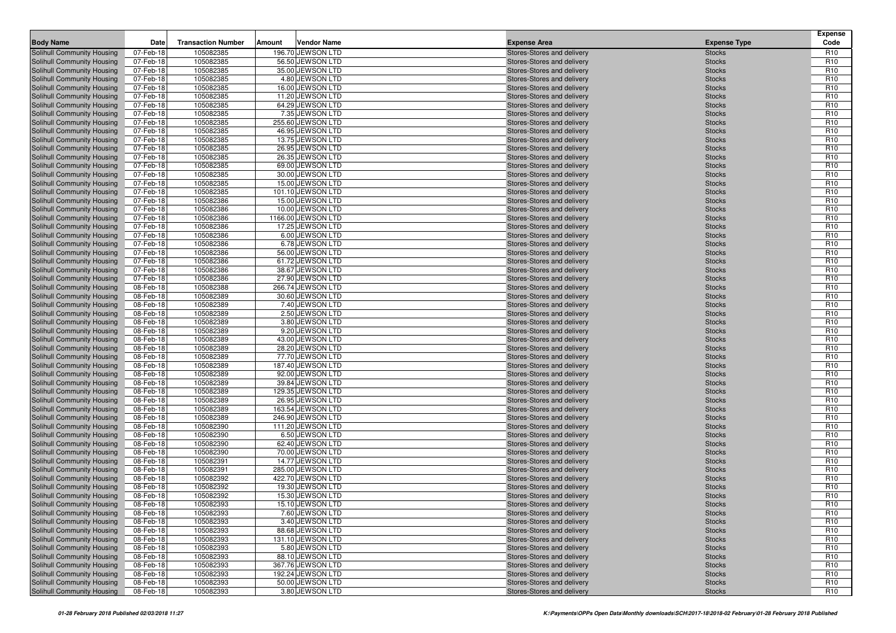| Body Name | Date | Transaction Number | Amount | Vendor Name | Expense Area | Expense Type | Expense Code |
|---|---|---|---|---|---|---|---|
| Solihull Community Housing | 07-Feb-18 | 105082385 | 196.70 | JEWSON LTD | Stores-Stores and delivery | Stocks | R10 |
| Solihull Community Housing | 07-Feb-18 | 105082385 | 56.50 | JEWSON LTD | Stores-Stores and delivery | Stocks | R10 |
| Solihull Community Housing | 07-Feb-18 | 105082385 | 35.00 | JEWSON LTD | Stores-Stores and delivery | Stocks | R10 |
| Solihull Community Housing | 07-Feb-18 | 105082385 | 4.80 | JEWSON LTD | Stores-Stores and delivery | Stocks | R10 |
| Solihull Community Housing | 07-Feb-18 | 105082385 | 16.00 | JEWSON LTD | Stores-Stores and delivery | Stocks | R10 |
| Solihull Community Housing | 07-Feb-18 | 105082385 | 11.20 | JEWSON LTD | Stores-Stores and delivery | Stocks | R10 |
| Solihull Community Housing | 07-Feb-18 | 105082385 | 64.29 | JEWSON LTD | Stores-Stores and delivery | Stocks | R10 |
| Solihull Community Housing | 07-Feb-18 | 105082385 | 7.35 | JEWSON LTD | Stores-Stores and delivery | Stocks | R10 |
| Solihull Community Housing | 07-Feb-18 | 105082385 | 255.60 | JEWSON LTD | Stores-Stores and delivery | Stocks | R10 |
| Solihull Community Housing | 07-Feb-18 | 105082385 | 46.95 | JEWSON LTD | Stores-Stores and delivery | Stocks | R10 |
| Solihull Community Housing | 07-Feb-18 | 105082385 | 13.75 | JEWSON LTD | Stores-Stores and delivery | Stocks | R10 |
| Solihull Community Housing | 07-Feb-18 | 105082385 | 26.95 | JEWSON LTD | Stores-Stores and delivery | Stocks | R10 |
| Solihull Community Housing | 07-Feb-18 | 105082385 | 26.35 | JEWSON LTD | Stores-Stores and delivery | Stocks | R10 |
| Solihull Community Housing | 07-Feb-18 | 105082385 | 69.00 | JEWSON LTD | Stores-Stores and delivery | Stocks | R10 |
| Solihull Community Housing | 07-Feb-18 | 105082385 | 30.00 | JEWSON LTD | Stores-Stores and delivery | Stocks | R10 |
| Solihull Community Housing | 07-Feb-18 | 105082385 | 15.00 | JEWSON LTD | Stores-Stores and delivery | Stocks | R10 |
| Solihull Community Housing | 07-Feb-18 | 105082385 | 101.10 | JEWSON LTD | Stores-Stores and delivery | Stocks | R10 |
| Solihull Community Housing | 07-Feb-18 | 105082386 | 15.00 | JEWSON LTD | Stores-Stores and delivery | Stocks | R10 |
| Solihull Community Housing | 07-Feb-18 | 105082386 | 10.00 | JEWSON LTD | Stores-Stores and delivery | Stocks | R10 |
| Solihull Community Housing | 07-Feb-18 | 105082386 | 1166.00 | JEWSON LTD | Stores-Stores and delivery | Stocks | R10 |
| Solihull Community Housing | 07-Feb-18 | 105082386 | 17.25 | JEWSON LTD | Stores-Stores and delivery | Stocks | R10 |
| Solihull Community Housing | 07-Feb-18 | 105082386 | 6.00 | JEWSON LTD | Stores-Stores and delivery | Stocks | R10 |
| Solihull Community Housing | 07-Feb-18 | 105082386 | 6.78 | JEWSON LTD | Stores-Stores and delivery | Stocks | R10 |
| Solihull Community Housing | 07-Feb-18 | 105082386 | 56.00 | JEWSON LTD | Stores-Stores and delivery | Stocks | R10 |
| Solihull Community Housing | 07-Feb-18 | 105082386 | 61.72 | JEWSON LTD | Stores-Stores and delivery | Stocks | R10 |
| Solihull Community Housing | 07-Feb-18 | 105082386 | 38.67 | JEWSON LTD | Stores-Stores and delivery | Stocks | R10 |
| Solihull Community Housing | 07-Feb-18 | 105082386 | 27.90 | JEWSON LTD | Stores-Stores and delivery | Stocks | R10 |
| Solihull Community Housing | 08-Feb-18 | 105082388 | 266.74 | JEWSON LTD | Stores-Stores and delivery | Stocks | R10 |
| Solihull Community Housing | 08-Feb-18 | 105082389 | 30.60 | JEWSON LTD | Stores-Stores and delivery | Stocks | R10 |
| Solihull Community Housing | 08-Feb-18 | 105082389 | 7.40 | JEWSON LTD | Stores-Stores and delivery | Stocks | R10 |
| Solihull Community Housing | 08-Feb-18 | 105082389 | 2.50 | JEWSON LTD | Stores-Stores and delivery | Stocks | R10 |
| Solihull Community Housing | 08-Feb-18 | 105082389 | 3.80 | JEWSON LTD | Stores-Stores and delivery | Stocks | R10 |
| Solihull Community Housing | 08-Feb-18 | 105082389 | 9.20 | JEWSON LTD | Stores-Stores and delivery | Stocks | R10 |
| Solihull Community Housing | 08-Feb-18 | 105082389 | 43.00 | JEWSON LTD | Stores-Stores and delivery | Stocks | R10 |
| Solihull Community Housing | 08-Feb-18 | 105082389 | 28.20 | JEWSON LTD | Stores-Stores and delivery | Stocks | R10 |
| Solihull Community Housing | 08-Feb-18 | 105082389 | 77.70 | JEWSON LTD | Stores-Stores and delivery | Stocks | R10 |
| Solihull Community Housing | 08-Feb-18 | 105082389 | 187.40 | JEWSON LTD | Stores-Stores and delivery | Stocks | R10 |
| Solihull Community Housing | 08-Feb-18 | 105082389 | 92.00 | JEWSON LTD | Stores-Stores and delivery | Stocks | R10 |
| Solihull Community Housing | 08-Feb-18 | 105082389 | 39.84 | JEWSON LTD | Stores-Stores and delivery | Stocks | R10 |
| Solihull Community Housing | 08-Feb-18 | 105082389 | 129.35 | JEWSON LTD | Stores-Stores and delivery | Stocks | R10 |
| Solihull Community Housing | 08-Feb-18 | 105082389 | 26.95 | JEWSON LTD | Stores-Stores and delivery | Stocks | R10 |
| Solihull Community Housing | 08-Feb-18 | 105082389 | 163.54 | JEWSON LTD | Stores-Stores and delivery | Stocks | R10 |
| Solihull Community Housing | 08-Feb-18 | 105082389 | 246.90 | JEWSON LTD | Stores-Stores and delivery | Stocks | R10 |
| Solihull Community Housing | 08-Feb-18 | 105082390 | 111.20 | JEWSON LTD | Stores-Stores and delivery | Stocks | R10 |
| Solihull Community Housing | 08-Feb-18 | 105082390 | 6.50 | JEWSON LTD | Stores-Stores and delivery | Stocks | R10 |
| Solihull Community Housing | 08-Feb-18 | 105082390 | 62.40 | JEWSON LTD | Stores-Stores and delivery | Stocks | R10 |
| Solihull Community Housing | 08-Feb-18 | 105082390 | 70.00 | JEWSON LTD | Stores-Stores and delivery | Stocks | R10 |
| Solihull Community Housing | 08-Feb-18 | 105082391 | 14.77 | JEWSON LTD | Stores-Stores and delivery | Stocks | R10 |
| Solihull Community Housing | 08-Feb-18 | 105082391 | 285.00 | JEWSON LTD | Stores-Stores and delivery | Stocks | R10 |
| Solihull Community Housing | 08-Feb-18 | 105082392 | 422.70 | JEWSON LTD | Stores-Stores and delivery | Stocks | R10 |
| Solihull Community Housing | 08-Feb-18 | 105082392 | 19.30 | JEWSON LTD | Stores-Stores and delivery | Stocks | R10 |
| Solihull Community Housing | 08-Feb-18 | 105082392 | 15.30 | JEWSON LTD | Stores-Stores and delivery | Stocks | R10 |
| Solihull Community Housing | 08-Feb-18 | 105082393 | 15.10 | JEWSON LTD | Stores-Stores and delivery | Stocks | R10 |
| Solihull Community Housing | 08-Feb-18 | 105082393 | 7.60 | JEWSON LTD | Stores-Stores and delivery | Stocks | R10 |
| Solihull Community Housing | 08-Feb-18 | 105082393 | 3.40 | JEWSON LTD | Stores-Stores and delivery | Stocks | R10 |
| Solihull Community Housing | 08-Feb-18 | 105082393 | 88.68 | JEWSON LTD | Stores-Stores and delivery | Stocks | R10 |
| Solihull Community Housing | 08-Feb-18 | 105082393 | 131.10 | JEWSON LTD | Stores-Stores and delivery | Stocks | R10 |
| Solihull Community Housing | 08-Feb-18 | 105082393 | 5.80 | JEWSON LTD | Stores-Stores and delivery | Stocks | R10 |
| Solihull Community Housing | 08-Feb-18 | 105082393 | 88.10 | JEWSON LTD | Stores-Stores and delivery | Stocks | R10 |
| Solihull Community Housing | 08-Feb-18 | 105082393 | 367.76 | JEWSON LTD | Stores-Stores and delivery | Stocks | R10 |
| Solihull Community Housing | 08-Feb-18 | 105082393 | 192.24 | JEWSON LTD | Stores-Stores and delivery | Stocks | R10 |
| Solihull Community Housing | 08-Feb-18 | 105082393 | 50.00 | JEWSON LTD | Stores-Stores and delivery | Stocks | R10 |
| Solihull Community Housing | 08-Feb-18 | 105082393 | 3.80 | JEWSON LTD | Stores-Stores and delivery | Stocks | R10 |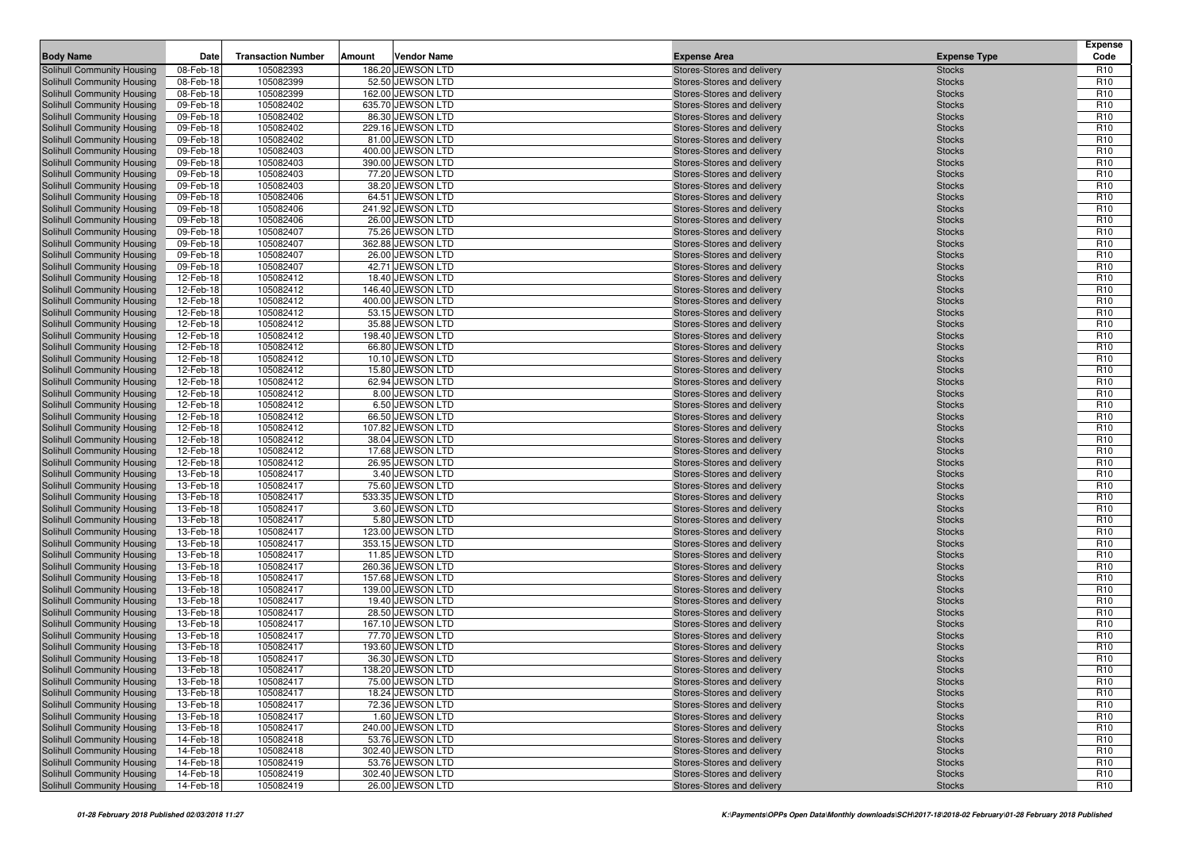| Body Name | Date | Transaction Number | Amount | Vendor Name | Expense Area | Expense Type | Expense Code |
|---|---|---|---|---|---|---|---|
| Solihull Community Housing | 08-Feb-18 | 105082393 | 186.20 | JEWSON LTD | Stores-Stores and delivery | Stocks | R10 |
| Solihull Community Housing | 08-Feb-18 | 105082399 | 52.50 | JEWSON LTD | Stores-Stores and delivery | Stocks | R10 |
| Solihull Community Housing | 08-Feb-18 | 105082399 | 162.00 | JEWSON LTD | Stores-Stores and delivery | Stocks | R10 |
| Solihull Community Housing | 09-Feb-18 | 105082402 | 635.70 | JEWSON LTD | Stores-Stores and delivery | Stocks | R10 |
| Solihull Community Housing | 09-Feb-18 | 105082402 | 86.30 | JEWSON LTD | Stores-Stores and delivery | Stocks | R10 |
| Solihull Community Housing | 09-Feb-18 | 105082402 | 229.16 | JEWSON LTD | Stores-Stores and delivery | Stocks | R10 |
| Solihull Community Housing | 09-Feb-18 | 105082402 | 81.00 | JEWSON LTD | Stores-Stores and delivery | Stocks | R10 |
| Solihull Community Housing | 09-Feb-18 | 105082403 | 400.00 | JEWSON LTD | Stores-Stores and delivery | Stocks | R10 |
| Solihull Community Housing | 09-Feb-18 | 105082403 | 390.00 | JEWSON LTD | Stores-Stores and delivery | Stocks | R10 |
| Solihull Community Housing | 09-Feb-18 | 105082403 | 77.20 | JEWSON LTD | Stores-Stores and delivery | Stocks | R10 |
| Solihull Community Housing | 09-Feb-18 | 105082403 | 38.20 | JEWSON LTD | Stores-Stores and delivery | Stocks | R10 |
| Solihull Community Housing | 09-Feb-18 | 105082406 | 64.51 | JEWSON LTD | Stores-Stores and delivery | Stocks | R10 |
| Solihull Community Housing | 09-Feb-18 | 105082406 | 241.92 | JEWSON LTD | Stores-Stores and delivery | Stocks | R10 |
| Solihull Community Housing | 09-Feb-18 | 105082406 | 26.00 | JEWSON LTD | Stores-Stores and delivery | Stocks | R10 |
| Solihull Community Housing | 09-Feb-18 | 105082407 | 75.26 | JEWSON LTD | Stores-Stores and delivery | Stocks | R10 |
| Solihull Community Housing | 09-Feb-18 | 105082407 | 362.88 | JEWSON LTD | Stores-Stores and delivery | Stocks | R10 |
| Solihull Community Housing | 09-Feb-18 | 105082407 | 26.00 | JEWSON LTD | Stores-Stores and delivery | Stocks | R10 |
| Solihull Community Housing | 09-Feb-18 | 105082407 | 42.71 | JEWSON LTD | Stores-Stores and delivery | Stocks | R10 |
| Solihull Community Housing | 12-Feb-18 | 105082412 | 18.40 | JEWSON LTD | Stores-Stores and delivery | Stocks | R10 |
| Solihull Community Housing | 12-Feb-18 | 105082412 | 146.40 | JEWSON LTD | Stores-Stores and delivery | Stocks | R10 |
| Solihull Community Housing | 12-Feb-18 | 105082412 | 400.00 | JEWSON LTD | Stores-Stores and delivery | Stocks | R10 |
| Solihull Community Housing | 12-Feb-18 | 105082412 | 53.15 | JEWSON LTD | Stores-Stores and delivery | Stocks | R10 |
| Solihull Community Housing | 12-Feb-18 | 105082412 | 35.88 | JEWSON LTD | Stores-Stores and delivery | Stocks | R10 |
| Solihull Community Housing | 12-Feb-18 | 105082412 | 198.40 | JEWSON LTD | Stores-Stores and delivery | Stocks | R10 |
| Solihull Community Housing | 12-Feb-18 | 105082412 | 66.80 | JEWSON LTD | Stores-Stores and delivery | Stocks | R10 |
| Solihull Community Housing | 12-Feb-18 | 105082412 | 10.10 | JEWSON LTD | Stores-Stores and delivery | Stocks | R10 |
| Solihull Community Housing | 12-Feb-18 | 105082412 | 15.80 | JEWSON LTD | Stores-Stores and delivery | Stocks | R10 |
| Solihull Community Housing | 12-Feb-18 | 105082412 | 62.94 | JEWSON LTD | Stores-Stores and delivery | Stocks | R10 |
| Solihull Community Housing | 12-Feb-18 | 105082412 | 8.00 | JEWSON LTD | Stores-Stores and delivery | Stocks | R10 |
| Solihull Community Housing | 12-Feb-18 | 105082412 | 6.50 | JEWSON LTD | Stores-Stores and delivery | Stocks | R10 |
| Solihull Community Housing | 12-Feb-18 | 105082412 | 66.50 | JEWSON LTD | Stores-Stores and delivery | Stocks | R10 |
| Solihull Community Housing | 12-Feb-18 | 105082412 | 107.82 | JEWSON LTD | Stores-Stores and delivery | Stocks | R10 |
| Solihull Community Housing | 12-Feb-18 | 105082412 | 38.04 | JEWSON LTD | Stores-Stores and delivery | Stocks | R10 |
| Solihull Community Housing | 12-Feb-18 | 105082412 | 17.68 | JEWSON LTD | Stores-Stores and delivery | Stocks | R10 |
| Solihull Community Housing | 12-Feb-18 | 105082412 | 26.95 | JEWSON LTD | Stores-Stores and delivery | Stocks | R10 |
| Solihull Community Housing | 13-Feb-18 | 105082417 | 3.40 | JEWSON LTD | Stores-Stores and delivery | Stocks | R10 |
| Solihull Community Housing | 13-Feb-18 | 105082417 | 75.60 | JEWSON LTD | Stores-Stores and delivery | Stocks | R10 |
| Solihull Community Housing | 13-Feb-18 | 105082417 | 533.35 | JEWSON LTD | Stores-Stores and delivery | Stocks | R10 |
| Solihull Community Housing | 13-Feb-18 | 105082417 | 3.60 | JEWSON LTD | Stores-Stores and delivery | Stocks | R10 |
| Solihull Community Housing | 13-Feb-18 | 105082417 | 5.80 | JEWSON LTD | Stores-Stores and delivery | Stocks | R10 |
| Solihull Community Housing | 13-Feb-18 | 105082417 | 123.00 | JEWSON LTD | Stores-Stores and delivery | Stocks | R10 |
| Solihull Community Housing | 13-Feb-18 | 105082417 | 353.15 | JEWSON LTD | Stores-Stores and delivery | Stocks | R10 |
| Solihull Community Housing | 13-Feb-18 | 105082417 | 11.85 | JEWSON LTD | Stores-Stores and delivery | Stocks | R10 |
| Solihull Community Housing | 13-Feb-18 | 105082417 | 260.36 | JEWSON LTD | Stores-Stores and delivery | Stocks | R10 |
| Solihull Community Housing | 13-Feb-18 | 105082417 | 157.68 | JEWSON LTD | Stores-Stores and delivery | Stocks | R10 |
| Solihull Community Housing | 13-Feb-18 | 105082417 | 139.00 | JEWSON LTD | Stores-Stores and delivery | Stocks | R10 |
| Solihull Community Housing | 13-Feb-18 | 105082417 | 19.40 | JEWSON LTD | Stores-Stores and delivery | Stocks | R10 |
| Solihull Community Housing | 13-Feb-18 | 105082417 | 28.50 | JEWSON LTD | Stores-Stores and delivery | Stocks | R10 |
| Solihull Community Housing | 13-Feb-18 | 105082417 | 167.10 | JEWSON LTD | Stores-Stores and delivery | Stocks | R10 |
| Solihull Community Housing | 13-Feb-18 | 105082417 | 77.70 | JEWSON LTD | Stores-Stores and delivery | Stocks | R10 |
| Solihull Community Housing | 13-Feb-18 | 105082417 | 193.60 | JEWSON LTD | Stores-Stores and delivery | Stocks | R10 |
| Solihull Community Housing | 13-Feb-18 | 105082417 | 36.30 | JEWSON LTD | Stores-Stores and delivery | Stocks | R10 |
| Solihull Community Housing | 13-Feb-18 | 105082417 | 138.20 | JEWSON LTD | Stores-Stores and delivery | Stocks | R10 |
| Solihull Community Housing | 13-Feb-18 | 105082417 | 75.00 | JEWSON LTD | Stores-Stores and delivery | Stocks | R10 |
| Solihull Community Housing | 13-Feb-18 | 105082417 | 18.24 | JEWSON LTD | Stores-Stores and delivery | Stocks | R10 |
| Solihull Community Housing | 13-Feb-18 | 105082417 | 72.36 | JEWSON LTD | Stores-Stores and delivery | Stocks | R10 |
| Solihull Community Housing | 13-Feb-18 | 105082417 | 1.60 | JEWSON LTD | Stores-Stores and delivery | Stocks | R10 |
| Solihull Community Housing | 13-Feb-18 | 105082417 | 240.00 | JEWSON LTD | Stores-Stores and delivery | Stocks | R10 |
| Solihull Community Housing | 14-Feb-18 | 105082418 | 53.76 | JEWSON LTD | Stores-Stores and delivery | Stocks | R10 |
| Solihull Community Housing | 14-Feb-18 | 105082418 | 302.40 | JEWSON LTD | Stores-Stores and delivery | Stocks | R10 |
| Solihull Community Housing | 14-Feb-18 | 105082419 | 53.76 | JEWSON LTD | Stores-Stores and delivery | Stocks | R10 |
| Solihull Community Housing | 14-Feb-18 | 105082419 | 302.40 | JEWSON LTD | Stores-Stores and delivery | Stocks | R10 |
| Solihull Community Housing | 14-Feb-18 | 105082419 | 26.00 | JEWSON LTD | Stores-Stores and delivery | Stocks | R10 |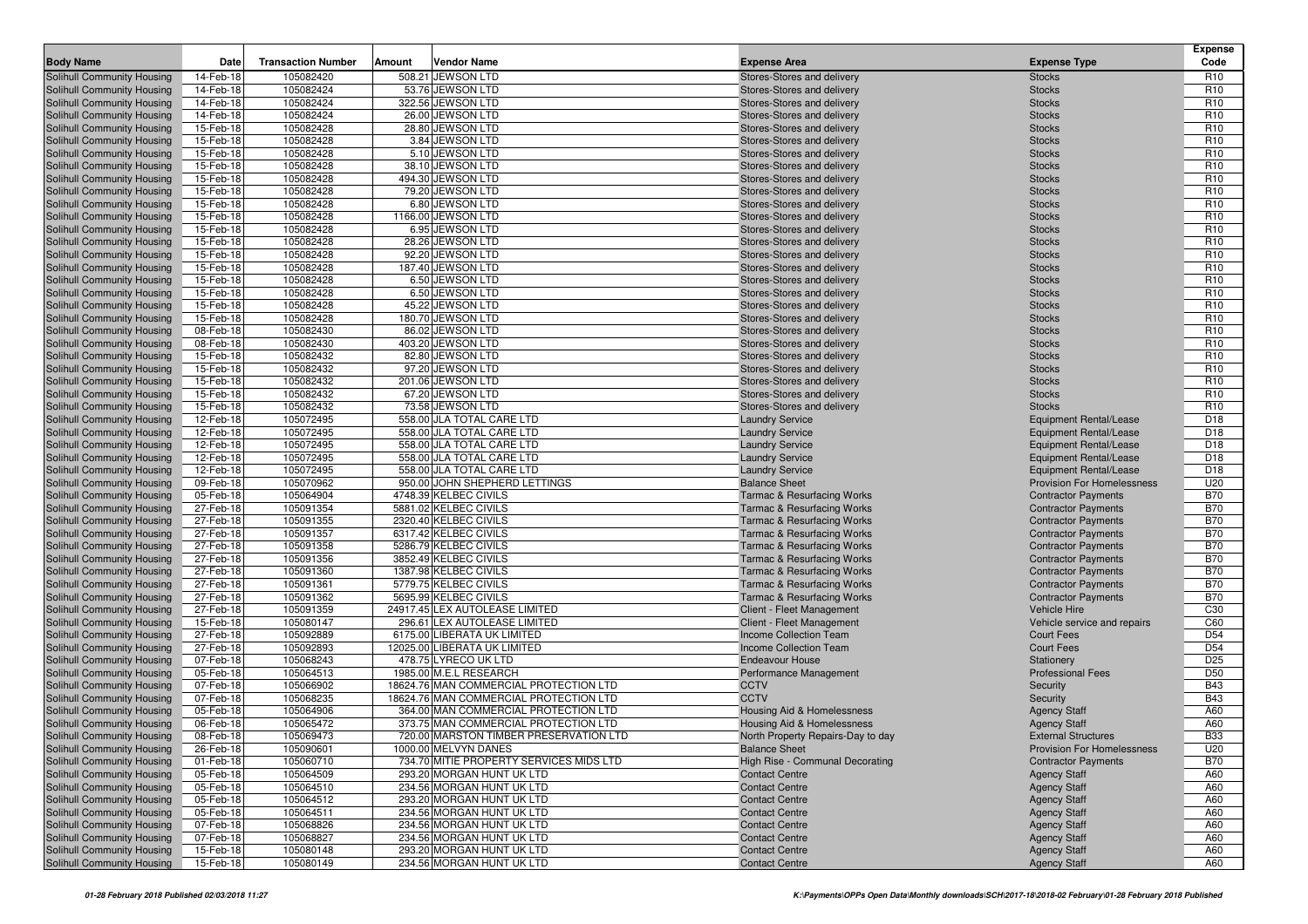| Body Name | Date | Transaction Number | Amount | Vendor Name | Expense Area | Expense Type | Expense Code |
|---|---|---|---|---|---|---|---|
| Solihull Community Housing | 14-Feb-18 | 105082420 | 508.21 | JEWSON LTD | Stores-Stores and delivery | Stocks | R10 |
| Solihull Community Housing | 14-Feb-18 | 105082424 | 53.76 | JEWSON LTD | Stores-Stores and delivery | Stocks | R10 |
| Solihull Community Housing | 14-Feb-18 | 105082424 | 322.56 | JEWSON LTD | Stores-Stores and delivery | Stocks | R10 |
| Solihull Community Housing | 14-Feb-18 | 105082424 | 26.00 | JEWSON LTD | Stores-Stores and delivery | Stocks | R10 |
| Solihull Community Housing | 15-Feb-18 | 105082428 | 28.80 | JEWSON LTD | Stores-Stores and delivery | Stocks | R10 |
| Solihull Community Housing | 15-Feb-18 | 105082428 | 3.84 | JEWSON LTD | Stores-Stores and delivery | Stocks | R10 |
| Solihull Community Housing | 15-Feb-18 | 105082428 | 5.10 | JEWSON LTD | Stores-Stores and delivery | Stocks | R10 |
| Solihull Community Housing | 15-Feb-18 | 105082428 | 38.10 | JEWSON LTD | Stores-Stores and delivery | Stocks | R10 |
| Solihull Community Housing | 15-Feb-18 | 105082428 | 494.30 | JEWSON LTD | Stores-Stores and delivery | Stocks | R10 |
| Solihull Community Housing | 15-Feb-18 | 105082428 | 79.20 | JEWSON LTD | Stores-Stores and delivery | Stocks | R10 |
| Solihull Community Housing | 15-Feb-18 | 105082428 | 6.80 | JEWSON LTD | Stores-Stores and delivery | Stocks | R10 |
| Solihull Community Housing | 15-Feb-18 | 105082428 | 1166.00 | JEWSON LTD | Stores-Stores and delivery | Stocks | R10 |
| Solihull Community Housing | 15-Feb-18 | 105082428 | 6.95 | JEWSON LTD | Stores-Stores and delivery | Stocks | R10 |
| Solihull Community Housing | 15-Feb-18 | 105082428 | 28.26 | JEWSON LTD | Stores-Stores and delivery | Stocks | R10 |
| Solihull Community Housing | 15-Feb-18 | 105082428 | 92.20 | JEWSON LTD | Stores-Stores and delivery | Stocks | R10 |
| Solihull Community Housing | 15-Feb-18 | 105082428 | 187.40 | JEWSON LTD | Stores-Stores and delivery | Stocks | R10 |
| Solihull Community Housing | 15-Feb-18 | 105082428 | 6.50 | JEWSON LTD | Stores-Stores and delivery | Stocks | R10 |
| Solihull Community Housing | 15-Feb-18 | 105082428 | 6.50 | JEWSON LTD | Stores-Stores and delivery | Stocks | R10 |
| Solihull Community Housing | 15-Feb-18 | 105082428 | 45.22 | JEWSON LTD | Stores-Stores and delivery | Stocks | R10 |
| Solihull Community Housing | 15-Feb-18 | 105082428 | 180.70 | JEWSON LTD | Stores-Stores and delivery | Stocks | R10 |
| Solihull Community Housing | 08-Feb-18 | 105082430 | 86.02 | JEWSON LTD | Stores-Stores and delivery | Stocks | R10 |
| Solihull Community Housing | 08-Feb-18 | 105082430 | 403.20 | JEWSON LTD | Stores-Stores and delivery | Stocks | R10 |
| Solihull Community Housing | 15-Feb-18 | 105082432 | 82.80 | JEWSON LTD | Stores-Stores and delivery | Stocks | R10 |
| Solihull Community Housing | 15-Feb-18 | 105082432 | 97.20 | JEWSON LTD | Stores-Stores and delivery | Stocks | R10 |
| Solihull Community Housing | 15-Feb-18 | 105082432 | 201.06 | JEWSON LTD | Stores-Stores and delivery | Stocks | R10 |
| Solihull Community Housing | 15-Feb-18 | 105082432 | 67.20 | JEWSON LTD | Stores-Stores and delivery | Stocks | R10 |
| Solihull Community Housing | 15-Feb-18 | 105082432 | 73.58 | JEWSON LTD | Stores-Stores and delivery | Stocks | R10 |
| Solihull Community Housing | 12-Feb-18 | 105072495 | 558.00 | JLA TOTAL CARE LTD | Laundry Service | Equipment Rental/Lease | D18 |
| Solihull Community Housing | 12-Feb-18 | 105072495 | 558.00 | JLA TOTAL CARE LTD | Laundry Service | Equipment Rental/Lease | D18 |
| Solihull Community Housing | 12-Feb-18 | 105072495 | 558.00 | JLA TOTAL CARE LTD | Laundry Service | Equipment Rental/Lease | D18 |
| Solihull Community Housing | 12-Feb-18 | 105072495 | 558.00 | JLA TOTAL CARE LTD | Laundry Service | Equipment Rental/Lease | D18 |
| Solihull Community Housing | 12-Feb-18 | 105072495 | 558.00 | JLA TOTAL CARE LTD | Laundry Service | Equipment Rental/Lease | D18 |
| Solihull Community Housing | 09-Feb-18 | 105070962 | 950.00 | JOHN SHEPHERD LETTINGS | Balance Sheet | Provision For Homelessness | U20 |
| Solihull Community Housing | 05-Feb-18 | 105064904 | 4748.39 | KELBEC CIVILS | Tarmac & Resurfacing Works | Contractor Payments | B70 |
| Solihull Community Housing | 27-Feb-18 | 105091354 | 5881.02 | KELBEC CIVILS | Tarmac & Resurfacing Works | Contractor Payments | B70 |
| Solihull Community Housing | 27-Feb-18 | 105091355 | 2320.40 | KELBEC CIVILS | Tarmac & Resurfacing Works | Contractor Payments | B70 |
| Solihull Community Housing | 27-Feb-18 | 105091357 | 6317.42 | KELBEC CIVILS | Tarmac & Resurfacing Works | Contractor Payments | B70 |
| Solihull Community Housing | 27-Feb-18 | 105091358 | 5286.79 | KELBEC CIVILS | Tarmac & Resurfacing Works | Contractor Payments | B70 |
| Solihull Community Housing | 27-Feb-18 | 105091356 | 3852.49 | KELBEC CIVILS | Tarmac & Resurfacing Works | Contractor Payments | B70 |
| Solihull Community Housing | 27-Feb-18 | 105091360 | 1387.98 | KELBEC CIVILS | Tarmac & Resurfacing Works | Contractor Payments | B70 |
| Solihull Community Housing | 27-Feb-18 | 105091361 | 5779.75 | KELBEC CIVILS | Tarmac & Resurfacing Works | Contractor Payments | B70 |
| Solihull Community Housing | 27-Feb-18 | 105091362 | 5695.99 | KELBEC CIVILS | Tarmac & Resurfacing Works | Contractor Payments | B70 |
| Solihull Community Housing | 27-Feb-18 | 105091359 | 24917.45 | LEX AUTOLEASE LIMITED | Client - Fleet Management | Vehicle Hire | C30 |
| Solihull Community Housing | 15-Feb-18 | 105080147 | 296.61 | LEX AUTOLEASE LIMITED | Client - Fleet Management | Vehicle service and repairs | C60 |
| Solihull Community Housing | 27-Feb-18 | 105092889 | 6175.00 | LIBERATA UK LIMITED | Income Collection Team | Court Fees | D54 |
| Solihull Community Housing | 27-Feb-18 | 105092893 | 12025.00 | LIBERATA UK LIMITED | Income Collection Team | Court Fees | D54 |
| Solihull Community Housing | 07-Feb-18 | 105068243 | 478.75 | LYRECO UK LTD | Endeavour House | Stationery | D25 |
| Solihull Community Housing | 05-Feb-18 | 105064513 | 1985.00 | M.E.L RESEARCH | Performance Management | Professional Fees | D50 |
| Solihull Community Housing | 07-Feb-18 | 105066902 | 18624.76 | MAN COMMERCIAL PROTECTION LTD | CCTV | Security | B43 |
| Solihull Community Housing | 07-Feb-18 | 105068235 | 18624.76 | MAN COMMERCIAL PROTECTION LTD | CCTV | Security | B43 |
| Solihull Community Housing | 05-Feb-18 | 105064906 | 364.00 | MAN COMMERCIAL PROTECTION LTD | Housing Aid & Homelessness | Agency Staff | A60 |
| Solihull Community Housing | 06-Feb-18 | 105065472 | 373.75 | MAN COMMERCIAL PROTECTION LTD | Housing Aid & Homelessness | Agency Staff | A60 |
| Solihull Community Housing | 08-Feb-18 | 105069473 | 720.00 | MARSTON TIMBER PRESERVATION LTD | North Property Repairs-Day to day | External Structures | B33 |
| Solihull Community Housing | 26-Feb-18 | 105090601 | 1000.00 | MELVYN DANES | Balance Sheet | Provision For Homelessness | U20 |
| Solihull Community Housing | 01-Feb-18 | 105060710 | 734.70 | MITIE PROPERTY SERVICES MIDS LTD | High Rise - Communal Decorating | Contractor Payments | B70 |
| Solihull Community Housing | 05-Feb-18 | 105064509 | 293.20 | MORGAN HUNT UK LTD | Contact Centre | Agency Staff | A60 |
| Solihull Community Housing | 05-Feb-18 | 105064510 | 234.56 | MORGAN HUNT UK LTD | Contact Centre | Agency Staff | A60 |
| Solihull Community Housing | 05-Feb-18 | 105064512 | 293.20 | MORGAN HUNT UK LTD | Contact Centre | Agency Staff | A60 |
| Solihull Community Housing | 05-Feb-18 | 105064511 | 234.56 | MORGAN HUNT UK LTD | Contact Centre | Agency Staff | A60 |
| Solihull Community Housing | 07-Feb-18 | 105068826 | 234.56 | MORGAN HUNT UK LTD | Contact Centre | Agency Staff | A60 |
| Solihull Community Housing | 07-Feb-18 | 105068827 | 234.56 | MORGAN HUNT UK LTD | Contact Centre | Agency Staff | A60 |
| Solihull Community Housing | 15-Feb-18 | 105080148 | 293.20 | MORGAN HUNT UK LTD | Contact Centre | Agency Staff | A60 |
| Solihull Community Housing | 15-Feb-18 | 105080149 | 234.56 | MORGAN HUNT UK LTD | Contact Centre | Agency Staff | A60 |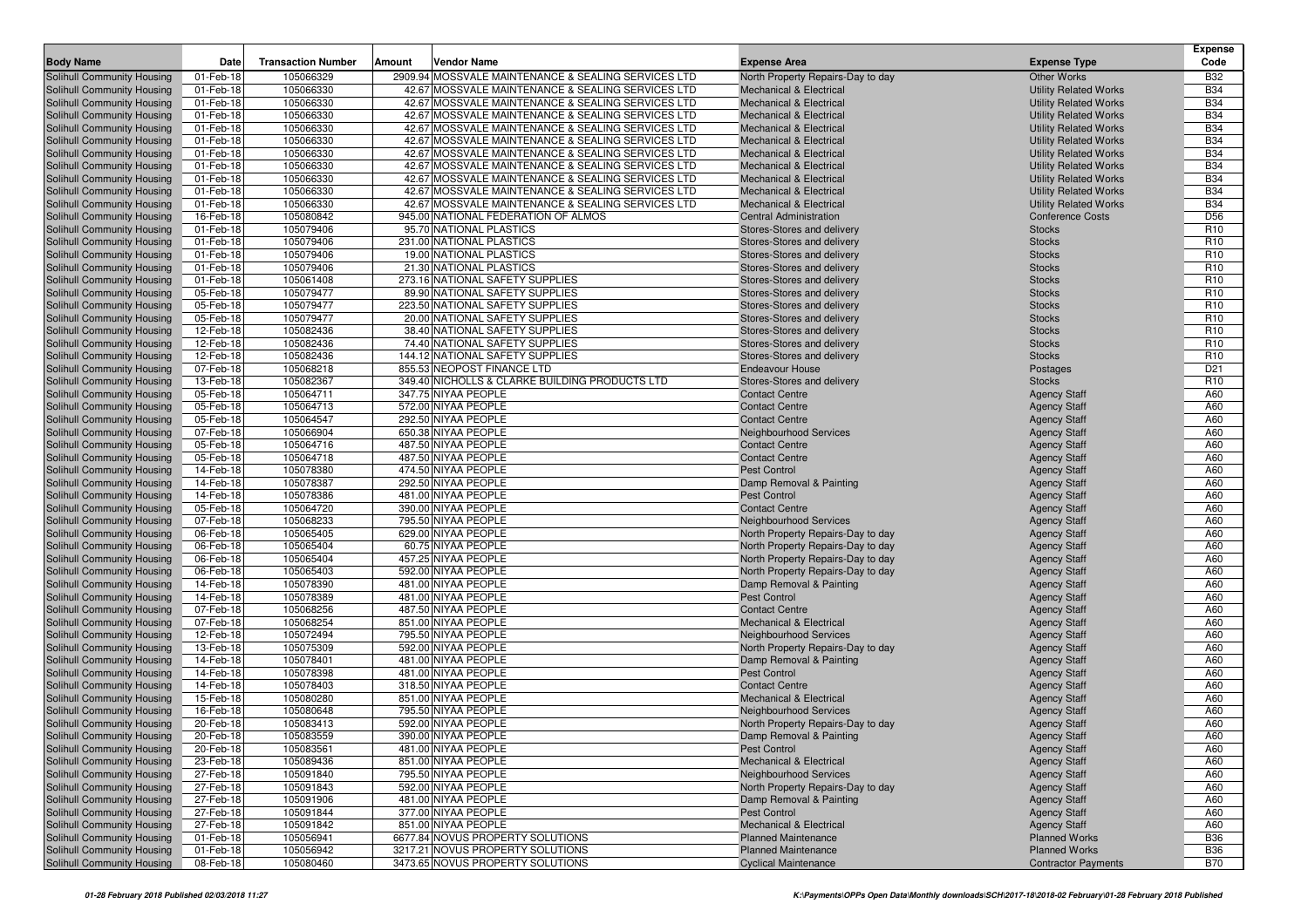| Body Name | Date | Transaction Number | Amount | Vendor Name | Expense Area | Expense Type | Expense Code |
|---|---|---|---|---|---|---|---|
| Solihull Community Housing | 01-Feb-18 | 105066329 | 2909.94 | MOSSVALE MAINTENANCE & SEALING SERVICES LTD | North Property Repairs-Day to day | Other Works | B32 |
| Solihull Community Housing | 01-Feb-18 | 105066330 | 42.67 | MOSSVALE MAINTENANCE & SEALING SERVICES LTD | Mechanical & Electrical | Utility Related Works | B34 |
| Solihull Community Housing | 01-Feb-18 | 105066330 | 42.67 | MOSSVALE MAINTENANCE & SEALING SERVICES LTD | Mechanical & Electrical | Utility Related Works | B34 |
| Solihull Community Housing | 01-Feb-18 | 105066330 | 42.67 | MOSSVALE MAINTENANCE & SEALING SERVICES LTD | Mechanical & Electrical | Utility Related Works | B34 |
| Solihull Community Housing | 01-Feb-18 | 105066330 | 42.67 | MOSSVALE MAINTENANCE & SEALING SERVICES LTD | Mechanical & Electrical | Utility Related Works | B34 |
| Solihull Community Housing | 01-Feb-18 | 105066330 | 42.67 | MOSSVALE MAINTENANCE & SEALING SERVICES LTD | Mechanical & Electrical | Utility Related Works | B34 |
| Solihull Community Housing | 01-Feb-18 | 105066330 | 42.67 | MOSSVALE MAINTENANCE & SEALING SERVICES LTD | Mechanical & Electrical | Utility Related Works | B34 |
| Solihull Community Housing | 01-Feb-18 | 105066330 | 42.67 | MOSSVALE MAINTENANCE & SEALING SERVICES LTD | Mechanical & Electrical | Utility Related Works | B34 |
| Solihull Community Housing | 01-Feb-18 | 105066330 | 42.67 | MOSSVALE MAINTENANCE & SEALING SERVICES LTD | Mechanical & Electrical | Utility Related Works | B34 |
| Solihull Community Housing | 01-Feb-18 | 105066330 | 42.67 | MOSSVALE MAINTENANCE & SEALING SERVICES LTD | Mechanical & Electrical | Utility Related Works | B34 |
| Solihull Community Housing | 01-Feb-18 | 105066330 | 42.67 | MOSSVALE MAINTENANCE & SEALING SERVICES LTD | Mechanical & Electrical | Utility Related Works | B34 |
| Solihull Community Housing | 16-Feb-18 | 105080842 | 945.00 | NATIONAL FEDERATION OF ALMOS | Central Administration | Conference Costs | D56 |
| Solihull Community Housing | 01-Feb-18 | 105079406 | 95.70 | NATIONAL PLASTICS | Stores-Stores and delivery | Stocks | R10 |
| Solihull Community Housing | 01-Feb-18 | 105079406 | 231.00 | NATIONAL PLASTICS | Stores-Stores and delivery | Stocks | R10 |
| Solihull Community Housing | 01-Feb-18 | 105079406 | 19.00 | NATIONAL PLASTICS | Stores-Stores and delivery | Stocks | R10 |
| Solihull Community Housing | 01-Feb-18 | 105079406 | 21.30 | NATIONAL PLASTICS | Stores-Stores and delivery | Stocks | R10 |
| Solihull Community Housing | 01-Feb-18 | 105061408 | 273.16 | NATIONAL SAFETY SUPPLIES | Stores-Stores and delivery | Stocks | R10 |
| Solihull Community Housing | 05-Feb-18 | 105079477 | 89.90 | NATIONAL SAFETY SUPPLIES | Stores-Stores and delivery | Stocks | R10 |
| Solihull Community Housing | 05-Feb-18 | 105079477 | 223.50 | NATIONAL SAFETY SUPPLIES | Stores-Stores and delivery | Stocks | R10 |
| Solihull Community Housing | 05-Feb-18 | 105079477 | 20.00 | NATIONAL SAFETY SUPPLIES | Stores-Stores and delivery | Stocks | R10 |
| Solihull Community Housing | 12-Feb-18 | 105082436 | 38.40 | NATIONAL SAFETY SUPPLIES | Stores-Stores and delivery | Stocks | R10 |
| Solihull Community Housing | 12-Feb-18 | 105082436 | 74.40 | NATIONAL SAFETY SUPPLIES | Stores-Stores and delivery | Stocks | R10 |
| Solihull Community Housing | 12-Feb-18 | 105082436 | 144.12 | NATIONAL SAFETY SUPPLIES | Stores-Stores and delivery | Stocks | R10 |
| Solihull Community Housing | 07-Feb-18 | 105068218 | 855.53 | NEOPOST FINANCE LTD | Endeavour House | Postages | D21 |
| Solihull Community Housing | 13-Feb-18 | 105082367 | 349.40 | NICHOLLS & CLARKE BUILDING PRODUCTS LTD | Stores-Stores and delivery | Stocks | R10 |
| Solihull Community Housing | 05-Feb-18 | 105064711 | 347.75 | NIYAA PEOPLE | Contact Centre | Agency Staff | A60 |
| Solihull Community Housing | 05-Feb-18 | 105064713 | 572.00 | NIYAA PEOPLE | Contact Centre | Agency Staff | A60 |
| Solihull Community Housing | 05-Feb-18 | 105064547 | 292.50 | NIYAA PEOPLE | Contact Centre | Agency Staff | A60 |
| Solihull Community Housing | 07-Feb-18 | 105066904 | 650.38 | NIYAA PEOPLE | Neighbourhood Services | Agency Staff | A60 |
| Solihull Community Housing | 05-Feb-18 | 105064716 | 487.50 | NIYAA PEOPLE | Contact Centre | Agency Staff | A60 |
| Solihull Community Housing | 05-Feb-18 | 105064718 | 487.50 | NIYAA PEOPLE | Contact Centre | Agency Staff | A60 |
| Solihull Community Housing | 14-Feb-18 | 105078380 | 474.50 | NIYAA PEOPLE | Pest Control | Agency Staff | A60 |
| Solihull Community Housing | 14-Feb-18 | 105078387 | 292.50 | NIYAA PEOPLE | Damp Removal & Painting | Agency Staff | A60 |
| Solihull Community Housing | 14-Feb-18 | 105078386 | 481.00 | NIYAA PEOPLE | Pest Control | Agency Staff | A60 |
| Solihull Community Housing | 05-Feb-18 | 105064720 | 390.00 | NIYAA PEOPLE | Contact Centre | Agency Staff | A60 |
| Solihull Community Housing | 07-Feb-18 | 105068233 | 795.50 | NIYAA PEOPLE | Neighbourhood Services | Agency Staff | A60 |
| Solihull Community Housing | 06-Feb-18 | 105065405 | 629.00 | NIYAA PEOPLE | North Property Repairs-Day to day | Agency Staff | A60 |
| Solihull Community Housing | 06-Feb-18 | 105065404 | 60.75 | NIYAA PEOPLE | North Property Repairs-Day to day | Agency Staff | A60 |
| Solihull Community Housing | 06-Feb-18 | 105065404 | 457.25 | NIYAA PEOPLE | North Property Repairs-Day to day | Agency Staff | A60 |
| Solihull Community Housing | 06-Feb-18 | 105065403 | 592.00 | NIYAA PEOPLE | North Property Repairs-Day to day | Agency Staff | A60 |
| Solihull Community Housing | 14-Feb-18 | 105078390 | 481.00 | NIYAA PEOPLE | Damp Removal & Painting | Agency Staff | A60 |
| Solihull Community Housing | 14-Feb-18 | 105078389 | 481.00 | NIYAA PEOPLE | Pest Control | Agency Staff | A60 |
| Solihull Community Housing | 07-Feb-18 | 105068256 | 487.50 | NIYAA PEOPLE | Contact Centre | Agency Staff | A60 |
| Solihull Community Housing | 07-Feb-18 | 105068254 | 851.00 | NIYAA PEOPLE | Mechanical & Electrical | Agency Staff | A60 |
| Solihull Community Housing | 12-Feb-18 | 105072494 | 795.50 | NIYAA PEOPLE | Neighbourhood Services | Agency Staff | A60 |
| Solihull Community Housing | 13-Feb-18 | 105075309 | 592.00 | NIYAA PEOPLE | North Property Repairs-Day to day | Agency Staff | A60 |
| Solihull Community Housing | 14-Feb-18 | 105078401 | 481.00 | NIYAA PEOPLE | Damp Removal & Painting | Agency Staff | A60 |
| Solihull Community Housing | 14-Feb-18 | 105078398 | 481.00 | NIYAA PEOPLE | Pest Control | Agency Staff | A60 |
| Solihull Community Housing | 14-Feb-18 | 105078403 | 318.50 | NIYAA PEOPLE | Contact Centre | Agency Staff | A60 |
| Solihull Community Housing | 15-Feb-18 | 105080280 | 851.00 | NIYAA PEOPLE | Mechanical & Electrical | Agency Staff | A60 |
| Solihull Community Housing | 16-Feb-18 | 105080648 | 795.50 | NIYAA PEOPLE | Neighbourhood Services | Agency Staff | A60 |
| Solihull Community Housing | 20-Feb-18 | 105083413 | 592.00 | NIYAA PEOPLE | North Property Repairs-Day to day | Agency Staff | A60 |
| Solihull Community Housing | 20-Feb-18 | 105083559 | 390.00 | NIYAA PEOPLE | Damp Removal & Painting | Agency Staff | A60 |
| Solihull Community Housing | 20-Feb-18 | 105083561 | 481.00 | NIYAA PEOPLE | Pest Control | Agency Staff | A60 |
| Solihull Community Housing | 23-Feb-18 | 105089436 | 851.00 | NIYAA PEOPLE | Mechanical & Electrical | Agency Staff | A60 |
| Solihull Community Housing | 27-Feb-18 | 105091840 | 795.50 | NIYAA PEOPLE | Neighbourhood Services | Agency Staff | A60 |
| Solihull Community Housing | 27-Feb-18 | 105091843 | 592.00 | NIYAA PEOPLE | North Property Repairs-Day to day | Agency Staff | A60 |
| Solihull Community Housing | 27-Feb-18 | 105091906 | 481.00 | NIYAA PEOPLE | Damp Removal & Painting | Agency Staff | A60 |
| Solihull Community Housing | 27-Feb-18 | 105091844 | 377.00 | NIYAA PEOPLE | Pest Control | Agency Staff | A60 |
| Solihull Community Housing | 27-Feb-18 | 105091842 | 851.00 | NIYAA PEOPLE | Mechanical & Electrical | Agency Staff | A60 |
| Solihull Community Housing | 01-Feb-18 | 105056941 | 6677.84 | NOVUS PROPERTY SOLUTIONS | Planned Maintenance | Planned Works | B36 |
| Solihull Community Housing | 01-Feb-18 | 105056942 | 3217.21 | NOVUS PROPERTY SOLUTIONS | Planned Maintenance | Planned Works | B36 |
| Solihull Community Housing | 08-Feb-18 | 105080460 | 3473.65 | NOVUS PROPERTY SOLUTIONS | Cyclical Maintenance | Contractor Payments | B70 |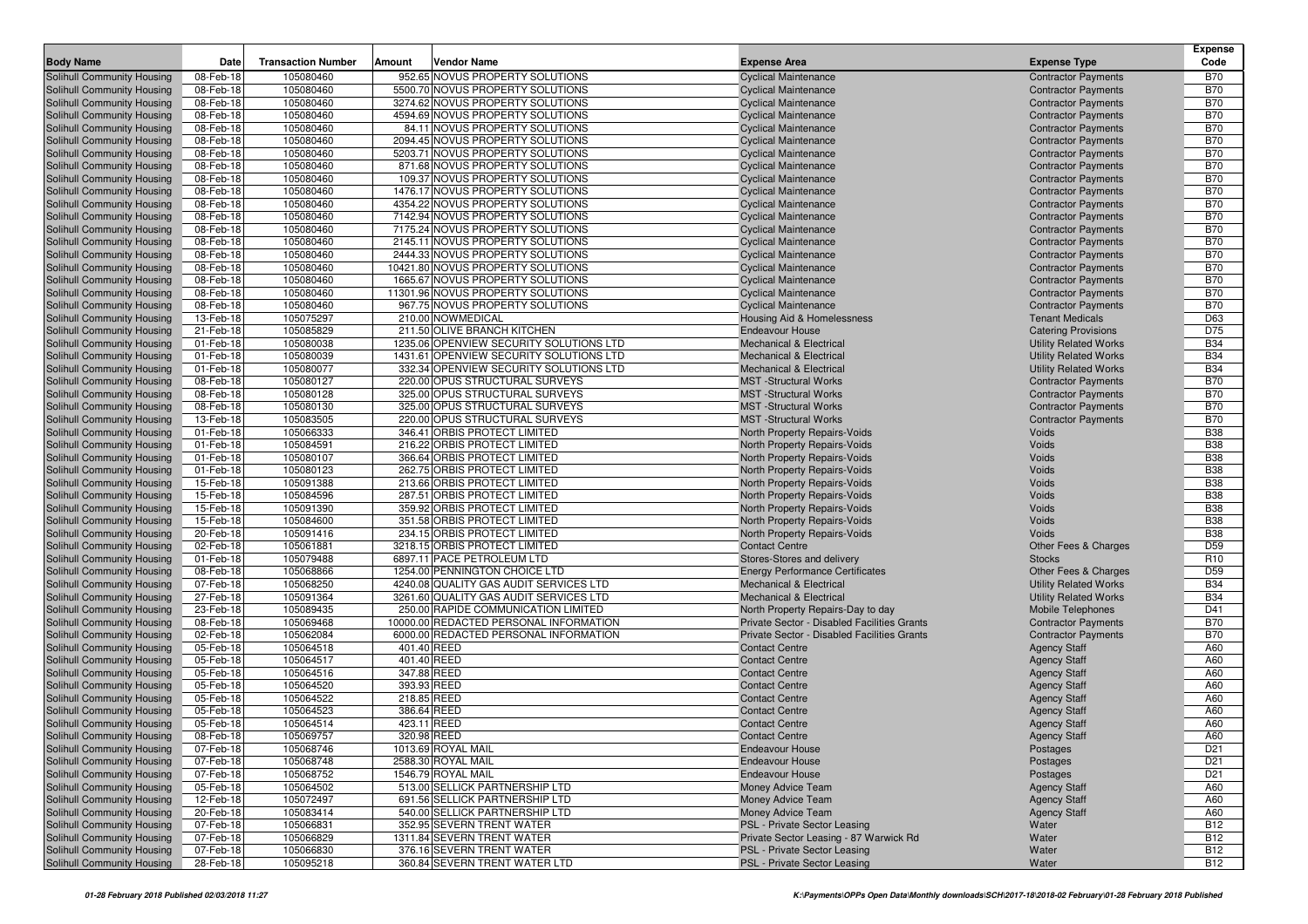| Body Name | Date | Transaction Number | Amount | Vendor Name | Expense Area | Expense Type | Expense Code |
|---|---|---|---|---|---|---|---|
| Solihull Community Housing | 08-Feb-18 | 105080460 | 952.65 | NOVUS PROPERTY SOLUTIONS | Cyclical Maintenance | Contractor Payments | B70 |
| Solihull Community Housing | 08-Feb-18 | 105080460 | 5500.70 | NOVUS PROPERTY SOLUTIONS | Cyclical Maintenance | Contractor Payments | B70 |
| Solihull Community Housing | 08-Feb-18 | 105080460 | 3274.62 | NOVUS PROPERTY SOLUTIONS | Cyclical Maintenance | Contractor Payments | B70 |
| Solihull Community Housing | 08-Feb-18 | 105080460 | 4594.69 | NOVUS PROPERTY SOLUTIONS | Cyclical Maintenance | Contractor Payments | B70 |
| Solihull Community Housing | 08-Feb-18 | 105080460 | 84.11 | NOVUS PROPERTY SOLUTIONS | Cyclical Maintenance | Contractor Payments | B70 |
| Solihull Community Housing | 08-Feb-18 | 105080460 | 2094.45 | NOVUS PROPERTY SOLUTIONS | Cyclical Maintenance | Contractor Payments | B70 |
| Solihull Community Housing | 08-Feb-18 | 105080460 | 5203.71 | NOVUS PROPERTY SOLUTIONS | Cyclical Maintenance | Contractor Payments | B70 |
| Solihull Community Housing | 08-Feb-18 | 105080460 | 871.68 | NOVUS PROPERTY SOLUTIONS | Cyclical Maintenance | Contractor Payments | B70 |
| Solihull Community Housing | 08-Feb-18 | 105080460 | 109.37 | NOVUS PROPERTY SOLUTIONS | Cyclical Maintenance | Contractor Payments | B70 |
| Solihull Community Housing | 08-Feb-18 | 105080460 | 1476.17 | NOVUS PROPERTY SOLUTIONS | Cyclical Maintenance | Contractor Payments | B70 |
| Solihull Community Housing | 08-Feb-18 | 105080460 | 4354.22 | NOVUS PROPERTY SOLUTIONS | Cyclical Maintenance | Contractor Payments | B70 |
| Solihull Community Housing | 08-Feb-18 | 105080460 | 7142.94 | NOVUS PROPERTY SOLUTIONS | Cyclical Maintenance | Contractor Payments | B70 |
| Solihull Community Housing | 08-Feb-18 | 105080460 | 7175.24 | NOVUS PROPERTY SOLUTIONS | Cyclical Maintenance | Contractor Payments | B70 |
| Solihull Community Housing | 08-Feb-18 | 105080460 | 2145.11 | NOVUS PROPERTY SOLUTIONS | Cyclical Maintenance | Contractor Payments | B70 |
| Solihull Community Housing | 08-Feb-18 | 105080460 | 2444.33 | NOVUS PROPERTY SOLUTIONS | Cyclical Maintenance | Contractor Payments | B70 |
| Solihull Community Housing | 08-Feb-18 | 105080460 | 10421.80 | NOVUS PROPERTY SOLUTIONS | Cyclical Maintenance | Contractor Payments | B70 |
| Solihull Community Housing | 08-Feb-18 | 105080460 | 1665.67 | NOVUS PROPERTY SOLUTIONS | Cyclical Maintenance | Contractor Payments | B70 |
| Solihull Community Housing | 08-Feb-18 | 105080460 | 11301.96 | NOVUS PROPERTY SOLUTIONS | Cyclical Maintenance | Contractor Payments | B70 |
| Solihull Community Housing | 08-Feb-18 | 105080460 | 967.75 | NOVUS PROPERTY SOLUTIONS | Cyclical Maintenance | Contractor Payments | B70 |
| Solihull Community Housing | 13-Feb-18 | 105075297 | 210.00 | NOWMEDICAL | Housing Aid & Homelessness | Tenant Medicals | D63 |
| Solihull Community Housing | 21-Feb-18 | 105085829 | 211.50 | OLIVE BRANCH KITCHEN | Endeavour House | Catering Provisions | D75 |
| Solihull Community Housing | 01-Feb-18 | 105080038 | 1235.06 | OPENVIEW SECURITY SOLUTIONS LTD | Mechanical & Electrical | Utility Related Works | B34 |
| Solihull Community Housing | 01-Feb-18 | 105080039 | 1431.61 | OPENVIEW SECURITY SOLUTIONS LTD | Mechanical & Electrical | Utility Related Works | B34 |
| Solihull Community Housing | 01-Feb-18 | 105080077 | 332.34 | OPENVIEW SECURITY SOLUTIONS LTD | Mechanical & Electrical | Utility Related Works | B34 |
| Solihull Community Housing | 08-Feb-18 | 105080127 | 220.00 | OPUS STRUCTURAL SURVEYS | MST -Structural Works | Contractor Payments | B70 |
| Solihull Community Housing | 08-Feb-18 | 105080128 | 325.00 | OPUS STRUCTURAL SURVEYS | MST -Structural Works | Contractor Payments | B70 |
| Solihull Community Housing | 08-Feb-18 | 105080130 | 325.00 | OPUS STRUCTURAL SURVEYS | MST -Structural Works | Contractor Payments | B70 |
| Solihull Community Housing | 13-Feb-18 | 105083505 | 220.00 | OPUS STRUCTURAL SURVEYS | MST -Structural Works | Contractor Payments | B70 |
| Solihull Community Housing | 01-Feb-18 | 105066333 | 346.41 | ORBIS PROTECT LIMITED | North Property Repairs-Voids | Voids | B38 |
| Solihull Community Housing | 01-Feb-18 | 105084591 | 216.22 | ORBIS PROTECT LIMITED | North Property Repairs-Voids | Voids | B38 |
| Solihull Community Housing | 01-Feb-18 | 105080107 | 366.64 | ORBIS PROTECT LIMITED | North Property Repairs-Voids | Voids | B38 |
| Solihull Community Housing | 01-Feb-18 | 105080123 | 262.75 | ORBIS PROTECT LIMITED | North Property Repairs-Voids | Voids | B38 |
| Solihull Community Housing | 15-Feb-18 | 105091388 | 213.66 | ORBIS PROTECT LIMITED | North Property Repairs-Voids | Voids | B38 |
| Solihull Community Housing | 15-Feb-18 | 105084596 | 287.51 | ORBIS PROTECT LIMITED | North Property Repairs-Voids | Voids | B38 |
| Solihull Community Housing | 15-Feb-18 | 105091390 | 359.92 | ORBIS PROTECT LIMITED | North Property Repairs-Voids | Voids | B38 |
| Solihull Community Housing | 15-Feb-18 | 105084600 | 351.58 | ORBIS PROTECT LIMITED | North Property Repairs-Voids | Voids | B38 |
| Solihull Community Housing | 20-Feb-18 | 105091416 | 234.15 | ORBIS PROTECT LIMITED | North Property Repairs-Voids | Voids | B38 |
| Solihull Community Housing | 02-Feb-18 | 105061881 | 3218.15 | ORBIS PROTECT LIMITED | Contact Centre | Other Fees & Charges | D59 |
| Solihull Community Housing | 01-Feb-18 | 105079488 | 6897.11 | PACE PETROLEUM LTD | Stores-Stores and delivery | Stocks | R10 |
| Solihull Community Housing | 08-Feb-18 | 105068866 | 1254.00 | PENNINGTON CHOICE LTD | Energy Performance Certificates | Other Fees & Charges | D59 |
| Solihull Community Housing | 07-Feb-18 | 105068250 | 4240.08 | QUALITY GAS AUDIT SERVICES LTD | Mechanical & Electrical | Utility Related Works | B34 |
| Solihull Community Housing | 27-Feb-18 | 105091364 | 3261.60 | QUALITY GAS AUDIT SERVICES LTD | Mechanical & Electrical | Utility Related Works | B34 |
| Solihull Community Housing | 23-Feb-18 | 105089435 | 250.00 | RAPIDE COMMUNICATION LIMITED | North Property Repairs-Day to day | Mobile Telephones | D41 |
| Solihull Community Housing | 08-Feb-18 | 105069468 | 10000.00 | REDACTED PERSONAL INFORMATION | Private Sector - Disabled Facilities Grants | Contractor Payments | B70 |
| Solihull Community Housing | 02-Feb-18 | 105062084 | 6000.00 | REDACTED PERSONAL INFORMATION | Private Sector - Disabled Facilities Grants | Contractor Payments | B70 |
| Solihull Community Housing | 05-Feb-18 | 105064518 | 401.40 | REED | Contact Centre | Agency Staff | A60 |
| Solihull Community Housing | 05-Feb-18 | 105064517 | 401.40 | REED | Contact Centre | Agency Staff | A60 |
| Solihull Community Housing | 05-Feb-18 | 105064516 | 347.88 | REED | Contact Centre | Agency Staff | A60 |
| Solihull Community Housing | 05-Feb-18 | 105064520 | 393.93 | REED | Contact Centre | Agency Staff | A60 |
| Solihull Community Housing | 05-Feb-18 | 105064522 | 218.85 | REED | Contact Centre | Agency Staff | A60 |
| Solihull Community Housing | 05-Feb-18 | 105064523 | 386.64 | REED | Contact Centre | Agency Staff | A60 |
| Solihull Community Housing | 05-Feb-18 | 105064514 | 423.11 | REED | Contact Centre | Agency Staff | A60 |
| Solihull Community Housing | 08-Feb-18 | 105069757 | 320.98 | REED | Contact Centre | Agency Staff | A60 |
| Solihull Community Housing | 07-Feb-18 | 105068746 | 1013.69 | ROYAL MAIL | Endeavour House | Postages | D21 |
| Solihull Community Housing | 07-Feb-18 | 105068748 | 2588.30 | ROYAL MAIL | Endeavour House | Postages | D21 |
| Solihull Community Housing | 07-Feb-18 | 105068752 | 1546.79 | ROYAL MAIL | Endeavour House | Postages | D21 |
| Solihull Community Housing | 05-Feb-18 | 105064502 | 513.00 | SELLICK PARTNERSHIP LTD | Money Advice Team | Agency Staff | A60 |
| Solihull Community Housing | 12-Feb-18 | 105072497 | 691.56 | SELLICK PARTNERSHIP LTD | Money Advice Team | Agency Staff | A60 |
| Solihull Community Housing | 20-Feb-18 | 105083414 | 540.00 | SELLICK PARTNERSHIP LTD | Money Advice Team | Agency Staff | A60 |
| Solihull Community Housing | 07-Feb-18 | 105066831 | 352.95 | SEVERN TRENT WATER | PSL - Private Sector Leasing | Water | B12 |
| Solihull Community Housing | 07-Feb-18 | 105066829 | 1311.84 | SEVERN TRENT WATER | Private Sector Leasing - 87 Warwick Rd | Water | B12 |
| Solihull Community Housing | 07-Feb-18 | 105066830 | 376.16 | SEVERN TRENT WATER | PSL - Private Sector Leasing | Water | B12 |
| Solihull Community Housing | 28-Feb-18 | 105095218 | 360.84 | SEVERN TRENT WATER LTD | PSL - Private Sector Leasing | Water | B12 |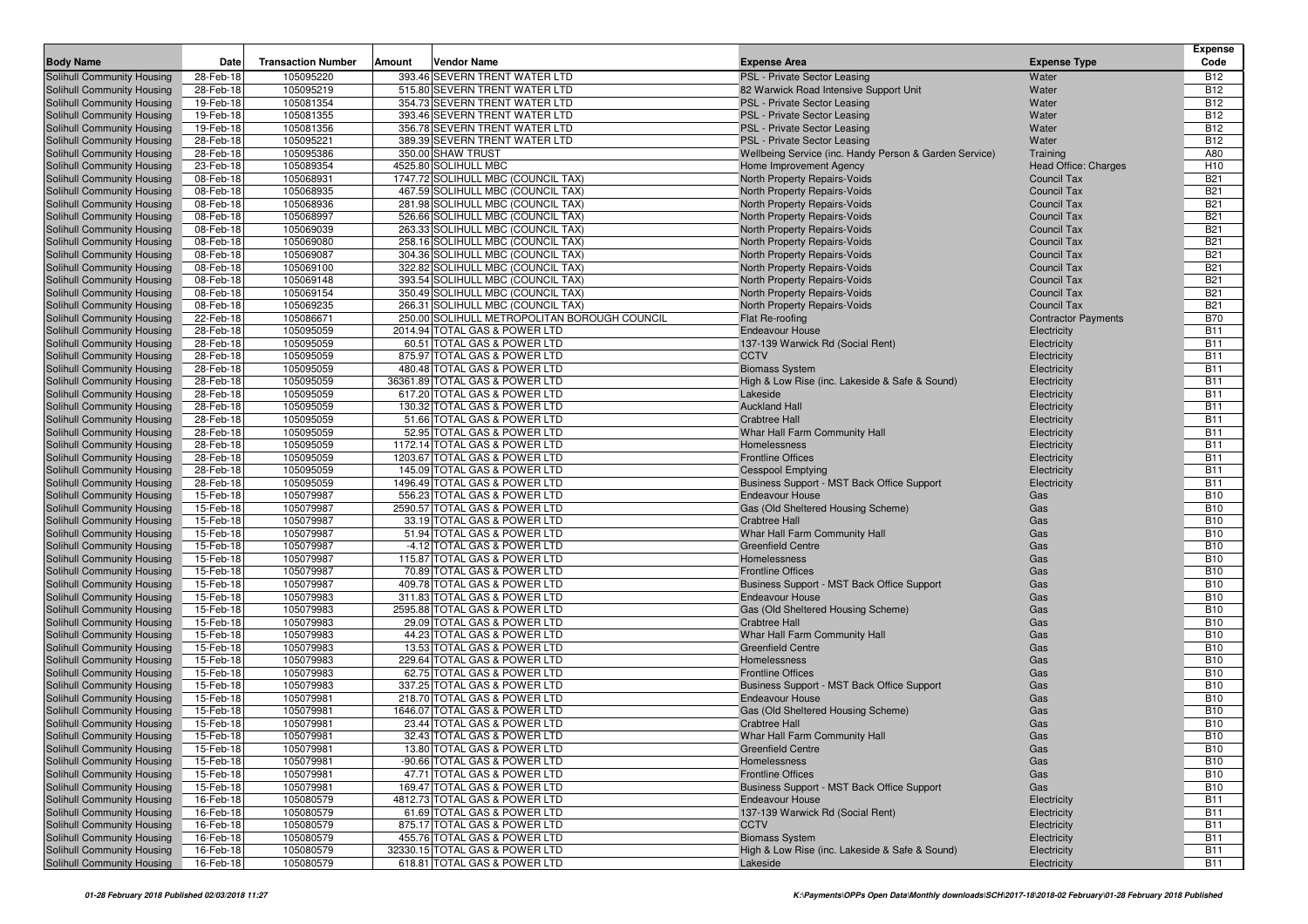| Body Name | Date | Transaction Number | Amount | Vendor Name | Expense Area | Expense Type | Expense Code |
|---|---|---|---|---|---|---|---|
| Solihull Community Housing | 28-Feb-18 | 105095220 | 393.46 | SEVERN TRENT WATER LTD | PSL - Private Sector Leasing | Water | B12 |
| Solihull Community Housing | 28-Feb-18 | 105095219 | 515.80 | SEVERN TRENT WATER LTD | 82 Warwick Road Intensive Support Unit | Water | B12 |
| Solihull Community Housing | 19-Feb-18 | 105081354 | 354.73 | SEVERN TRENT WATER LTD | PSL - Private Sector Leasing | Water | B12 |
| Solihull Community Housing | 19-Feb-18 | 105081355 | 393.46 | SEVERN TRENT WATER LTD | PSL - Private Sector Leasing | Water | B12 |
| Solihull Community Housing | 19-Feb-18 | 105081356 | 356.78 | SEVERN TRENT WATER LTD | PSL - Private Sector Leasing | Water | B12 |
| Solihull Community Housing | 28-Feb-18 | 105095221 | 389.39 | SEVERN TRENT WATER LTD | PSL - Private Sector Leasing | Water | B12 |
| Solihull Community Housing | 28-Feb-18 | 105095386 | 350.00 | SHAW TRUST | Wellbeing Service (inc. Handy Person & Garden Service) | Training | A80 |
| Solihull Community Housing | 23-Feb-18 | 105089354 | 4525.80 | SOLIHULL MBC | Home Improvement Agency | Head Office: Charges | H10 |
| Solihull Community Housing | 08-Feb-18 | 105068931 | 1747.72 | SOLIHULL MBC (COUNCIL TAX) | North Property Repairs-Voids | Council Tax | B21 |
| Solihull Community Housing | 08-Feb-18 | 105068935 | 467.59 | SOLIHULL MBC (COUNCIL TAX) | North Property Repairs-Voids | Council Tax | B21 |
| Solihull Community Housing | 08-Feb-18 | 105068936 | 281.98 | SOLIHULL MBC (COUNCIL TAX) | North Property Repairs-Voids | Council Tax | B21 |
| Solihull Community Housing | 08-Feb-18 | 105068997 | 526.66 | SOLIHULL MBC (COUNCIL TAX) | North Property Repairs-Voids | Council Tax | B21 |
| Solihull Community Housing | 08-Feb-18 | 105069039 | 263.33 | SOLIHULL MBC (COUNCIL TAX) | North Property Repairs-Voids | Council Tax | B21 |
| Solihull Community Housing | 08-Feb-18 | 105069080 | 258.16 | SOLIHULL MBC (COUNCIL TAX) | North Property Repairs-Voids | Council Tax | B21 |
| Solihull Community Housing | 08-Feb-18 | 105069087 | 304.36 | SOLIHULL MBC (COUNCIL TAX) | North Property Repairs-Voids | Council Tax | B21 |
| Solihull Community Housing | 08-Feb-18 | 105069100 | 322.82 | SOLIHULL MBC (COUNCIL TAX) | North Property Repairs-Voids | Council Tax | B21 |
| Solihull Community Housing | 08-Feb-18 | 105069148 | 393.54 | SOLIHULL MBC (COUNCIL TAX) | North Property Repairs-Voids | Council Tax | B21 |
| Solihull Community Housing | 08-Feb-18 | 105069154 | 350.49 | SOLIHULL MBC (COUNCIL TAX) | North Property Repairs-Voids | Council Tax | B21 |
| Solihull Community Housing | 08-Feb-18 | 105069235 | 266.31 | SOLIHULL MBC (COUNCIL TAX) | North Property Repairs-Voids | Council Tax | B21 |
| Solihull Community Housing | 22-Feb-18 | 105086671 | 250.00 | SOLIHULL METROPOLITAN BOROUGH COUNCIL | Flat Re-roofing | Contractor Payments | B70 |
| Solihull Community Housing | 28-Feb-18 | 105095059 | 2014.94 | TOTAL GAS & POWER LTD | Endeavour House | Electricity | B11 |
| Solihull Community Housing | 28-Feb-18 | 105095059 | 60.51 | TOTAL GAS & POWER LTD | 137-139 Warwick Rd (Social Rent) | Electricity | B11 |
| Solihull Community Housing | 28-Feb-18 | 105095059 | 875.97 | TOTAL GAS & POWER LTD | CCTV | Electricity | B11 |
| Solihull Community Housing | 28-Feb-18 | 105095059 | 480.48 | TOTAL GAS & POWER LTD | Biomass System | Electricity | B11 |
| Solihull Community Housing | 28-Feb-18 | 105095059 | 36361.89 | TOTAL GAS & POWER LTD | High & Low Rise (inc. Lakeside & Safe & Sound) | Electricity | B11 |
| Solihull Community Housing | 28-Feb-18 | 105095059 | 617.20 | TOTAL GAS & POWER LTD | Lakeside | Electricity | B11 |
| Solihull Community Housing | 28-Feb-18 | 105095059 | 130.32 | TOTAL GAS & POWER LTD | Auckland Hall | Electricity | B11 |
| Solihull Community Housing | 28-Feb-18 | 105095059 | 51.66 | TOTAL GAS & POWER LTD | Crabtree Hall | Electricity | B11 |
| Solihull Community Housing | 28-Feb-18 | 105095059 | 52.95 | TOTAL GAS & POWER LTD | Whar Hall Farm Community Hall | Electricity | B11 |
| Solihull Community Housing | 28-Feb-18 | 105095059 | 1172.14 | TOTAL GAS & POWER LTD | Homelessness | Electricity | B11 |
| Solihull Community Housing | 28-Feb-18 | 105095059 | 1203.67 | TOTAL GAS & POWER LTD | Frontline Offices | Electricity | B11 |
| Solihull Community Housing | 28-Feb-18 | 105095059 | 145.09 | TOTAL GAS & POWER LTD | Cesspool Emptying | Electricity | B11 |
| Solihull Community Housing | 28-Feb-18 | 105095059 | 1496.49 | TOTAL GAS & POWER LTD | Business Support - MST Back Office Support | Electricity | B11 |
| Solihull Community Housing | 15-Feb-18 | 105079987 | 556.23 | TOTAL GAS & POWER LTD | Endeavour House | Gas | B10 |
| Solihull Community Housing | 15-Feb-18 | 105079987 | 2590.57 | TOTAL GAS & POWER LTD | Gas (Old Sheltered Housing Scheme) | Gas | B10 |
| Solihull Community Housing | 15-Feb-18 | 105079987 | 33.19 | TOTAL GAS & POWER LTD | Crabtree Hall | Gas | B10 |
| Solihull Community Housing | 15-Feb-18 | 105079987 | 51.94 | TOTAL GAS & POWER LTD | Whar Hall Farm Community Hall | Gas | B10 |
| Solihull Community Housing | 15-Feb-18 | 105079987 | -4.12 | TOTAL GAS & POWER LTD | Greenfield Centre | Gas | B10 |
| Solihull Community Housing | 15-Feb-18 | 105079987 | 115.87 | TOTAL GAS & POWER LTD | Homelessness | Gas | B10 |
| Solihull Community Housing | 15-Feb-18 | 105079987 | 70.89 | TOTAL GAS & POWER LTD | Frontline Offices | Gas | B10 |
| Solihull Community Housing | 15-Feb-18 | 105079987 | 409.78 | TOTAL GAS & POWER LTD | Business Support - MST Back Office Support | Gas | B10 |
| Solihull Community Housing | 15-Feb-18 | 105079983 | 311.83 | TOTAL GAS & POWER LTD | Endeavour House | Gas | B10 |
| Solihull Community Housing | 15-Feb-18 | 105079983 | 2595.88 | TOTAL GAS & POWER LTD | Gas (Old Sheltered Housing Scheme) | Gas | B10 |
| Solihull Community Housing | 15-Feb-18 | 105079983 | 29.09 | TOTAL GAS & POWER LTD | Crabtree Hall | Gas | B10 |
| Solihull Community Housing | 15-Feb-18 | 105079983 | 44.23 | TOTAL GAS & POWER LTD | Whar Hall Farm Community Hall | Gas | B10 |
| Solihull Community Housing | 15-Feb-18 | 105079983 | 13.53 | TOTAL GAS & POWER LTD | Greenfield Centre | Gas | B10 |
| Solihull Community Housing | 15-Feb-18 | 105079983 | 229.64 | TOTAL GAS & POWER LTD | Homelessness | Gas | B10 |
| Solihull Community Housing | 15-Feb-18 | 105079983 | 62.75 | TOTAL GAS & POWER LTD | Frontline Offices | Gas | B10 |
| Solihull Community Housing | 15-Feb-18 | 105079983 | 337.25 | TOTAL GAS & POWER LTD | Business Support - MST Back Office Support | Gas | B10 |
| Solihull Community Housing | 15-Feb-18 | 105079981 | 218.70 | TOTAL GAS & POWER LTD | Endeavour House | Gas | B10 |
| Solihull Community Housing | 15-Feb-18 | 105079981 | 1646.07 | TOTAL GAS & POWER LTD | Gas (Old Sheltered Housing Scheme) | Gas | B10 |
| Solihull Community Housing | 15-Feb-18 | 105079981 | 23.44 | TOTAL GAS & POWER LTD | Crabtree Hall | Gas | B10 |
| Solihull Community Housing | 15-Feb-18 | 105079981 | 32.43 | TOTAL GAS & POWER LTD | Whar Hall Farm Community Hall | Gas | B10 |
| Solihull Community Housing | 15-Feb-18 | 105079981 | 13.80 | TOTAL GAS & POWER LTD | Greenfield Centre | Gas | B10 |
| Solihull Community Housing | 15-Feb-18 | 105079981 | -90.66 | TOTAL GAS & POWER LTD | Homelessness | Gas | B10 |
| Solihull Community Housing | 15-Feb-18 | 105079981 | 47.71 | TOTAL GAS & POWER LTD | Frontline Offices | Gas | B10 |
| Solihull Community Housing | 15-Feb-18 | 105079981 | 169.47 | TOTAL GAS & POWER LTD | Business Support - MST Back Office Support | Gas | B10 |
| Solihull Community Housing | 16-Feb-18 | 105080579 | 4812.73 | TOTAL GAS & POWER LTD | Endeavour House | Electricity | B11 |
| Solihull Community Housing | 16-Feb-18 | 105080579 | 61.69 | TOTAL GAS & POWER LTD | 137-139 Warwick Rd (Social Rent) | Electricity | B11 |
| Solihull Community Housing | 16-Feb-18 | 105080579 | 875.17 | TOTAL GAS & POWER LTD | CCTV | Electricity | B11 |
| Solihull Community Housing | 16-Feb-18 | 105080579 | 455.76 | TOTAL GAS & POWER LTD | Biomass System | Electricity | B11 |
| Solihull Community Housing | 16-Feb-18 | 105080579 | 32330.15 | TOTAL GAS & POWER LTD | High & Low Rise (inc. Lakeside & Safe & Sound) | Electricity | B11 |
| Solihull Community Housing | 16-Feb-18 | 105080579 | 618.81 | TOTAL GAS & POWER LTD | Lakeside | Electricity | B11 |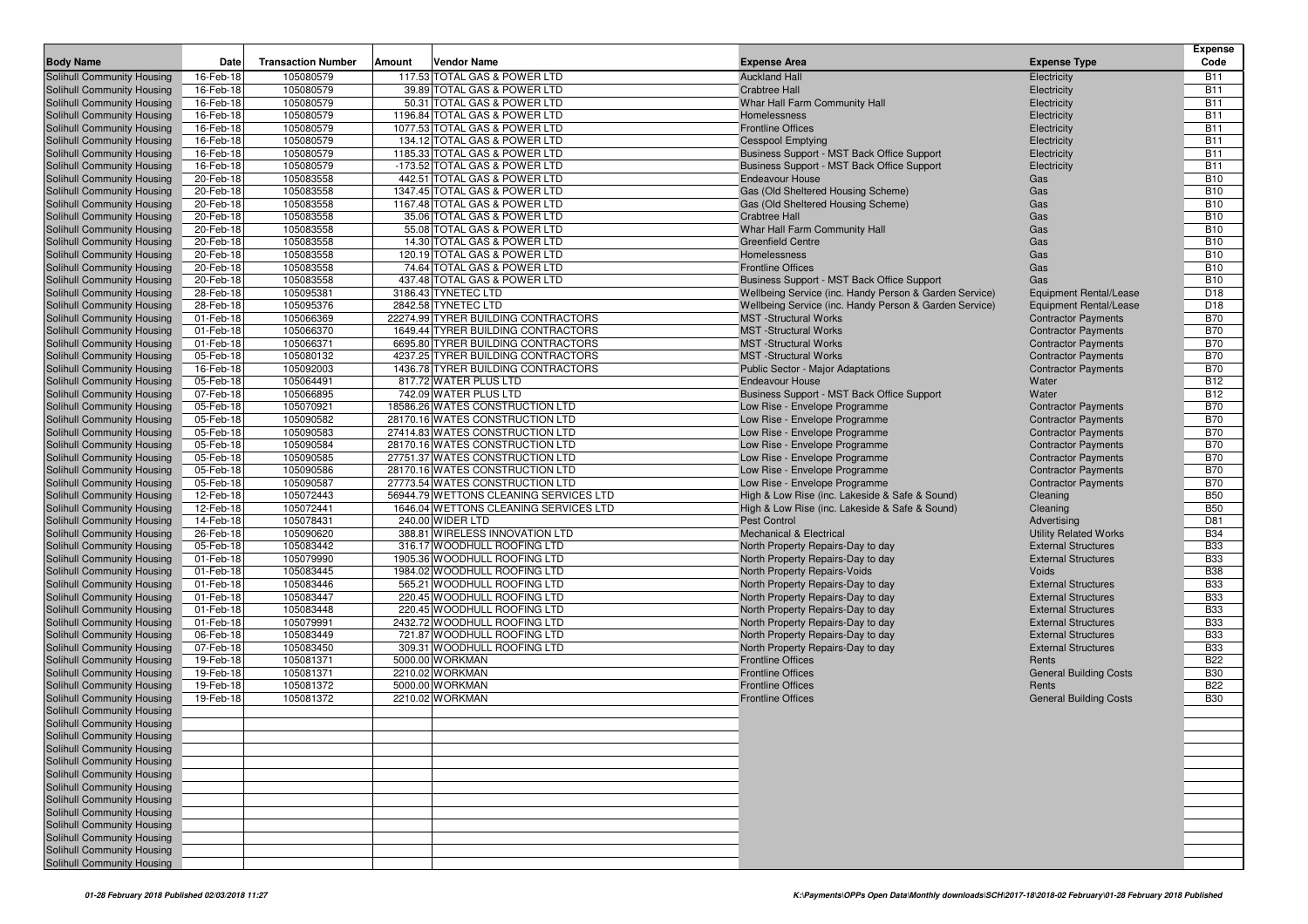| Body Name | Date | Transaction Number | Amount | Vendor Name | Expense Area | Expense Type | Expense Code |
|---|---|---|---|---|---|---|---|
| Solihull Community Housing | 16-Feb-18 | 105080579 | 117.53 | TOTAL GAS & POWER LTD | Auckland Hall | Electricity | B11 |
| Solihull Community Housing | 16-Feb-18 | 105080579 | 39.89 | TOTAL GAS & POWER LTD | Crabtree Hall | Electricity | B11 |
| Solihull Community Housing | 16-Feb-18 | 105080579 | 50.31 | TOTAL GAS & POWER LTD | Whar Hall Farm Community Hall | Electricity | B11 |
| Solihull Community Housing | 16-Feb-18 | 105080579 | 1196.84 | TOTAL GAS & POWER LTD | Homelessness | Electricity | B11 |
| Solihull Community Housing | 16-Feb-18 | 105080579 | 1077.53 | TOTAL GAS & POWER LTD | Frontline Offices | Electricity | B11 |
| Solihull Community Housing | 16-Feb-18 | 105080579 | 134.12 | TOTAL GAS & POWER LTD | Cesspool Emptying | Electricity | B11 |
| Solihull Community Housing | 16-Feb-18 | 105080579 | 1185.33 | TOTAL GAS & POWER LTD | Business Support - MST Back Office Support | Electricity | B11 |
| Solihull Community Housing | 16-Feb-18 | 105080579 | -173.52 | TOTAL GAS & POWER LTD | Business Support - MST Back Office Support | Electricity | B11 |
| Solihull Community Housing | 20-Feb-18 | 105083558 | 442.51 | TOTAL GAS & POWER LTD | Endeavour House | Gas | B10 |
| Solihull Community Housing | 20-Feb-18 | 105083558 | 1347.45 | TOTAL GAS & POWER LTD | Gas (Old Sheltered Housing Scheme) | Gas | B10 |
| Solihull Community Housing | 20-Feb-18 | 105083558 | 1167.48 | TOTAL GAS & POWER LTD | Gas (Old Sheltered Housing Scheme) | Gas | B10 |
| Solihull Community Housing | 20-Feb-18 | 105083558 | 35.06 | TOTAL GAS & POWER LTD | Crabtree Hall | Gas | B10 |
| Solihull Community Housing | 20-Feb-18 | 105083558 | 55.08 | TOTAL GAS & POWER LTD | Whar Hall Farm Community Hall | Gas | B10 |
| Solihull Community Housing | 20-Feb-18 | 105083558 | 14.30 | TOTAL GAS & POWER LTD | Greenfield Centre | Gas | B10 |
| Solihull Community Housing | 20-Feb-18 | 105083558 | 120.19 | TOTAL GAS & POWER LTD | Homelessness | Gas | B10 |
| Solihull Community Housing | 20-Feb-18 | 105083558 | 74.64 | TOTAL GAS & POWER LTD | Frontline Offices | Gas | B10 |
| Solihull Community Housing | 20-Feb-18 | 105083558 | 437.48 | TOTAL GAS & POWER LTD | Business Support - MST Back Office Support | Gas | B10 |
| Solihull Community Housing | 28-Feb-18 | 105095381 | 3186.43 | TYNETEC LTD | Wellbeing Service (inc. Handy Person & Garden Service) | Equipment Rental/Lease | D18 |
| Solihull Community Housing | 28-Feb-18 | 105095376 | 2842.58 | TYNETEC LTD | Wellbeing Service (inc. Handy Person & Garden Service) | Equipment Rental/Lease | D18 |
| Solihull Community Housing | 01-Feb-18 | 105066369 | 22274.99 | TYRER BUILDING CONTRACTORS | MST -Structural Works | Contractor Payments | B70 |
| Solihull Community Housing | 01-Feb-18 | 105066370 | 1649.44 | TYRER BUILDING CONTRACTORS | MST -Structural Works | Contractor Payments | B70 |
| Solihull Community Housing | 01-Feb-18 | 105066371 | 6695.80 | TYRER BUILDING CONTRACTORS | MST -Structural Works | Contractor Payments | B70 |
| Solihull Community Housing | 05-Feb-18 | 105080132 | 4237.25 | TYRER BUILDING CONTRACTORS | MST -Structural Works | Contractor Payments | B70 |
| Solihull Community Housing | 16-Feb-18 | 105092003 | 1436.78 | TYRER BUILDING CONTRACTORS | Public Sector - Major Adaptations | Contractor Payments | B70 |
| Solihull Community Housing | 05-Feb-18 | 105064491 | 817.72 | WATER PLUS LTD | Endeavour House | Water | B12 |
| Solihull Community Housing | 07-Feb-18 | 105066895 | 742.09 | WATER PLUS LTD | Business Support - MST Back Office Support | Water | B12 |
| Solihull Community Housing | 05-Feb-18 | 105070921 | 18586.26 | WATES CONSTRUCTION LTD | Low Rise - Envelope Programme | Contractor Payments | B70 |
| Solihull Community Housing | 05-Feb-18 | 105090582 | 28170.16 | WATES CONSTRUCTION LTD | Low Rise - Envelope Programme | Contractor Payments | B70 |
| Solihull Community Housing | 05-Feb-18 | 105090583 | 27414.83 | WATES CONSTRUCTION LTD | Low Rise - Envelope Programme | Contractor Payments | B70 |
| Solihull Community Housing | 05-Feb-18 | 105090584 | 28170.16 | WATES CONSTRUCTION LTD | Low Rise - Envelope Programme | Contractor Payments | B70 |
| Solihull Community Housing | 05-Feb-18 | 105090585 | 27751.37 | WATES CONSTRUCTION LTD | Low Rise - Envelope Programme | Contractor Payments | B70 |
| Solihull Community Housing | 05-Feb-18 | 105090586 | 28170.16 | WATES CONSTRUCTION LTD | Low Rise - Envelope Programme | Contractor Payments | B70 |
| Solihull Community Housing | 05-Feb-18 | 105090587 | 27773.54 | WATES CONSTRUCTION LTD | Low Rise - Envelope Programme | Contractor Payments | B70 |
| Solihull Community Housing | 12-Feb-18 | 105072443 | 56944.79 | WETTONS CLEANING SERVICES LTD | High & Low Rise (inc. Lakeside & Safe & Sound) | Cleaning | B50 |
| Solihull Community Housing | 12-Feb-18 | 105072441 | 1646.04 | WETTONS CLEANING SERVICES LTD | High & Low Rise (inc. Lakeside & Safe & Sound) | Cleaning | B50 |
| Solihull Community Housing | 14-Feb-18 | 105078431 | 240.00 | WIDER LTD | Pest Control | Advertising | D81 |
| Solihull Community Housing | 26-Feb-18 | 105090620 | 388.81 | WIRELESS INNOVATION LTD | Mechanical & Electrical | Utility Related Works | B34 |
| Solihull Community Housing | 05-Feb-18 | 105083442 | 316.17 | WOODHULL ROOFING LTD | North Property Repairs-Day to day | External Structures | B33 |
| Solihull Community Housing | 01-Feb-18 | 105079990 | 1905.36 | WOODHULL ROOFING LTD | North Property Repairs-Day to day | External Structures | B33 |
| Solihull Community Housing | 01-Feb-18 | 105083445 | 1984.02 | WOODHULL ROOFING LTD | North Property Repairs-Voids | Voids | B38 |
| Solihull Community Housing | 01-Feb-18 | 105083446 | 565.21 | WOODHULL ROOFING LTD | North Property Repairs-Day to day | External Structures | B33 |
| Solihull Community Housing | 01-Feb-18 | 105083447 | 220.45 | WOODHULL ROOFING LTD | North Property Repairs-Day to day | External Structures | B33 |
| Solihull Community Housing | 01-Feb-18 | 105083448 | 220.45 | WOODHULL ROOFING LTD | North Property Repairs-Day to day | External Structures | B33 |
| Solihull Community Housing | 01-Feb-18 | 105079991 | 2432.72 | WOODHULL ROOFING LTD | North Property Repairs-Day to day | External Structures | B33 |
| Solihull Community Housing | 06-Feb-18 | 105083449 | 721.87 | WOODHULL ROOFING LTD | North Property Repairs-Day to day | External Structures | B33 |
| Solihull Community Housing | 07-Feb-18 | 105083450 | 309.31 | WOODHULL ROOFING LTD | North Property Repairs-Day to day | External Structures | B33 |
| Solihull Community Housing | 19-Feb-18 | 105081371 | 5000.00 | WORKMAN | Frontline Offices | Rents | B22 |
| Solihull Community Housing | 19-Feb-18 | 105081371 | 2210.02 | WORKMAN | Frontline Offices | General Building Costs | B30 |
| Solihull Community Housing | 19-Feb-18 | 105081372 | 5000.00 | WORKMAN | Frontline Offices | Rents | B22 |
| Solihull Community Housing | 19-Feb-18 | 105081372 | 2210.02 | WORKMAN | Frontline Offices | General Building Costs | B30 |
| Solihull Community Housing | | | | | | | |
| Solihull Community Housing | | | | | | | |
| Solihull Community Housing | | | | | | | |
| Solihull Community Housing | | | | | | | |
| Solihull Community Housing | | | | | | | |
| Solihull Community Housing | | | | | | | |
| Solihull Community Housing | | | | | | | |
| Solihull Community Housing | | | | | | | |
| Solihull Community Housing | | | | | | | |
| Solihull Community Housing | | | | | | | |
| Solihull Community Housing | | | | | | | |
| Solihull Community Housing | | | | | | | |
| Solihull Community Housing | | | | | | | |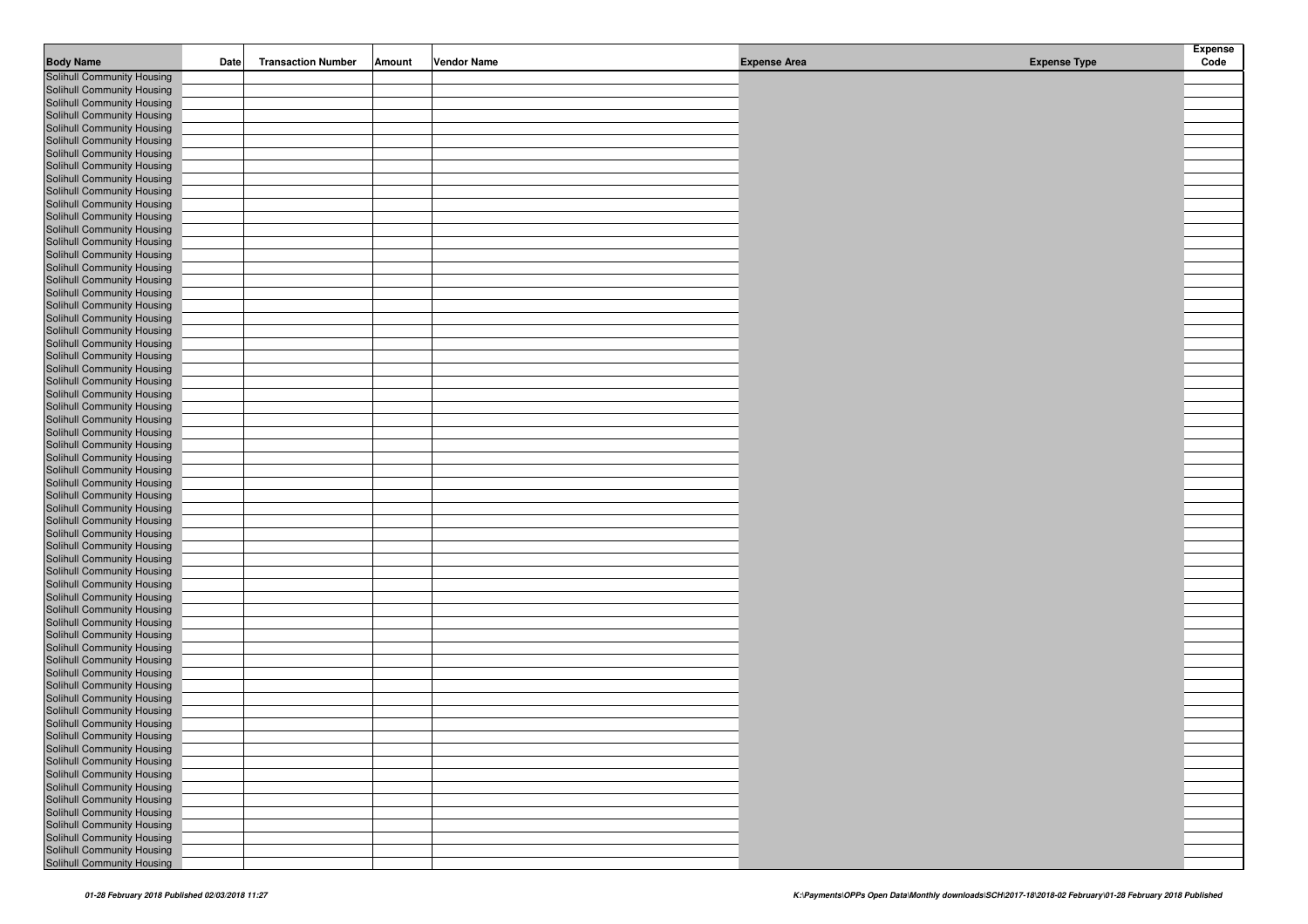| Body Name | Date | Transaction Number | Amount | Vendor Name | Expense Area | Expense Type | Expense Code |
|---|---|---|---|---|---|---|---|
| Solihull Community Housing | | | | | | | |
| Solihull Community Housing | | | | | | | |
| Solihull Community Housing | | | | | | | |
| Solihull Community Housing | | | | | | | |
| Solihull Community Housing | | | | | | | |
| Solihull Community Housing | | | | | | | |
| Solihull Community Housing | | | | | | | |
| Solihull Community Housing | | | | | | | |
| Solihull Community Housing | | | | | | | |
| Solihull Community Housing | | | | | | | |
| Solihull Community Housing | | | | | | | |
| Solihull Community Housing | | | | | | | |
| Solihull Community Housing | | | | | | | |
| Solihull Community Housing | | | | | | | |
| Solihull Community Housing | | | | | | | |
| Solihull Community Housing | | | | | | | |
| Solihull Community Housing | | | | | | | |
| Solihull Community Housing | | | | | | | |
| Solihull Community Housing | | | | | | | |
| Solihull Community Housing | | | | | | | |
| Solihull Community Housing | | | | | | | |
| Solihull Community Housing | | | | | | | |
| Solihull Community Housing | | | | | | | |
| Solihull Community Housing | | | | | | | |
| Solihull Community Housing | | | | | | | |
| Solihull Community Housing | | | | | | | |
| Solihull Community Housing | | | | | | | |
| Solihull Community Housing | | | | | | | |
| Solihull Community Housing | | | | | | | |
| Solihull Community Housing | | | | | | | |
| Solihull Community Housing | | | | | | | |
| Solihull Community Housing | | | | | | | |
| Solihull Community Housing | | | | | | | |
| Solihull Community Housing | | | | | | | |
| Solihull Community Housing | | | | | | | |
| Solihull Community Housing | | | | | | | |
| Solihull Community Housing | | | | | | | |
| Solihull Community Housing | | | | | | | |
| Solihull Community Housing | | | | | | | |
| Solihull Community Housing | | | | | | | |
| Solihull Community Housing | | | | | | | |
| Solihull Community Housing | | | | | | | |
| Solihull Community Housing | | | | | | | |
| Solihull Community Housing | | | | | | | |
| Solihull Community Housing | | | | | | | |
| Solihull Community Housing | | | | | | | |
| Solihull Community Housing | | | | | | | |
| Solihull Community Housing | | | | | | | |
| Solihull Community Housing | | | | | | | |
| Solihull Community Housing | | | | | | | |
| Solihull Community Housing | | | | | | | |
| Solihull Community Housing | | | | | | | |
| Solihull Community Housing | | | | | | | |
| Solihull Community Housing | | | | | | | |
| Solihull Community Housing | | | | | | | |
| Solihull Community Housing | | | | | | | |
| Solihull Community Housing | | | | | | | |
| Solihull Community Housing | | | | | | | |
| Solihull Community Housing | | | | | | | |
| Solihull Community Housing | | | | | | | |
| Solihull Community Housing | | | | | | | |
| Solihull Community Housing | | | | | | | |
| Solihull Community Housing | | | | | | | |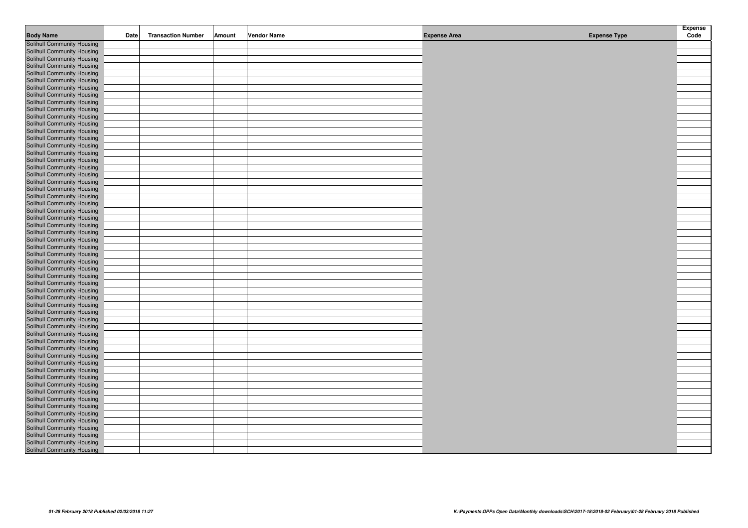| Body Name | Date | Transaction Number | Amount | Vendor Name | Expense Area | Expense Type | Expense Code |
|---|---|---|---|---|---|---|---|
| Solihull Community Housing | | | | | | | |
| Solihull Community Housing | | | | | | | |
| Solihull Community Housing | | | | | | | |
| Solihull Community Housing | | | | | | | |
| Solihull Community Housing | | | | | | | |
| Solihull Community Housing | | | | | | | |
| Solihull Community Housing | | | | | | | |
| Solihull Community Housing | | | | | | | |
| Solihull Community Housing | | | | | | | |
| Solihull Community Housing | | | | | | | |
| Solihull Community Housing | | | | | | | |
| Solihull Community Housing | | | | | | | |
| Solihull Community Housing | | | | | | | |
| Solihull Community Housing | | | | | | | |
| Solihull Community Housing | | | | | | | |
| Solihull Community Housing | | | | | | | |
| Solihull Community Housing | | | | | | | |
| Solihull Community Housing | | | | | | | |
| Solihull Community Housing | | | | | | | |
| Solihull Community Housing | | | | | | | |
| Solihull Community Housing | | | | | | | |
| Solihull Community Housing | | | | | | | |
| Solihull Community Housing | | | | | | | |
| Solihull Community Housing | | | | | | | |
| Solihull Community Housing | | | | | | | |
| Solihull Community Housing | | | | | | | |
| Solihull Community Housing | | | | | | | |
| Solihull Community Housing | | | | | | | |
| Solihull Community Housing | | | | | | | |
| Solihull Community Housing | | | | | | | |
| Solihull Community Housing | | | | | | | |
| Solihull Community Housing | | | | | | | |
| Solihull Community Housing | | | | | | | |
| Solihull Community Housing | | | | | | | |
| Solihull Community Housing | | | | | | | |
| Solihull Community Housing | | | | | | | |
| Solihull Community Housing | | | | | | | |
| Solihull Community Housing | | | | | | | |
| Solihull Community Housing | | | | | | | |
| Solihull Community Housing | | | | | | | |
| Solihull Community Housing | | | | | | | |
| Solihull Community Housing | | | | | | | |
| Solihull Community Housing | | | | | | | |
| Solihull Community Housing | | | | | | | |
| Solihull Community Housing | | | | | | | |
| Solihull Community Housing | | | | | | | |
| Solihull Community Housing | | | | | | | |
| Solihull Community Housing | | | | | | | |
| Solihull Community Housing | | | | | | | |
| Solihull Community Housing | | | | | | | |
| Solihull Community Housing | | | | | | | |
| Solihull Community Housing | | | | | | | |
| Solihull Community Housing | | | | | | | |
| Solihull Community Housing | | | | | | | |
| Solihull Community Housing | | | | | | | |
| Solihull Community Housing | | | | | | | |
| Solihull Community Housing | | | | | | | |
| Solihull Community Housing | | | | | | | |
| Solihull Community Housing | | | | | | | |

*01-28 February 2018 Published 02/03/2018 11:27*

*K:\Payments\OPPs Open Data\Monthly downloads\SCH\2017-18\2018-02 February\01-28 February 2018 Published*